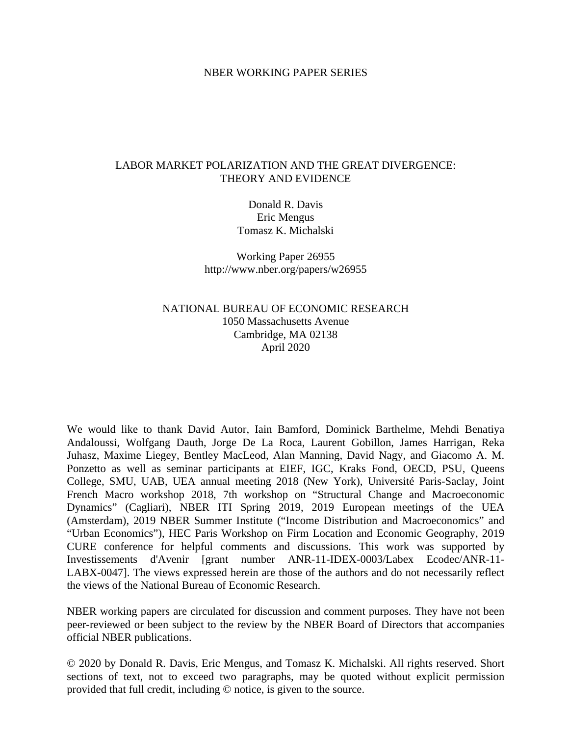NBER WORKING PAPER SERIES

# LABOR MARKET POLARIZATION AND THE GREAT DIVERGENCE: THEORY AND EVIDENCE

Donald R. Davis
Eric Mengus
Tomasz K. Michalski

Working Paper 26955
http://www.nber.org/papers/w26955

NATIONAL BUREAU OF ECONOMIC RESEARCH
1050 Massachusetts Avenue
Cambridge, MA 02138
April 2020

We would like to thank David Autor, Iain Bamford, Dominick Barthelme, Mehdi Benatiya Andaloussi, Wolfgang Dauth, Jorge De La Roca, Laurent Gobillon, James Harrigan, Reka Juhasz, Maxime Liegey, Bentley MacLeod, Alan Manning, David Nagy, and Giacomo A. M. Ponzetto as well as seminar participants at EIEF, IGC, Kraks Fond, OECD, PSU, Queens College, SMU, UAB, UEA annual meeting 2018 (New York), Université Paris-Saclay, Joint French Macro workshop 2018, 7th workshop on "Structural Change and Macroeconomic Dynamics" (Cagliari), NBER ITI Spring 2019, 2019 European meetings of the UEA (Amsterdam), 2019 NBER Summer Institute ("Income Distribution and Macroeconomics" and "Urban Economics"), HEC Paris Workshop on Firm Location and Economic Geography, 2019 CURE conference for helpful comments and discussions. This work was supported by Investissements d'Avenir [grant number ANR-11-IDEX-0003/Labex Ecodec/ANR-11-LABX-0047]. The views expressed herein are those of the authors and do not necessarily reflect the views of the National Bureau of Economic Research.

NBER working papers are circulated for discussion and comment purposes. They have not been peer-reviewed or been subject to the review by the NBER Board of Directors that accompanies official NBER publications.

© 2020 by Donald R. Davis, Eric Mengus, and Tomasz K. Michalski. All rights reserved. Short sections of text, not to exceed two paragraphs, may be quoted without explicit permission provided that full credit, including © notice, is given to the source.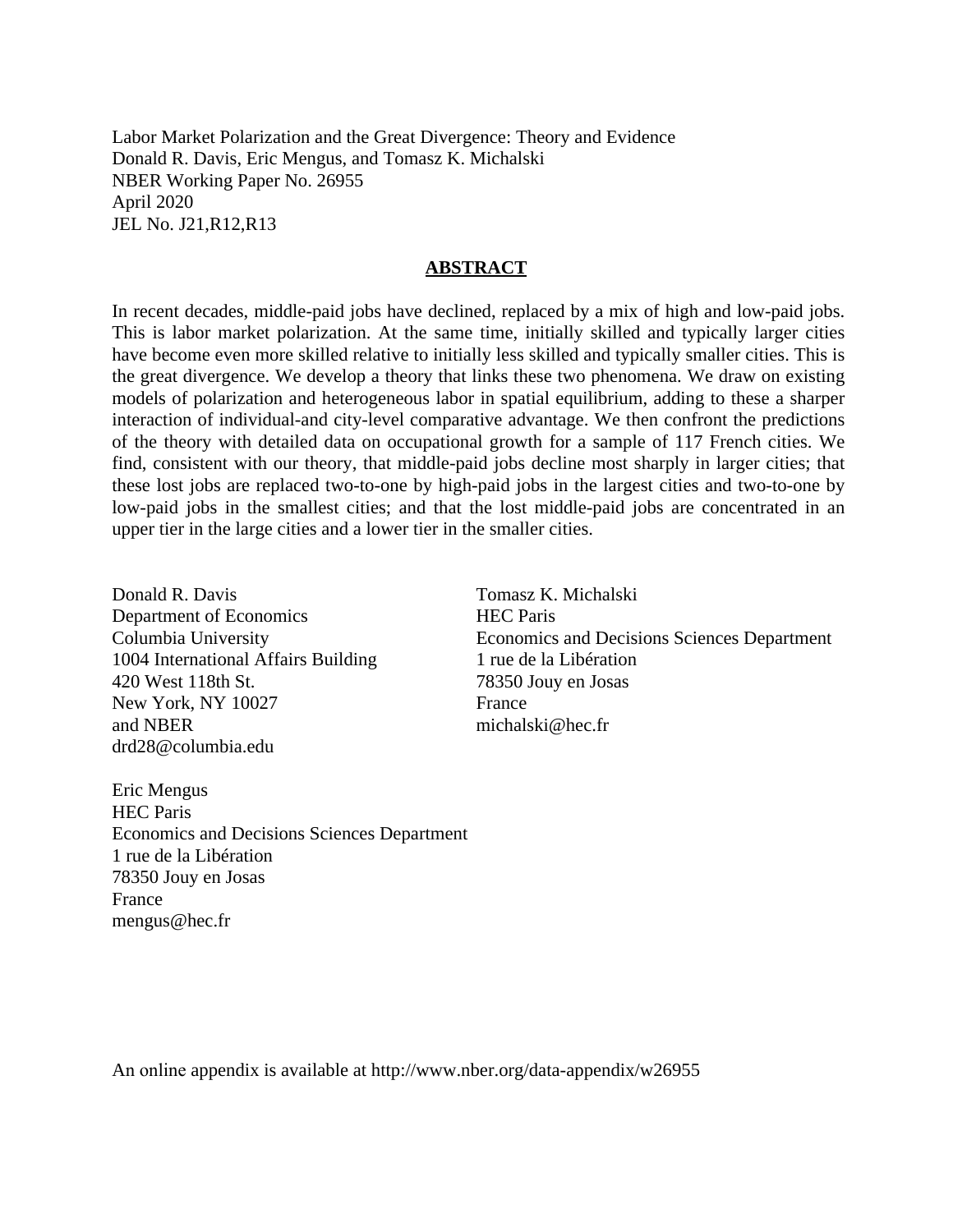Labor Market Polarization and the Great Divergence: Theory and Evidence
Donald R. Davis, Eric Mengus, and Tomasz K. Michalski
NBER Working Paper No. 26955
April 2020
JEL No. J21,R12,R13

## ABSTRACT

In recent decades, middle-paid jobs have declined, replaced by a mix of high and low-paid jobs. This is labor market polarization. At the same time, initially skilled and typically larger cities have become even more skilled relative to initially less skilled and typically smaller cities. This is the great divergence. We develop a theory that links these two phenomena. We draw on existing models of polarization and heterogeneous labor in spatial equilibrium, adding to these a sharper interaction of individual-and city-level comparative advantage. We then confront the predictions of the theory with detailed data on occupational growth for a sample of 117 French cities. We find, consistent with our theory, that middle-paid jobs decline most sharply in larger cities; that these lost jobs are replaced two-to-one by high-paid jobs in the largest cities and two-to-one by low-paid jobs in the smallest cities; and that the lost middle-paid jobs are concentrated in an upper tier in the large cities and a lower tier in the smaller cities.

Donald R. Davis
Department of Economics
Columbia University
1004 International Affairs Building
420 West 118th St.
New York, NY 10027
and NBER
drd28@columbia.edu

Tomasz K. Michalski
HEC Paris
Economics and Decisions Sciences Department
1 rue de la Libération
78350 Jouy en Josas
France
michalski@hec.fr

Eric Mengus
HEC Paris
Economics and Decisions Sciences Department
1 rue de la Libération
78350 Jouy en Josas
France
mengus@hec.fr

An online appendix is available at http://www.nber.org/data-appendix/w26955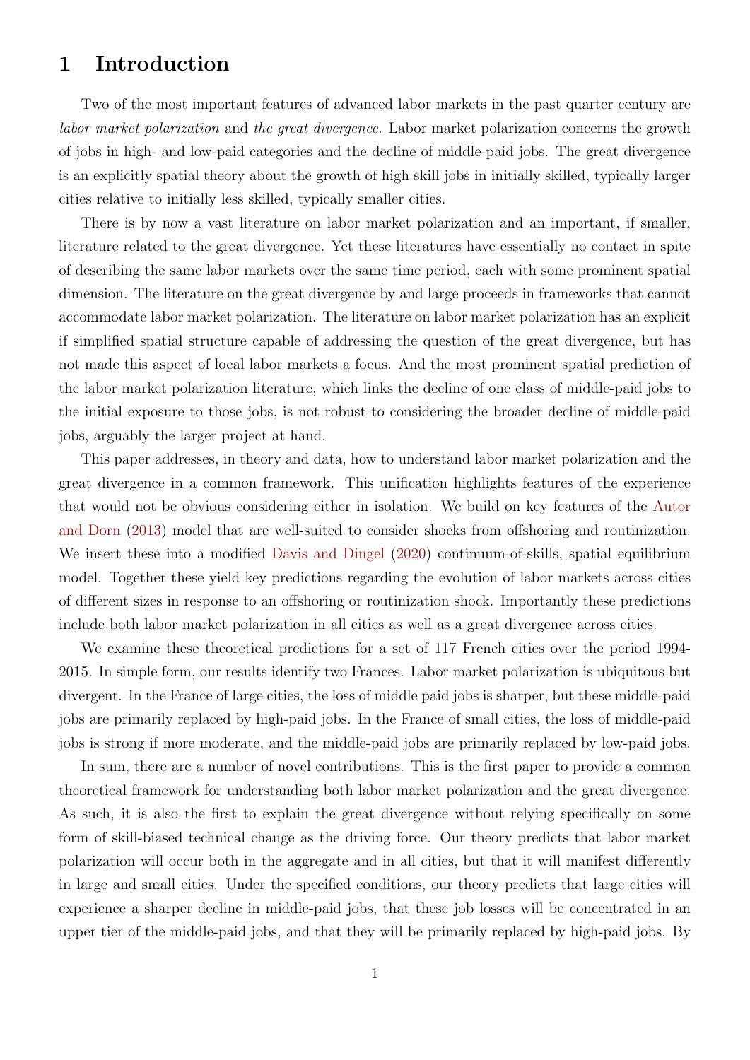# 1 Introduction

Two of the most important features of advanced labor markets in the past quarter century are *labor market polarization* and *the great divergence*. Labor market polarization concerns the growth of jobs in high- and low-paid categories and the decline of middle-paid jobs. The great divergence is an explicitly spatial theory about the growth of high skill jobs in initially skilled, typically larger cities relative to initially less skilled, typically smaller cities.

There is by now a vast literature on labor market polarization and an important, if smaller, literature related to the great divergence. Yet these literatures have essentially no contact in spite of describing the same labor markets over the same time period, each with some prominent spatial dimension. The literature on the great divergence by and large proceeds in frameworks that cannot accommodate labor market polarization. The literature on labor market polarization has an explicit if simplified spatial structure capable of addressing the question of the great divergence, but has not made this aspect of local labor markets a focus. And the most prominent spatial prediction of the labor market polarization literature, which links the decline of one class of middle-paid jobs to the initial exposure to those jobs, is not robust to considering the broader decline of middle-paid jobs, arguably the larger project at hand.

This paper addresses, in theory and data, how to understand labor market polarization and the great divergence in a common framework. This unification highlights features of the experience that would not be obvious considering either in isolation. We build on key features of the Autor and Dorn (2013) model that are well-suited to consider shocks from offshoring and routinization. We insert these into a modified Davis and Dingel (2020) continuum-of-skills, spatial equilibrium model. Together these yield key predictions regarding the evolution of labor markets across cities of different sizes in response to an offshoring or routinization shock. Importantly these predictions include both labor market polarization in all cities as well as a great divergence across cities.

We examine these theoretical predictions for a set of 117 French cities over the period 1994-2015. In simple form, our results identify two Frances. Labor market polarization is ubiquitous but divergent. In the France of large cities, the loss of middle paid jobs is sharper, but these middle-paid jobs are primarily replaced by high-paid jobs. In the France of small cities, the loss of middle-paid jobs is strong if more moderate, and the middle-paid jobs are primarily replaced by low-paid jobs.

In sum, there are a number of novel contributions. This is the first paper to provide a common theoretical framework for understanding both labor market polarization and the great divergence. As such, it is also the first to explain the great divergence without relying specifically on some form of skill-biased technical change as the driving force. Our theory predicts that labor market polarization will occur both in the aggregate and in all cities, but that it will manifest differently in large and small cities. Under the specified conditions, our theory predicts that large cities will experience a sharper decline in middle-paid jobs, that these job losses will be concentrated in an upper tier of the middle-paid jobs, and that they will be primarily replaced by high-paid jobs. By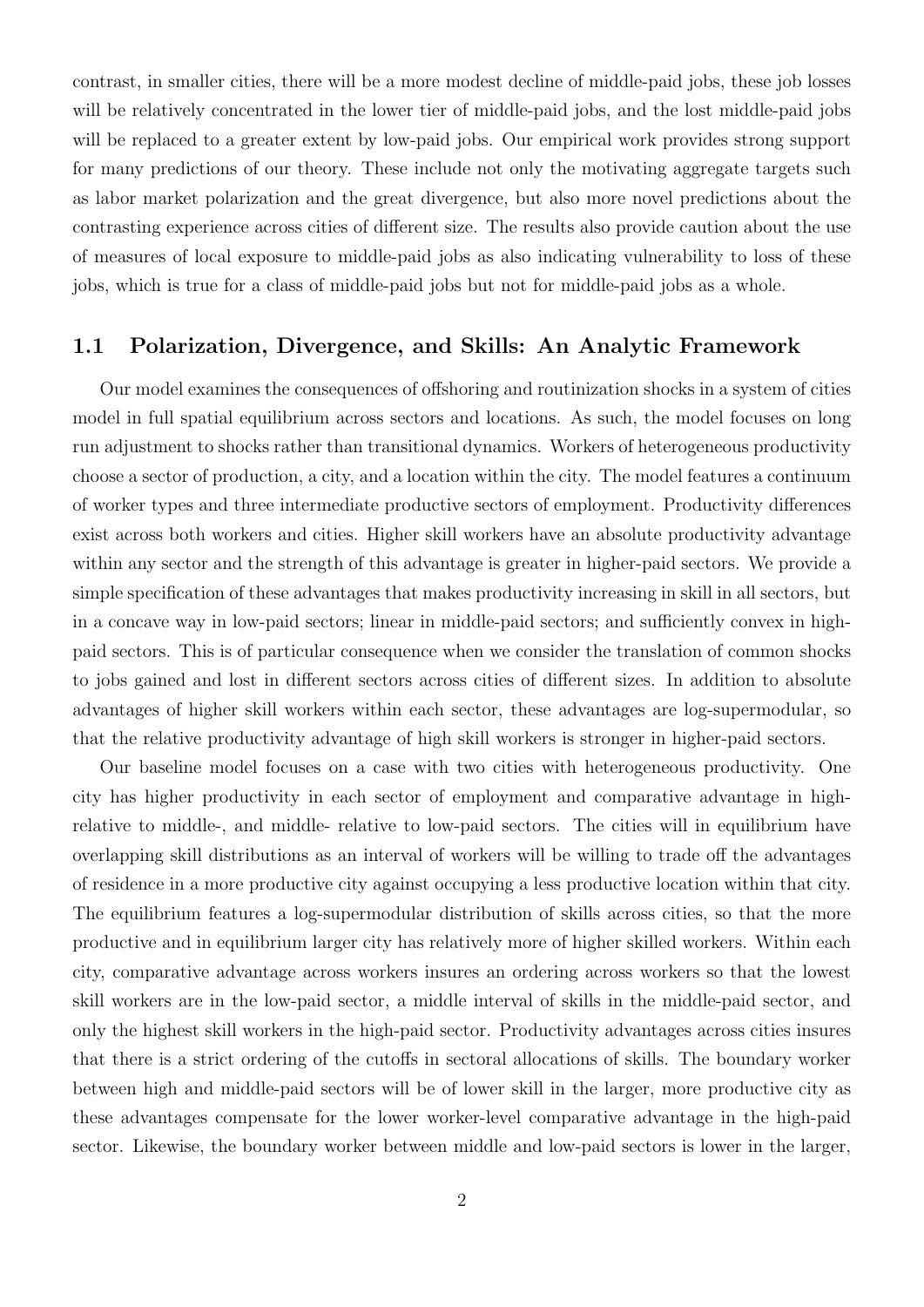contrast, in smaller cities, there will be a more modest decline of middle-paid jobs, these job losses will be relatively concentrated in the lower tier of middle-paid jobs, and the lost middle-paid jobs will be replaced to a greater extent by low-paid jobs. Our empirical work provides strong support for many predictions of our theory. These include not only the motivating aggregate targets such as labor market polarization and the great divergence, but also more novel predictions about the contrasting experience across cities of different size. The results also provide caution about the use of measures of local exposure to middle-paid jobs as also indicating vulnerability to loss of these jobs, which is true for a class of middle-paid jobs but not for middle-paid jobs as a whole.

## 1.1 Polarization, Divergence, and Skills: An Analytic Framework

Our model examines the consequences of offshoring and routinization shocks in a system of cities model in full spatial equilibrium across sectors and locations. As such, the model focuses on long run adjustment to shocks rather than transitional dynamics. Workers of heterogeneous productivity choose a sector of production, a city, and a location within the city. The model features a continuum of worker types and three intermediate productive sectors of employment. Productivity differences exist across both workers and cities. Higher skill workers have an absolute productivity advantage within any sector and the strength of this advantage is greater in higher-paid sectors. We provide a simple specification of these advantages that makes productivity increasing in skill in all sectors, but in a concave way in low-paid sectors; linear in middle-paid sectors; and sufficiently convex in high-paid sectors. This is of particular consequence when we consider the translation of common shocks to jobs gained and lost in different sectors across cities of different sizes. In addition to absolute advantages of higher skill workers within each sector, these advantages are log-supermodular, so that the relative productivity advantage of high skill workers is stronger in higher-paid sectors.

Our baseline model focuses on a case with two cities with heterogeneous productivity. One city has higher productivity in each sector of employment and comparative advantage in high- relative to middle-, and middle- relative to low-paid sectors. The cities will in equilibrium have overlapping skill distributions as an interval of workers will be willing to trade off the advantages of residence in a more productive city against occupying a less productive location within that city. The equilibrium features a log-supermodular distribution of skills across cities, so that the more productive and in equilibrium larger city has relatively more of higher skilled workers. Within each city, comparative advantage across workers insures an ordering across workers so that the lowest skill workers are in the low-paid sector, a middle interval of skills in the middle-paid sector, and only the highest skill workers in the high-paid sector. Productivity advantages across cities insures that there is a strict ordering of the cutoffs in sectoral allocations of skills. The boundary worker between high and middle-paid sectors will be of lower skill in the larger, more productive city as these advantages compensate for the lower worker-level comparative advantage in the high-paid sector. Likewise, the boundary worker between middle and low-paid sectors is lower in the larger,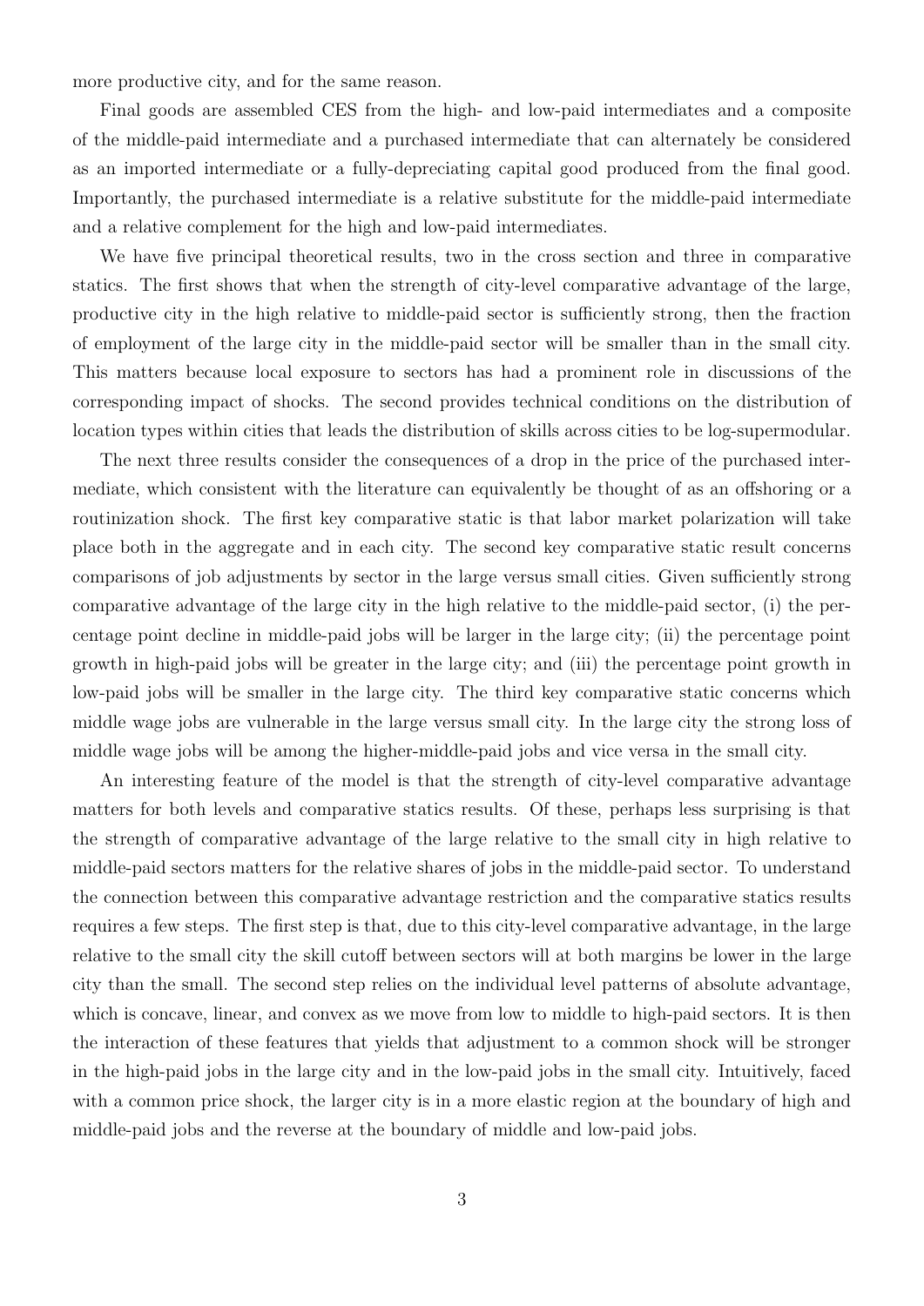more productive city, and for the same reason.

Final goods are assembled CES from the high- and low-paid intermediates and a composite of the middle-paid intermediate and a purchased intermediate that can alternately be considered as an imported intermediate or a fully-depreciating capital good produced from the final good. Importantly, the purchased intermediate is a relative substitute for the middle-paid intermediate and a relative complement for the high and low-paid intermediates.

We have five principal theoretical results, two in the cross section and three in comparative statics. The first shows that when the strength of city-level comparative advantage of the large, productive city in the high relative to middle-paid sector is sufficiently strong, then the fraction of employment of the large city in the middle-paid sector will be smaller than in the small city. This matters because local exposure to sectors has had a prominent role in discussions of the corresponding impact of shocks. The second provides technical conditions on the distribution of location types within cities that leads the distribution of skills across cities to be log-supermodular.

The next three results consider the consequences of a drop in the price of the purchased intermediate, which consistent with the literature can equivalently be thought of as an offshoring or a routinization shock. The first key comparative static is that labor market polarization will take place both in the aggregate and in each city. The second key comparative static result concerns comparisons of job adjustments by sector in the large versus small cities. Given sufficiently strong comparative advantage of the large city in the high relative to the middle-paid sector, (i) the percentage point decline in middle-paid jobs will be larger in the large city; (ii) the percentage point growth in high-paid jobs will be greater in the large city; and (iii) the percentage point growth in low-paid jobs will be smaller in the large city. The third key comparative static concerns which middle wage jobs are vulnerable in the large versus small city. In the large city the strong loss of middle wage jobs will be among the higher-middle-paid jobs and vice versa in the small city.

An interesting feature of the model is that the strength of city-level comparative advantage matters for both levels and comparative statics results. Of these, perhaps less surprising is that the strength of comparative advantage of the large relative to the small city in high relative to middle-paid sectors matters for the relative shares of jobs in the middle-paid sector. To understand the connection between this comparative advantage restriction and the comparative statics results requires a few steps. The first step is that, due to this city-level comparative advantage, in the large relative to the small city the skill cutoff between sectors will at both margins be lower in the large city than the small. The second step relies on the individual level patterns of absolute advantage, which is concave, linear, and convex as we move from low to middle to high-paid sectors. It is then the interaction of these features that yields that adjustment to a common shock will be stronger in the high-paid jobs in the large city and in the low-paid jobs in the small city. Intuitively, faced with a common price shock, the larger city is in a more elastic region at the boundary of high and middle-paid jobs and the reverse at the boundary of middle and low-paid jobs.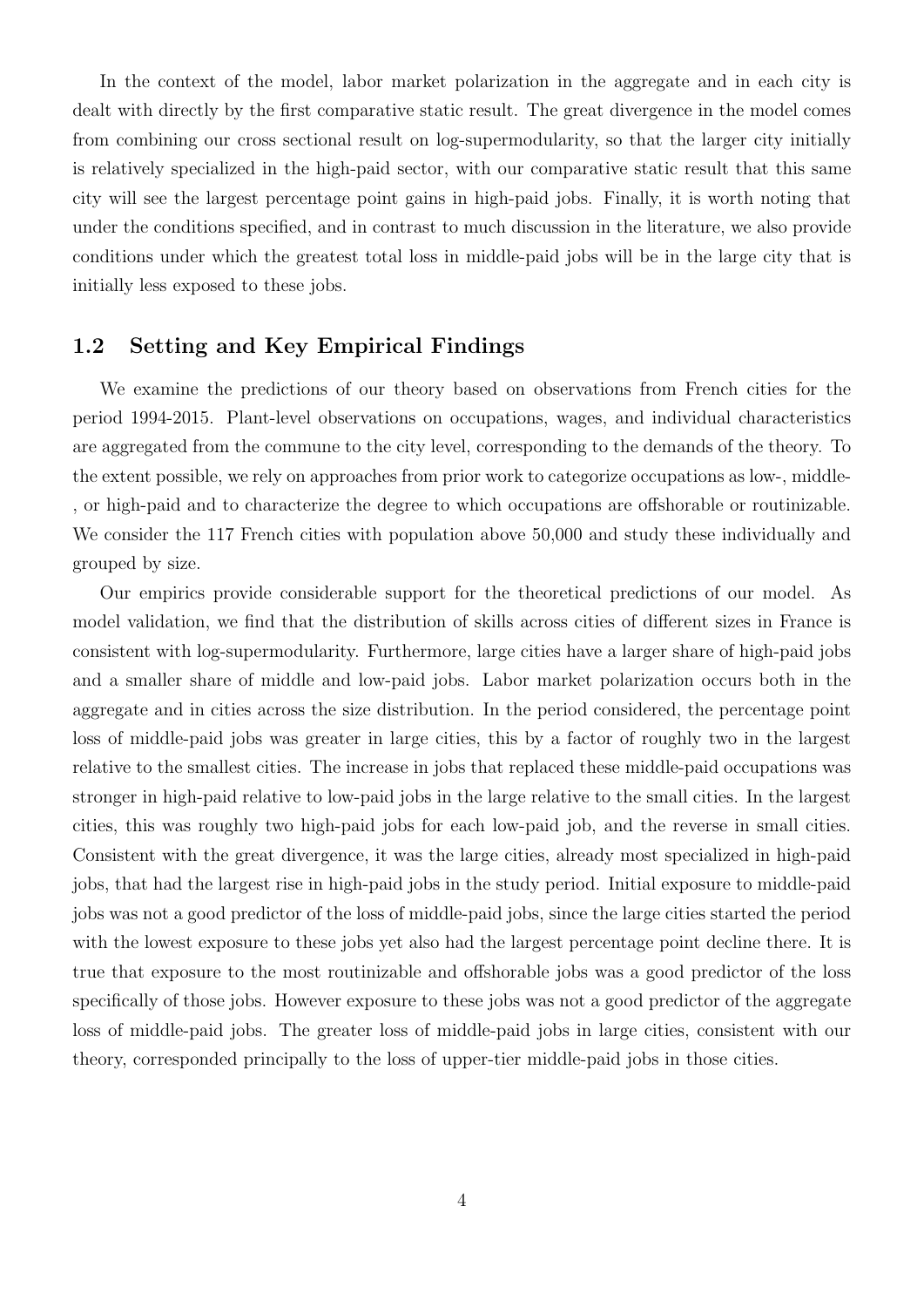In the context of the model, labor market polarization in the aggregate and in each city is dealt with directly by the first comparative static result. The great divergence in the model comes from combining our cross sectional result on log-supermodularity, so that the larger city initially is relatively specialized in the high-paid sector, with our comparative static result that this same city will see the largest percentage point gains in high-paid jobs. Finally, it is worth noting that under the conditions specified, and in contrast to much discussion in the literature, we also provide conditions under which the greatest total loss in middle-paid jobs will be in the large city that is initially less exposed to these jobs.

## 1.2 Setting and Key Empirical Findings

We examine the predictions of our theory based on observations from French cities for the period 1994-2015. Plant-level observations on occupations, wages, and individual characteristics are aggregated from the commune to the city level, corresponding to the demands of the theory. To the extent possible, we rely on approaches from prior work to categorize occupations as low-, middle-, or high-paid and to characterize the degree to which occupations are offshorable or routinizable. We consider the 117 French cities with population above 50,000 and study these individually and grouped by size.

Our empirics provide considerable support for the theoretical predictions of our model. As model validation, we find that the distribution of skills across cities of different sizes in France is consistent with log-supermodularity. Furthermore, large cities have a larger share of high-paid jobs and a smaller share of middle and low-paid jobs. Labor market polarization occurs both in the aggregate and in cities across the size distribution. In the period considered, the percentage point loss of middle-paid jobs was greater in large cities, this by a factor of roughly two in the largest relative to the smallest cities. The increase in jobs that replaced these middle-paid occupations was stronger in high-paid relative to low-paid jobs in the large relative to the small cities. In the largest cities, this was roughly two high-paid jobs for each low-paid job, and the reverse in small cities. Consistent with the great divergence, it was the large cities, already most specialized in high-paid jobs, that had the largest rise in high-paid jobs in the study period. Initial exposure to middle-paid jobs was not a good predictor of the loss of middle-paid jobs, since the large cities started the period with the lowest exposure to these jobs yet also had the largest percentage point decline there. It is true that exposure to the most routinizable and offshorable jobs was a good predictor of the loss specifically of those jobs. However exposure to these jobs was not a good predictor of the aggregate loss of middle-paid jobs. The greater loss of middle-paid jobs in large cities, consistent with our theory, corresponded principally to the loss of upper-tier middle-paid jobs in those cities.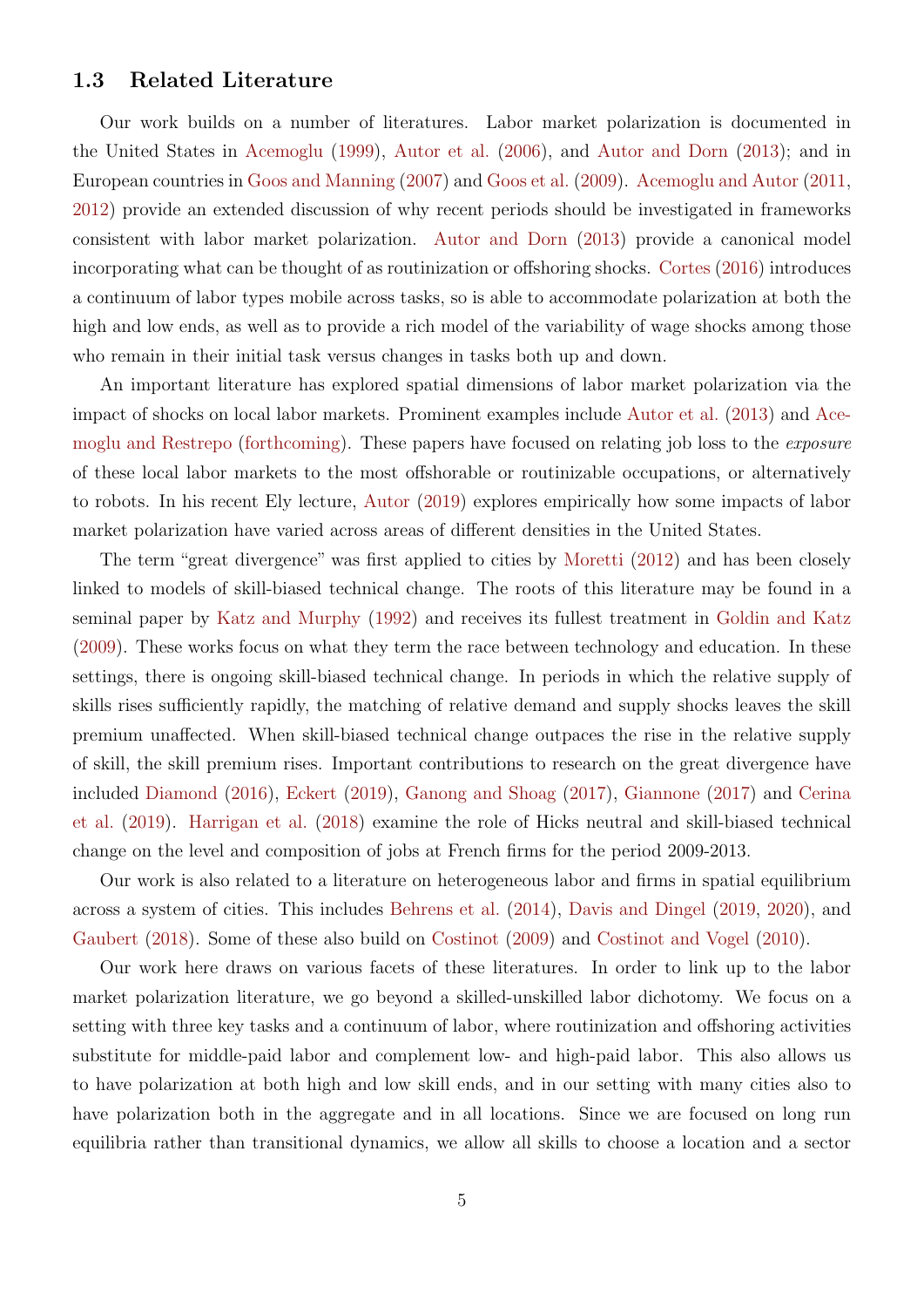### 1.3 Related Literature

Our work builds on a number of literatures. Labor market polarization is documented in the United States in Acemoglu (1999), Autor et al. (2006), and Autor and Dorn (2013); and in European countries in Goos and Manning (2007) and Goos et al. (2009). Acemoglu and Autor (2011, 2012) provide an extended discussion of why recent periods should be investigated in frameworks consistent with labor market polarization. Autor and Dorn (2013) provide a canonical model incorporating what can be thought of as routinization or offshoring shocks. Cortes (2016) introduces a continuum of labor types mobile across tasks, so is able to accommodate polarization at both the high and low ends, as well as to provide a rich model of the variability of wage shocks among those who remain in their initial task versus changes in tasks both up and down.

An important literature has explored spatial dimensions of labor market polarization via the impact of shocks on local labor markets. Prominent examples include Autor et al. (2013) and Acemoglu and Restrepo (forthcoming). These papers have focused on relating job loss to the *exposure* of these local labor markets to the most offshorable or routinizable occupations, or alternatively to robots. In his recent Ely lecture, Autor (2019) explores empirically how some impacts of labor market polarization have varied across areas of different densities in the United States.

The term "great divergence" was first applied to cities by Moretti (2012) and has been closely linked to models of skill-biased technical change. The roots of this literature may be found in a seminal paper by Katz and Murphy (1992) and receives its fullest treatment in Goldin and Katz (2009). These works focus on what they term the race between technology and education. In these settings, there is ongoing skill-biased technical change. In periods in which the relative supply of skills rises sufficiently rapidly, the matching of relative demand and supply shocks leaves the skill premium unaffected. When skill-biased technical change outpaces the rise in the relative supply of skill, the skill premium rises. Important contributions to research on the great divergence have included Diamond (2016), Eckert (2019), Ganong and Shoag (2017), Giannone (2017) and Cerina et al. (2019). Harrigan et al. (2018) examine the role of Hicks neutral and skill-biased technical change on the level and composition of jobs at French firms for the period 2009-2013.

Our work is also related to a literature on heterogeneous labor and firms in spatial equilibrium across a system of cities. This includes Behrens et al. (2014), Davis and Dingel (2019, 2020), and Gaubert (2018). Some of these also build on Costinot (2009) and Costinot and Vogel (2010).

Our work here draws on various facets of these literatures. In order to link up to the labor market polarization literature, we go beyond a skilled-unskilled labor dichotomy. We focus on a setting with three key tasks and a continuum of labor, where routinization and offshoring activities substitute for middle-paid labor and complement low- and high-paid labor. This also allows us to have polarization at both high and low skill ends, and in our setting with many cities also to have polarization both in the aggregate and in all locations. Since we are focused on long run equilibria rather than transitional dynamics, we allow all skills to choose a location and a sector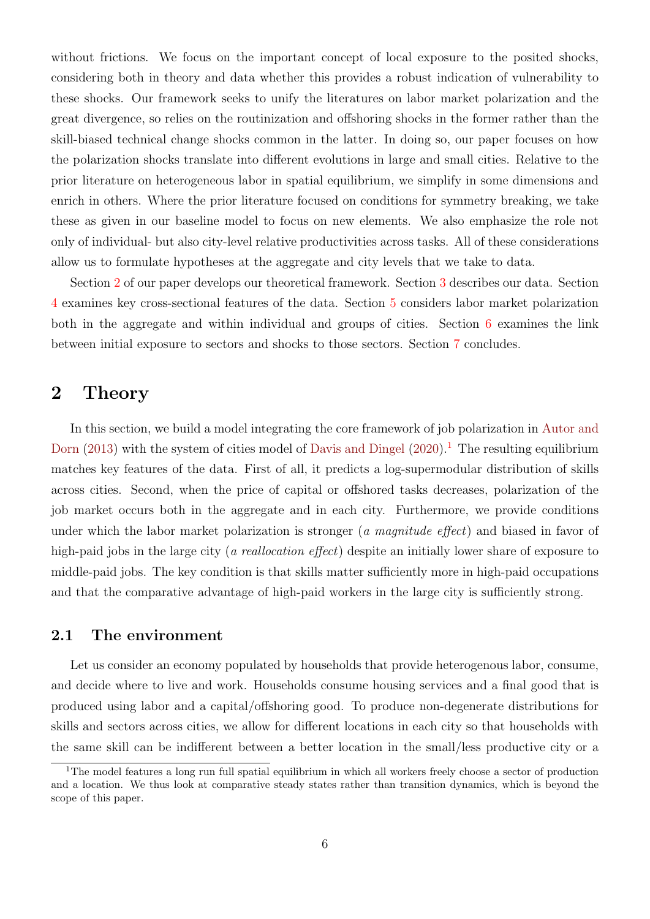without frictions. We focus on the important concept of local exposure to the posited shocks, considering both in theory and data whether this provides a robust indication of vulnerability to these shocks. Our framework seeks to unify the literatures on labor market polarization and the great divergence, so relies on the routinization and offshoring shocks in the former rather than the skill-biased technical change shocks common in the latter. In doing so, our paper focuses on how the polarization shocks translate into different evolutions in large and small cities. Relative to the prior literature on heterogeneous labor in spatial equilibrium, we simplify in some dimensions and enrich in others. Where the prior literature focused on conditions for symmetry breaking, we take these as given in our baseline model to focus on new elements. We also emphasize the role not only of individual- but also city-level relative productivities across tasks. All of these considerations allow us to formulate hypotheses at the aggregate and city levels that we take to data.

Section 2 of our paper develops our theoretical framework. Section 3 describes our data. Section 4 examines key cross-sectional features of the data. Section 5 considers labor market polarization both in the aggregate and within individual and groups of cities. Section 6 examines the link between initial exposure to sectors and shocks to those sectors. Section 7 concludes.

# 2 Theory

In this section, we build a model integrating the core framework of job polarization in Autor and Dorn (2013) with the system of cities model of Davis and Dingel (2020).[1] The resulting equilibrium matches key features of the data. First of all, it predicts a log-supermodular distribution of skills across cities. Second, when the price of capital or offshored tasks decreases, polarization of the job market occurs both in the aggregate and in each city. Furthermore, we provide conditions under which the labor market polarization is stronger (*a magnitude effect*) and biased in favor of high-paid jobs in the large city (*a reallocation effect*) despite an initially lower share of exposure to middle-paid jobs. The key condition is that skills matter sufficiently more in high-paid occupations and that the comparative advantage of high-paid workers in the large city is sufficiently strong.

## 2.1 The environment

Let us consider an economy populated by households that provide heterogenous labor, consume, and decide where to live and work. Households consume housing services and a final good that is produced using labor and a capital/offshoring good. To produce non-degenerate distributions for skills and sectors across cities, we allow for different locations in each city so that households with the same skill can be indifferent between a better location in the small/less productive city or a

[1] The model features a long run full spatial equilibrium in which all workers freely choose a sector of production and a location. We thus look at comparative steady states rather than transition dynamics, which is beyond the scope of this paper.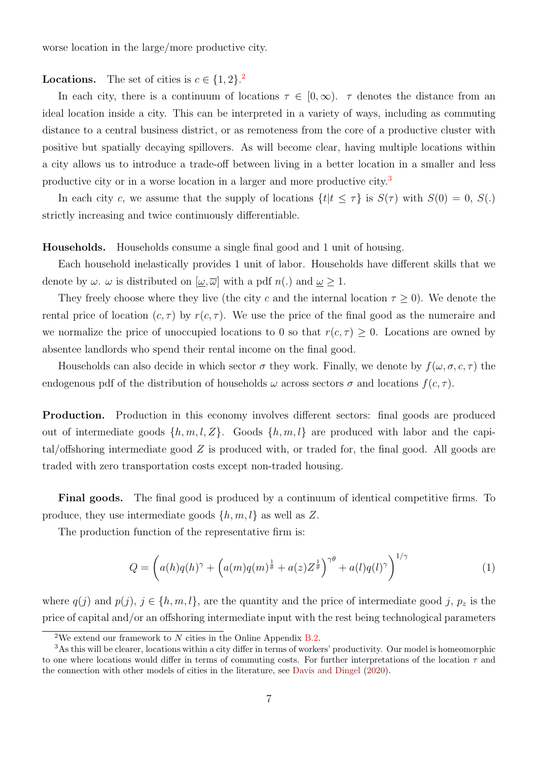worse location in the large/more productive city.

**Locations.** The set of cities is $c \in \{1, 2\}$.[2]

In each city, there is a continuum of locations $\tau \in [0, \infty)$. $\tau$ denotes the distance from an ideal location inside a city. This can be interpreted in a variety of ways, including as commuting distance to a central business district, or as remoteness from the core of a productive cluster with positive but spatially decaying spillovers. As will become clear, having multiple locations within a city allows us to introduce a trade-off between living in a better location in a smaller and less productive city or in a worse location in a larger and more productive city.[3]

In each city $c$, we assume that the supply of locations $\{t | t \leq \tau\}$ is $S(\tau)$ with $S(0) = 0$, $S(.)$ strictly increasing and twice continuously differentiable.

**Households.** Households consume a single final good and 1 unit of housing.

Each household inelastically provides 1 unit of labor. Households have different skills that we denote by $\omega$. $\omega$ is distributed on $[\underline{\omega}, \overline{\omega}]$ with a pdf $n(.)$ and $\underline{\omega} \geq 1$.

They freely choose where they live (the city $c$ and the internal location $\tau \geq 0$). We denote the rental price of location $(c, \tau)$ by $r(c, \tau)$. We use the price of the final good as the numeraire and we normalize the price of unoccupied locations to 0 so that $r(c, \tau) \geq 0$. Locations are owned by absentee landlords who spend their rental income on the final good.

Households can also decide in which sector $\sigma$ they work. Finally, we denote by $f(\omega, \sigma, c, \tau)$ the endogenous pdf of the distribution of households $\omega$ across sectors $\sigma$ and locations $f(c, \tau)$.

**Production.** Production in this economy involves different sectors: final goods are produced out of intermediate goods $\{h, m, l, Z\}$. Goods $\{h, m, l\}$ are produced with labor and the capital/offshoring intermediate good $Z$ is produced with, or traded for, the final good. All goods are traded with zero transportation costs except non-traded housing.

**Final goods.** The final good is produced by a continuum of identical competitive firms. To produce, they use intermediate goods $\{h, m, l\}$ as well as $Z$.

The production function of the representative firm is:

$$Q = \left( a(h)q(h)^{\gamma} + \left( a(m)q(m)^{\frac{1}{\theta}} + a(z)Z^{\frac{1}{\theta}} \right)^{\gamma\theta} + a(l)q(l)^{\gamma} \right)^{1/\gamma} \tag{1}$$

where $q(j)$ and $p(j)$, $j \in \{h, m, l\}$, are the quantity and the price of intermediate good $j$, $p_z$ is the price of capital and/or an offshoring intermediate input with the rest being technological parameters

[2] We extend our framework to $N$ cities in the Online Appendix B.2.

[3] As this will be clearer, locations within a city differ in terms of workers' productivity. Our model is homeomorphic to one where locations would differ in terms of commuting costs. For further interpretations of the location $\tau$ and the connection with other models of cities in the literature, see Davis and Dingel (2020).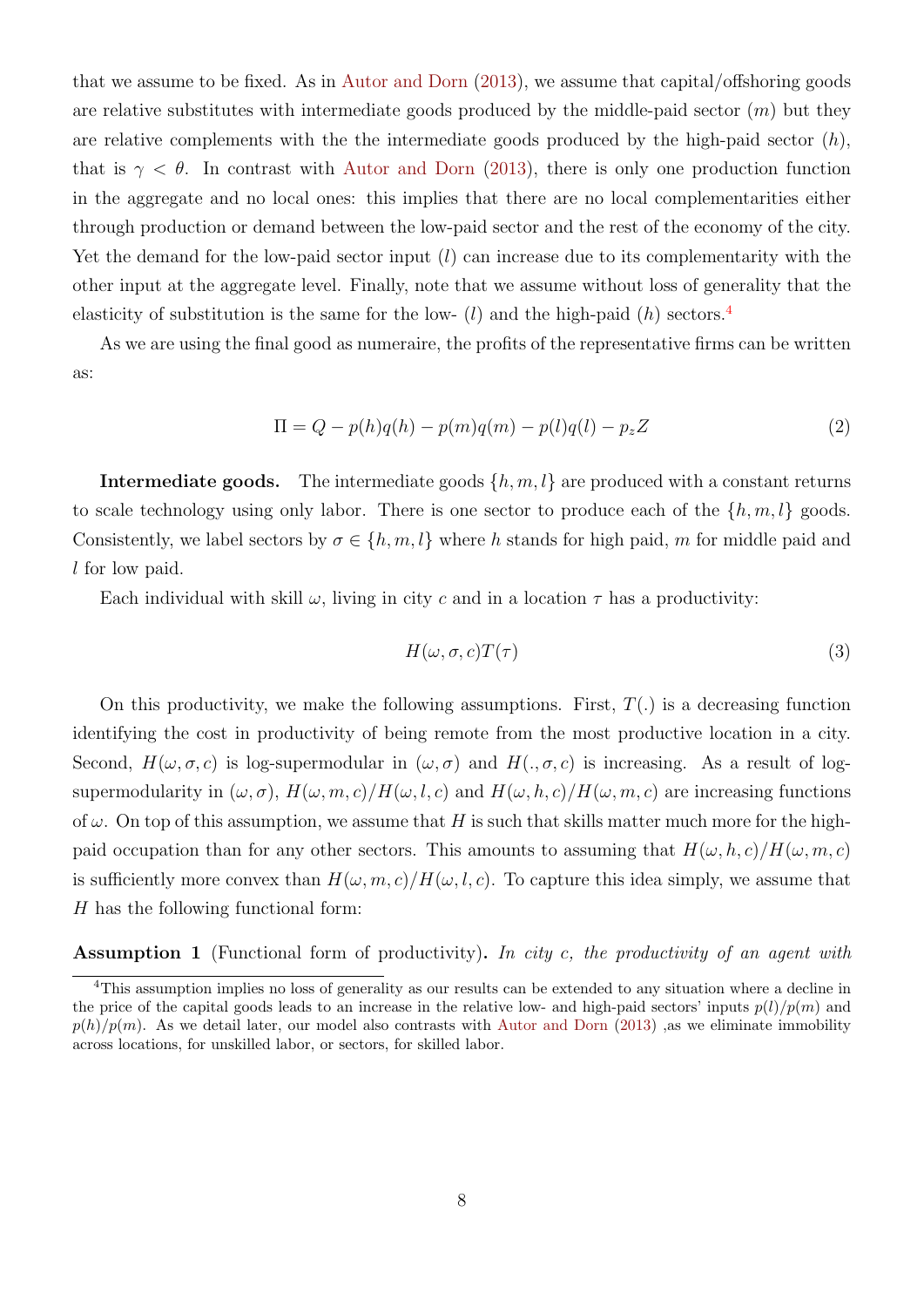that we assume to be fixed. As in Autor and Dorn (2013), we assume that capital/offshoring goods are relative substitutes with intermediate goods produced by the middle-paid sector ($m$) but they are relative complements with the the intermediate goods produced by the high-paid sector ($h$), that is $\gamma < \theta$. In contrast with Autor and Dorn (2013), there is only one production function in the aggregate and no local ones: this implies that there are no local complementarities either through production or demand between the low-paid sector and the rest of the economy of the city. Yet the demand for the low-paid sector input ($l$) can increase due to its complementarity with the other input at the aggregate level. Finally, note that we assume without loss of generality that the elasticity of substitution is the same for the low- ($l$) and the high-paid ($h$) sectors.[4]

As we are using the final good as numeraire, the profits of the representative firms can be written as:

$$\Pi = Q - p(h)q(h) - p(m)q(m) - p(l)q(l) - p_z Z \tag{2}$$

**Intermediate goods.** The intermediate goods $\{h, m, l\}$ are produced with a constant returns to scale technology using only labor. There is one sector to produce each of the $\{h, m, l\}$ goods. Consistently, we label sectors by $\sigma \in \{h, m, l\}$ where $h$ stands for high paid, $m$ for middle paid and $l$ for low paid.

Each individual with skill $\omega$, living in city $c$ and in a location $\tau$ has a productivity:

$$H(\omega, \sigma, c)T(\tau) \tag{3}$$

On this productivity, we make the following assumptions. First, $T(.)$ is a decreasing function identifying the cost in productivity of being remote from the most productive location in a city. Second, $H(\omega, \sigma, c)$ is log-supermodular in $(\omega, \sigma)$ and $H(., \sigma, c)$ is increasing. As a result of log-supermodularity in $(\omega, \sigma)$, $H(\omega, m, c)/H(\omega, l, c)$ and $H(\omega, h, c)/H(\omega, m, c)$ are increasing functions of $\omega$. On top of this assumption, we assume that $H$ is such that skills matter much more for the high-paid occupation than for any other sectors. This amounts to assuming that $H(\omega, h, c)/H(\omega, m, c)$ is sufficiently more convex than $H(\omega, m, c)/H(\omega, l, c)$. To capture this idea simply, we assume that $H$ has the following functional form:

**Assumption 1** (Functional form of productivity)**.** *In city c, the productivity of an agent with*

[4] This assumption implies no loss of generality as our results can be extended to any situation where a decline in the price of the capital goods leads to an increase in the relative low- and high-paid sectors' inputs $p(l)/p(m)$ and $p(h)/p(m)$. As we detail later, our model also contrasts with Autor and Dorn (2013) ,as we eliminate immobility across locations, for unskilled labor, or sectors, for skilled labor.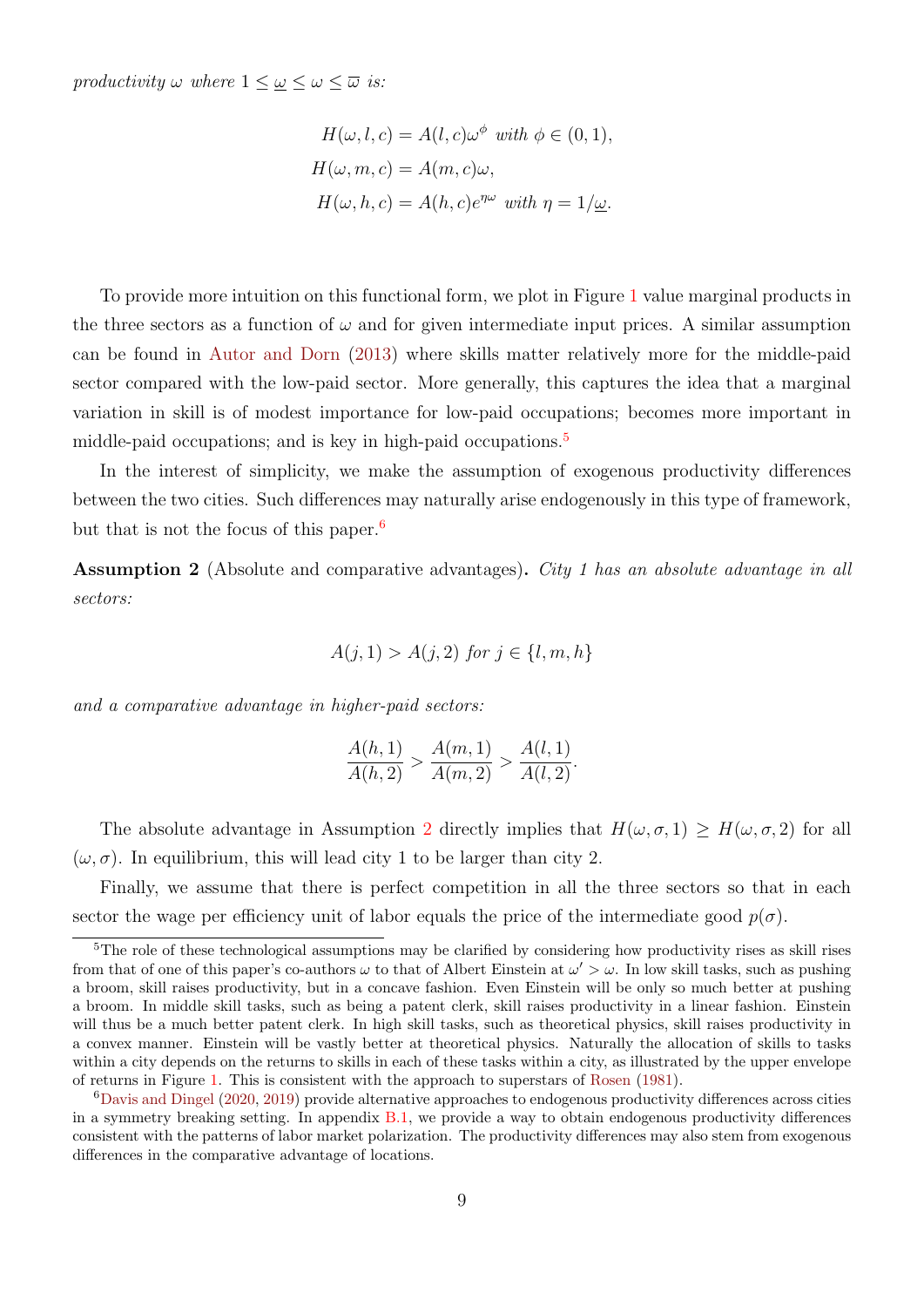*productivity $\omega$ where $1 \leq \underline{\omega} \leq \omega \leq \overline{\omega}$ is:*

$$
\begin{aligned}
H(\omega, l, c) &= A(l, c)\omega^{\phi} \text{ with } \phi \in (0, 1), \\
H(\omega, m, c) &= A(m, c)\omega, \\
H(\omega, h, c) &= A(h, c)e^{\eta\omega} \text{ with } \eta = 1/\underline{\omega}.
\end{aligned}
$$

To provide more intuition on this functional form, we plot in Figure 1 value marginal products in the three sectors as a function of $\omega$ and for given intermediate input prices. A similar assumption can be found in Autor and Dorn (2013) where skills matter relatively more for the middle-paid sector compared with the low-paid sector. More generally, this captures the idea that a marginal variation in skill is of modest importance for low-paid occupations; becomes more important in middle-paid occupations; and is key in high-paid occupations.[5]

In the interest of simplicity, we make the assumption of exogenous productivity differences between the two cities. Such differences may naturally arise endogenously in this type of framework, but that is not the focus of this paper.[6]

**Assumption 2** (Absolute and comparative advantages)**.** *City 1 has an absolute advantage in all sectors:*

$$
A(j, 1) > A(j, 2) \text{ for } j \in \{l, m, h\}
$$

*and a comparative advantage in higher-paid sectors:*

$$
\frac{A(h, 1)}{A(h, 2)} > \frac{A(m, 1)}{A(m, 2)} > \frac{A(l, 1)}{A(l, 2)}.
$$

The absolute advantage in Assumption 2 directly implies that $H(\omega, \sigma, 1) \geq H(\omega, \sigma, 2)$ for all $(\omega, \sigma)$. In equilibrium, this will lead city 1 to be larger than city 2.

Finally, we assume that there is perfect competition in all the three sectors so that in each sector the wage per efficiency unit of labor equals the price of the intermediate good $p(\sigma)$.

---

[5] The role of these technological assumptions may be clarified by considering how productivity rises as skill rises from that of one of this paper's co-authors $\omega$ to that of Albert Einstein at $\omega' > \omega$. In low skill tasks, such as pushing a broom, skill raises productivity, but in a concave fashion. Even Einstein will be only so much better at pushing a broom. In middle skill tasks, such as being a patent clerk, skill raises productivity in a linear fashion. Einstein will thus be a much better patent clerk. In high skill tasks, such as theoretical physics, skill raises productivity in a convex manner. Einstein will be vastly better at theoretical physics. Naturally the allocation of skills to tasks within a city depends on the returns to skills in each of these tasks within a city, as illustrated by the upper envelope of returns in Figure 1. This is consistent with the approach to superstars of Rosen (1981).

[6] Davis and Dingel (2020, 2019) provide alternative approaches to endogenous productivity differences across cities in a symmetry breaking setting. In appendix B.1, we provide a way to obtain endogenous productivity differences consistent with the patterns of labor market polarization. The productivity differences may also stem from exogenous differences in the comparative advantage of locations.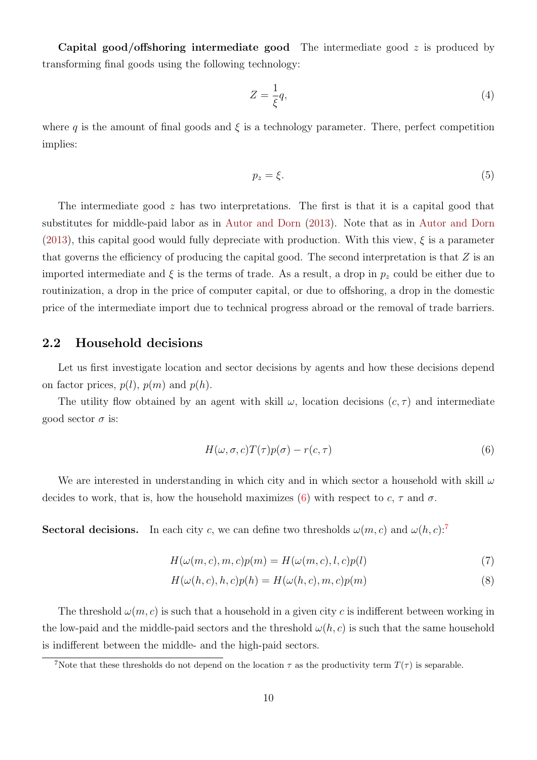**Capital good/offshoring intermediate good** The intermediate good $z$ is produced by transforming final goods using the following technology:

$$Z = \frac{1}{\xi} q, \tag{4}$$

where $q$ is the amount of final goods and $\xi$ is a technology parameter. There, perfect competition implies:

$$p_z = \xi. \tag{5}$$

The intermediate good $z$ has two interpretations. The first is that it is a capital good that substitutes for middle-paid labor as in Autor and Dorn (2013). Note that as in Autor and Dorn (2013), this capital good would fully depreciate with production. With this view, $\xi$ is a parameter that governs the efficiency of producing the capital good. The second interpretation is that $Z$ is an imported intermediate and $\xi$ is the terms of trade. As a result, a drop in $p_z$ could be either due to routinization, a drop in the price of computer capital, or due to offshoring, a drop in the domestic price of the intermediate import due to technical progress abroad or the removal of trade barriers.

## 2.2 Household decisions

Let us first investigate location and sector decisions by agents and how these decisions depend on factor prices, $p(l)$, $p(m)$ and $p(h)$.

The utility flow obtained by an agent with skill $\omega$, location decisions $(c, \tau)$ and intermediate good sector $\sigma$ is:

$$H(\omega, \sigma, c)T(\tau)p(\sigma) - r(c, \tau) \tag{6}$$

We are interested in understanding in which city and in which sector a household with skill $\omega$ decides to work, that is, how the household maximizes (6) with respect to $c$, $\tau$ and $\sigma$.

**Sectoral decisions.** In each city $c$, we can define two thresholds $\omega(m, c)$ and $\omega(h, c)$:[7]

$$H(\omega(m, c), m, c)p(m) = H(\omega(m, c), l, c)p(l) \tag{7}$$

$$H(\omega(h, c), h, c)p(h) = H(\omega(h, c), m, c)p(m) \tag{8}$$

The threshold $\omega(m, c)$ is such that a household in a given city $c$ is indifferent between working in the low-paid and the middle-paid sectors and the threshold $\omega(h, c)$ is such that the same household is indifferent between the middle- and the high-paid sectors.

[7] Note that these thresholds do not depend on the location $\tau$ as the productivity term $T(\tau)$ is separable.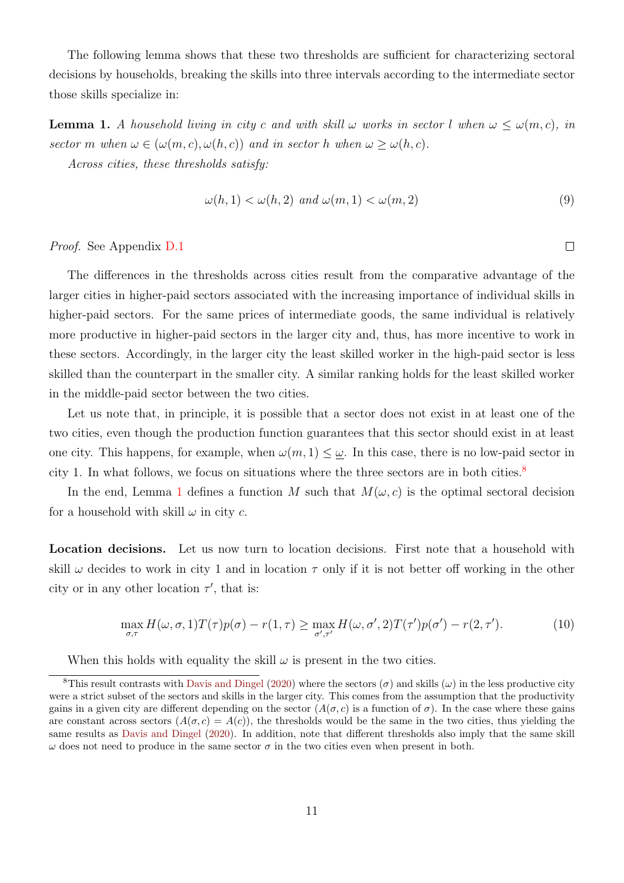The following lemma shows that these two thresholds are sufficient for characterizing sectoral decisions by households, breaking the skills into three intervals according to the intermediate sector those skills specialize in:

**Lemma 1.** *A household living in city $c$ and with skill $\omega$ works in sector $l$ when $\omega \leq \omega(m, c)$, in sector $m$ when $\omega \in (\omega(m, c), \omega(h, c))$ and in sector $h$ when $\omega \geq \omega(h, c)$.*

*Across cities, these thresholds satisfy:*

$$\omega(h, 1) < \omega(h, 2) \text{ and } \omega(m, 1) < \omega(m, 2) \tag{9}$$

*Proof.* See Appendix D.1 □

The differences in the thresholds across cities result from the comparative advantage of the larger cities in higher-paid sectors associated with the increasing importance of individual skills in higher-paid sectors. For the same prices of intermediate goods, the same individual is relatively more productive in higher-paid sectors in the larger city and, thus, has more incentive to work in these sectors. Accordingly, in the larger city the least skilled worker in the high-paid sector is less skilled than the counterpart in the smaller city. A similar ranking holds for the least skilled worker in the middle-paid sector between the two cities.

Let us note that, in principle, it is possible that a sector does not exist in at least one of the two cities, even though the production function guarantees that this sector should exist in at least one city. This happens, for example, when $\omega(m, 1) \leq \underline{\omega}$. In this case, there is no low-paid sector in city 1. In what follows, we focus on situations where the three sectors are in both cities.[8]

In the end, Lemma 1 defines a function $M$ such that $M(\omega, c)$ is the optimal sectoral decision for a household with skill $\omega$ in city $c$.

**Location decisions.** Let us now turn to location decisions. First note that a household with skill $\omega$ decides to work in city 1 and in location $\tau$ only if it is not better off working in the other city or in any other location $\tau'$, that is:

$$\max_{\sigma,\tau} H(\omega, \sigma, 1)T(\tau)p(\sigma) - r(1, \tau) \geq \max_{\sigma',\tau'} H(\omega, \sigma', 2)T(\tau')p(\sigma') - r(2, \tau'). \tag{10}$$

When this holds with equality the skill $\omega$ is present in the two cities.

[8] This result contrasts with Davis and Dingel (2020) where the sectors ($\sigma$) and skills ($\omega$) in the less productive city were a strict subset of the sectors and skills in the larger city. This comes from the assumption that the productivity gains in a given city are different depending on the sector ($A(\sigma, c)$ is a function of $\sigma$). In the case where these gains are constant across sectors ($A(\sigma, c) = A(c)$), the thresholds would be the same in the two cities, thus yielding the same results as Davis and Dingel (2020). In addition, note that different thresholds also imply that the same skill $\omega$ does not need to produce in the same sector $\sigma$ in the two cities even when present in both.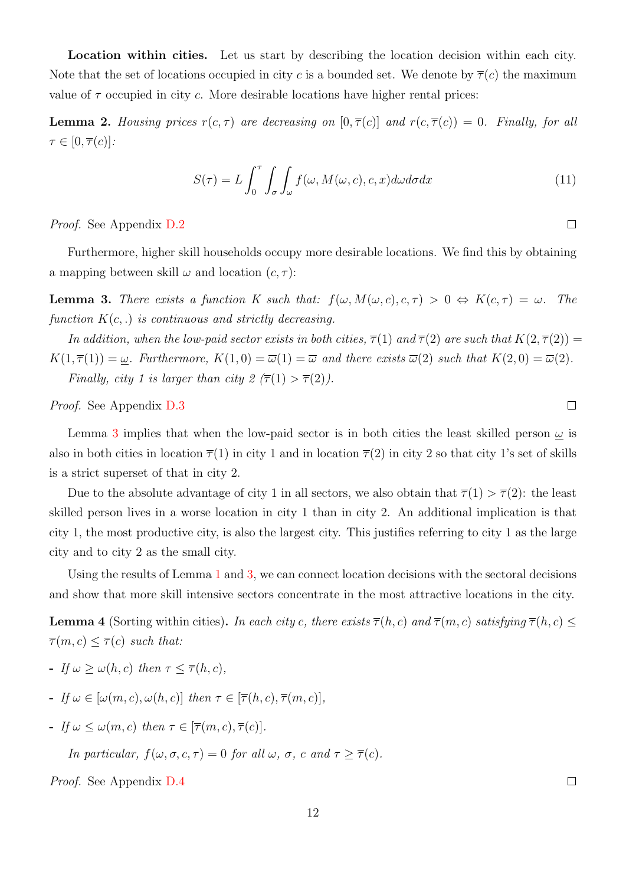**Location within cities.** Let us start by describing the location decision within each city. Note that the set of locations occupied in city $c$ is a bounded set. We denote by $\overline{\tau}(c)$ the maximum value of $\tau$ occupied in city $c$. More desirable locations have higher rental prices:

**Lemma 2.** *Housing prices $r(c,\tau)$ are decreasing on $[0,\overline{\tau}(c)]$ and $r(c,\overline{\tau}(c)) = 0$. Finally, for all $\tau \in [0,\overline{\tau}(c)]$:*

$$S(\tau) = L\int_0^\tau \int_\sigma \int_\omega f(\omega, M(\omega, c), c, x) d\omega d\sigma dx \tag{11}$$

*Proof.* See Appendix D.2 ◻

Furthermore, higher skill households occupy more desirable locations. We find this by obtaining a mapping between skill $\omega$ and location $(c,\tau)$:

**Lemma 3.** *There exists a function $K$ such that: $f(\omega, M(\omega, c), c, \tau) > 0 \Leftrightarrow K(c,\tau) = \omega$. The function $K(c,.)$ is continuous and strictly decreasing.*

*In addition, when the low-paid sector exists in both cities, $\overline{\tau}(1)$ and $\overline{\tau}(2)$ are such that $K(2,\overline{\tau}(2)) = K(1,\overline{\tau}(1)) = \underline{\omega}$. Furthermore, $K(1,0) = \overline{\omega}(1) = \overline{\omega}$ and there exists $\overline{\omega}(2)$ such that $K(2,0) = \overline{\omega}(2)$.*

*Finally, city 1 is larger than city 2 ($\overline{\tau}(1) > \overline{\tau}(2)$).*

*Proof.* See Appendix D.3 ◻

Lemma 3 implies that when the low-paid sector is in both cities the least skilled person $\underline{\omega}$ is also in both cities in location $\overline{\tau}(1)$ in city 1 and in location $\overline{\tau}(2)$ in city 2 so that city 1's set of skills is a strict superset of that in city 2.

Due to the absolute advantage of city 1 in all sectors, we also obtain that $\overline{\tau}(1) > \overline{\tau}(2)$: the least skilled person lives in a worse location in city 1 than in city 2. An additional implication is that city 1, the most productive city, is also the largest city. This justifies referring to city 1 as the large city and to city 2 as the small city.

Using the results of Lemma 1 and 3, we can connect location decisions with the sectoral decisions and show that more skill intensive sectors concentrate in the most attractive locations in the city.

**Lemma 4** (Sorting within cities)**.** *In each city $c$, there exists $\overline{\tau}(h,c)$ and $\overline{\tau}(m,c)$ satisfying $\overline{\tau}(h,c) \leq \overline{\tau}(m,c) \leq \overline{\tau}(c)$ such that:*

- *If $\omega \geq \omega(h,c)$ then $\tau \leq \overline{\tau}(h,c)$,*
- *If $\omega \in [\omega(m,c), \omega(h,c)]$ then $\tau \in [\overline{\tau}(h,c), \overline{\tau}(m,c)]$,*
- *If $\omega \leq \omega(m,c)$ then $\tau \in [\overline{\tau}(m,c), \overline{\tau}(c)]$.*

*In particular, $f(\omega,\sigma,c,\tau) = 0$ for all $\omega$, $\sigma$, $c$ and $\tau \geq \overline{\tau}(c)$.*

*Proof.* See Appendix D.4 ◻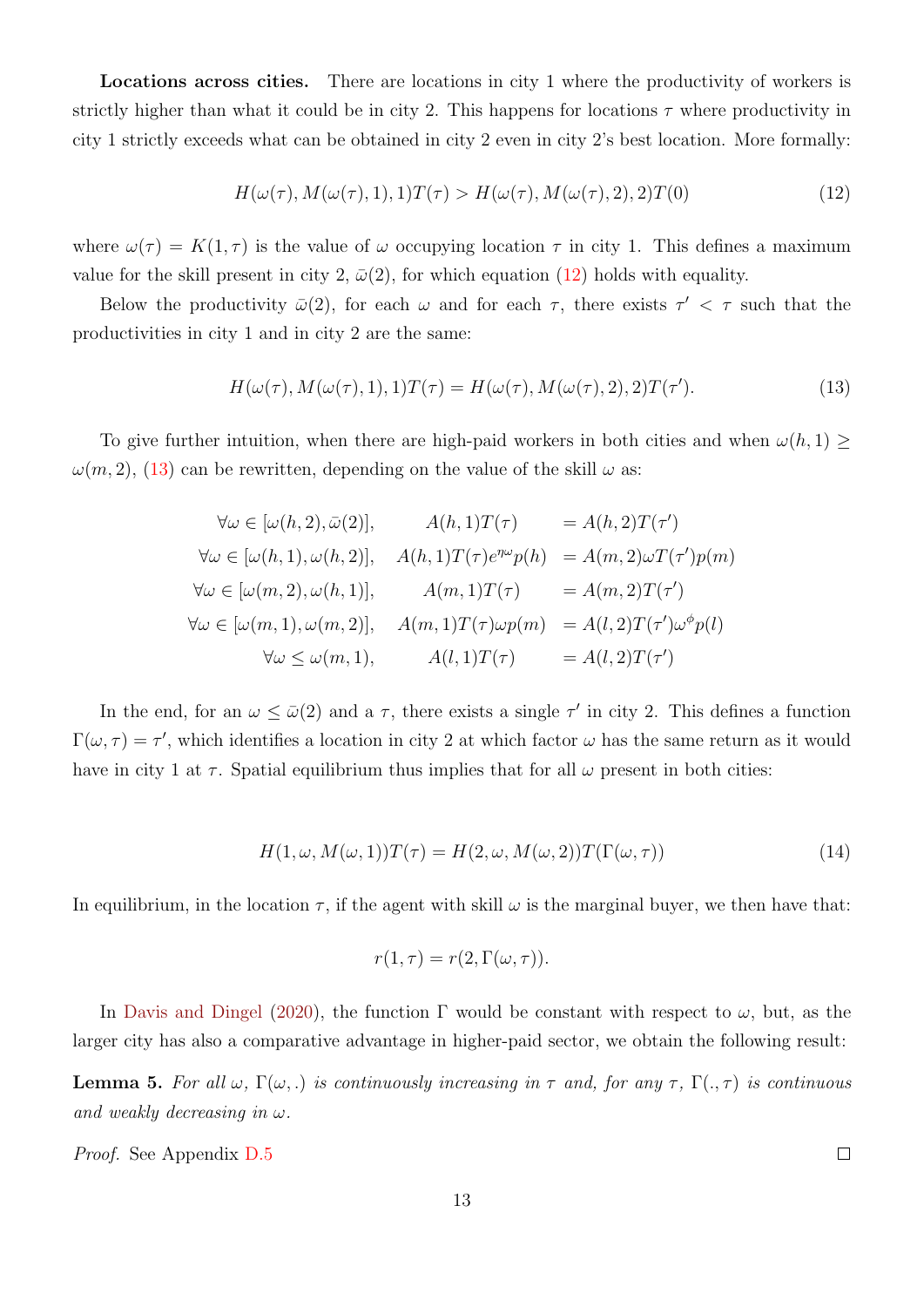**Locations across cities.** There are locations in city 1 where the productivity of workers is strictly higher than what it could be in city 2. This happens for locations $\tau$ where productivity in city 1 strictly exceeds what can be obtained in city 2 even in city 2's best location. More formally:

$$H(\omega(\tau), M(\omega(\tau), 1), 1)T(\tau) > H(\omega(\tau), M(\omega(\tau), 2), 2)T(0) \tag{12}$$

where $\omega(\tau) = K(1, \tau)$ is the value of $\omega$ occupying location $\tau$ in city 1. This defines a maximum value for the skill present in city 2, $\bar{\omega}(2)$, for which equation (12) holds with equality.

Below the productivity $\bar{\omega}(2)$, for each $\omega$ and for each $\tau$, there exists $\tau' < \tau$ such that the productivities in city 1 and in city 2 are the same:

$$H(\omega(\tau), M(\omega(\tau), 1), 1)T(\tau) = H(\omega(\tau), M(\omega(\tau), 2), 2)T(\tau'). \tag{13}$$

To give further intuition, when there are high-paid workers in both cities and when $\omega(h, 1) \geq \omega(m, 2)$, (13) can be rewritten, depending on the value of the skill $\omega$ as:

$$\begin{aligned}
\forall \omega \in [\omega(h, 2), \bar{\omega}(2)], &\qquad A(h, 1)T(\tau) &&= A(h, 2)T(\tau') \\
\forall \omega \in [\omega(h, 1), \omega(h, 2)], &\qquad A(h, 1)T(\tau)e^{\eta\omega}p(h) &&= A(m, 2)\omega T(\tau')p(m) \\
\forall \omega \in [\omega(m, 2), \omega(h, 1)], &\qquad A(m, 1)T(\tau) &&= A(m, 2)T(\tau') \\
\forall \omega \in [\omega(m, 1), \omega(m, 2)], &\qquad A(m, 1)T(\tau)\omega p(m) &&= A(l, 2)T(\tau')\omega^{\phi}p(l) \\
\forall \omega \leq \omega(m, 1), &\qquad A(l, 1)T(\tau) &&= A(l, 2)T(\tau')
\end{aligned}$$

In the end, for an $\omega \leq \bar{\omega}(2)$ and a $\tau$, there exists a single $\tau'$ in city 2. This defines a function $\Gamma(\omega, \tau) = \tau'$, which identifies a location in city 2 at which factor $\omega$ has the same return as it would have in city 1 at $\tau$. Spatial equilibrium thus implies that for all $\omega$ present in both cities:

$$H(1, \omega, M(\omega, 1))T(\tau) = H(2, \omega, M(\omega, 2))T(\Gamma(\omega, \tau)) \tag{14}$$

In equilibrium, in the location $\tau$, if the agent with skill $\omega$ is the marginal buyer, we then have that:

$$r(1, \tau) = r(2, \Gamma(\omega, \tau)).$$

In Davis and Dingel (2020), the function $\Gamma$ would be constant with respect to $\omega$, but, as the larger city has also a comparative advantage in higher-paid sector, we obtain the following result:

**Lemma 5.** *For all $\omega$, $\Gamma(\omega, .)$ is continuously increasing in $\tau$ and, for any $\tau$, $\Gamma(., \tau)$ is continuous and weakly decreasing in $\omega$.*

*Proof.* See Appendix D.5 $\square$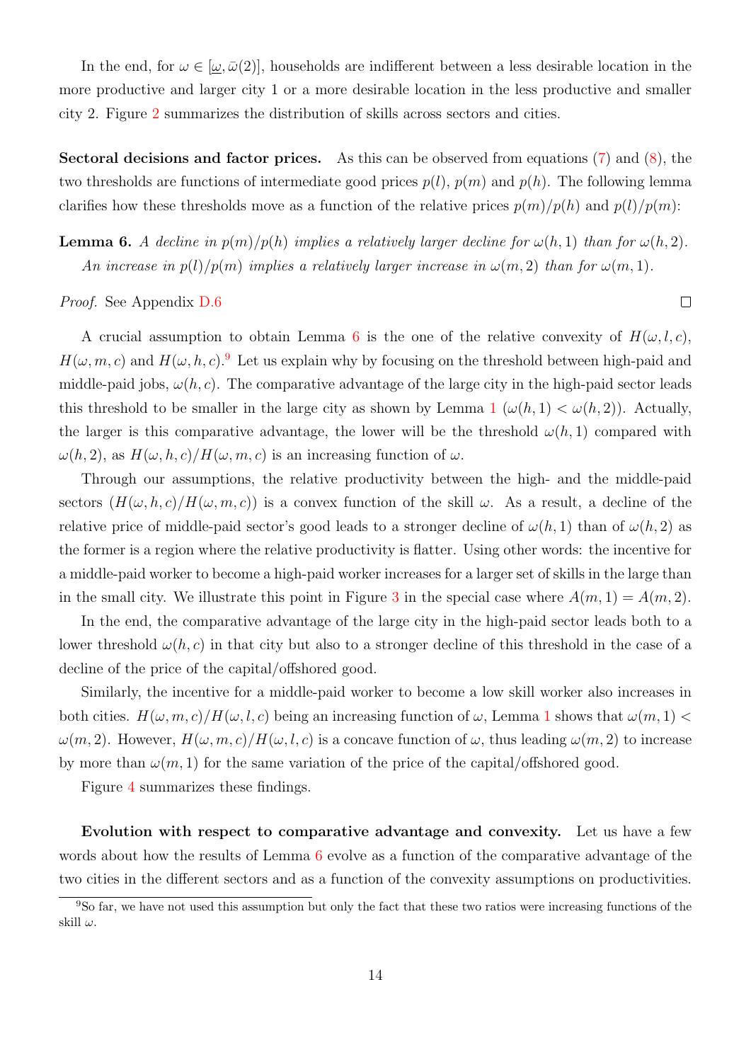In the end, for $\omega \in [\underline{\omega}, \bar{\omega}(2)]$, households are indifferent between a less desirable location in the more productive and larger city 1 or a more desirable location in the less productive and smaller city 2. Figure 2 summarizes the distribution of skills across sectors and cities.

**Sectoral decisions and factor prices.** As this can be observed from equations (7) and (8), the two thresholds are functions of intermediate good prices $p(l)$, $p(m)$ and $p(h)$. The following lemma clarifies how these thresholds move as a function of the relative prices $p(m)/p(h)$ and $p(l)/p(m)$:

**Lemma 6.** *A decline in $p(m)/p(h)$ implies a relatively larger decline for $\omega(h, 1)$ than for $\omega(h, 2)$. An increase in $p(l)/p(m)$ implies a relatively larger increase in $\omega(m, 2)$ than for $\omega(m, 1)$.*

*Proof.* See Appendix D.6 $\square$

A crucial assumption to obtain Lemma 6 is the one of the relative convexity of $H(\omega, l, c)$, $H(\omega, m, c)$ and $H(\omega, h, c)$.[9] Let us explain why by focusing on the threshold between high-paid and middle-paid jobs, $\omega(h, c)$. The comparative advantage of the large city in the high-paid sector leads this threshold to be smaller in the large city as shown by Lemma 1 ($\omega(h, 1) < \omega(h, 2)$). Actually, the larger is this comparative advantage, the lower will be the threshold $\omega(h, 1)$ compared with $\omega(h, 2)$, as $H(\omega, h, c)/H(\omega, m, c)$ is an increasing function of $\omega$.

Through our assumptions, the relative productivity between the high- and the middle-paid sectors ($H(\omega, h, c)/H(\omega, m, c)$) is a convex function of the skill $\omega$. As a result, a decline of the relative price of middle-paid sector's good leads to a stronger decline of $\omega(h, 1)$ than of $\omega(h, 2)$ as the former is a region where the relative productivity is flatter. Using other words: the incentive for a middle-paid worker to become a high-paid worker increases for a larger set of skills in the large than in the small city. We illustrate this point in Figure 3 in the special case where $A(m, 1) = A(m, 2)$.

In the end, the comparative advantage of the large city in the high-paid sector leads both to a lower threshold $\omega(h, c)$ in that city but also to a stronger decline of this threshold in the case of a decline of the price of the capital/offshored good.

Similarly, the incentive for a middle-paid worker to become a low skill worker also increases in both cities. $H(\omega, m, c)/H(\omega, l, c)$ being an increasing function of $\omega$, Lemma 1 shows that $\omega(m, 1) < \omega(m, 2)$. However, $H(\omega, m, c)/H(\omega, l, c)$ is a concave function of $\omega$, thus leading $\omega(m, 2)$ to increase by more than $\omega(m, 1)$ for the same variation of the price of the capital/offshored good.

Figure 4 summarizes these findings.

**Evolution with respect to comparative advantage and convexity.** Let us have a few words about how the results of Lemma 6 evolve as a function of the comparative advantage of the two cities in the different sectors and as a function of the convexity assumptions on productivities.

[9] So far, we have not used this assumption but only the fact that these two ratios were increasing functions of the skill $\omega$.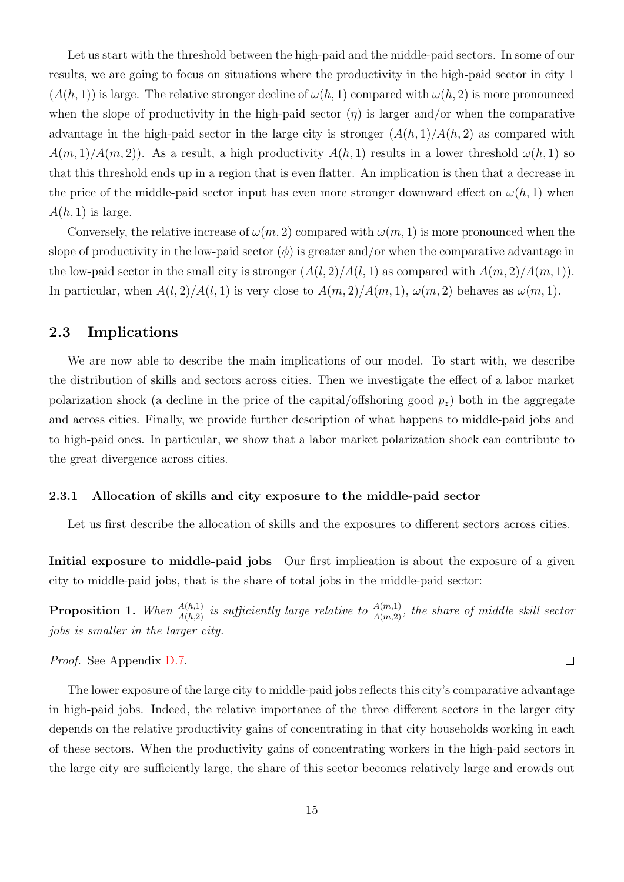Let us start with the threshold between the high-paid and the middle-paid sectors. In some of our results, we are going to focus on situations where the productivity in the high-paid sector in city 1 ($A(h,1)$) is large. The relative stronger decline of $\omega(h,1)$ compared with $\omega(h,2)$ is more pronounced when the slope of productivity in the high-paid sector ($\eta$) is larger and/or when the comparative advantage in the high-paid sector in the large city is stronger ($A(h,1)/A(h,2)$ as compared with $A(m,1)/A(m,2)$). As a result, a high productivity $A(h,1)$ results in a lower threshold $\omega(h,1)$ so that this threshold ends up in a region that is even flatter. An implication is then that a decrease in the price of the middle-paid sector input has even more stronger downward effect on $\omega(h,1)$ when $A(h,1)$ is large.

Conversely, the relative increase of $\omega(m,2)$ compared with $\omega(m,1)$ is more pronounced when the slope of productivity in the low-paid sector ($\phi$) is greater and/or when the comparative advantage in the low-paid sector in the small city is stronger ($A(l,2)/A(l,1)$ as compared with $A(m,2)/A(m,1)$). In particular, when $A(l,2)/A(l,1)$ is very close to $A(m,2)/A(m,1)$, $\omega(m,2)$ behaves as $\omega(m,1)$.

## 2.3 Implications

We are now able to describe the main implications of our model. To start with, we describe the distribution of skills and sectors across cities. Then we investigate the effect of a labor market polarization shock (a decline in the price of the capital/offshoring good $p_z$) both in the aggregate and across cities. Finally, we provide further description of what happens to middle-paid jobs and to high-paid ones. In particular, we show that a labor market polarization shock can contribute to the great divergence across cities.

### 2.3.1 Allocation of skills and city exposure to the middle-paid sector

Let us first describe the allocation of skills and the exposures to different sectors across cities.

**Initial exposure to middle-paid jobs** Our first implication is about the exposure of a given city to middle-paid jobs, that is the share of total jobs in the middle-paid sector:

**Proposition 1.** *When $\frac{A(h,1)}{A(h,2)}$ is sufficiently large relative to $\frac{A(m,1)}{A(m,2)}$, the share of middle skill sector jobs is smaller in the larger city.*

*Proof.* See Appendix D.7. □

The lower exposure of the large city to middle-paid jobs reflects this city's comparative advantage in high-paid jobs. Indeed, the relative importance of the three different sectors in the larger city depends on the relative productivity gains of concentrating in that city households working in each of these sectors. When the productivity gains of concentrating workers in the high-paid sectors in the large city are sufficiently large, the share of this sector becomes relatively large and crowds out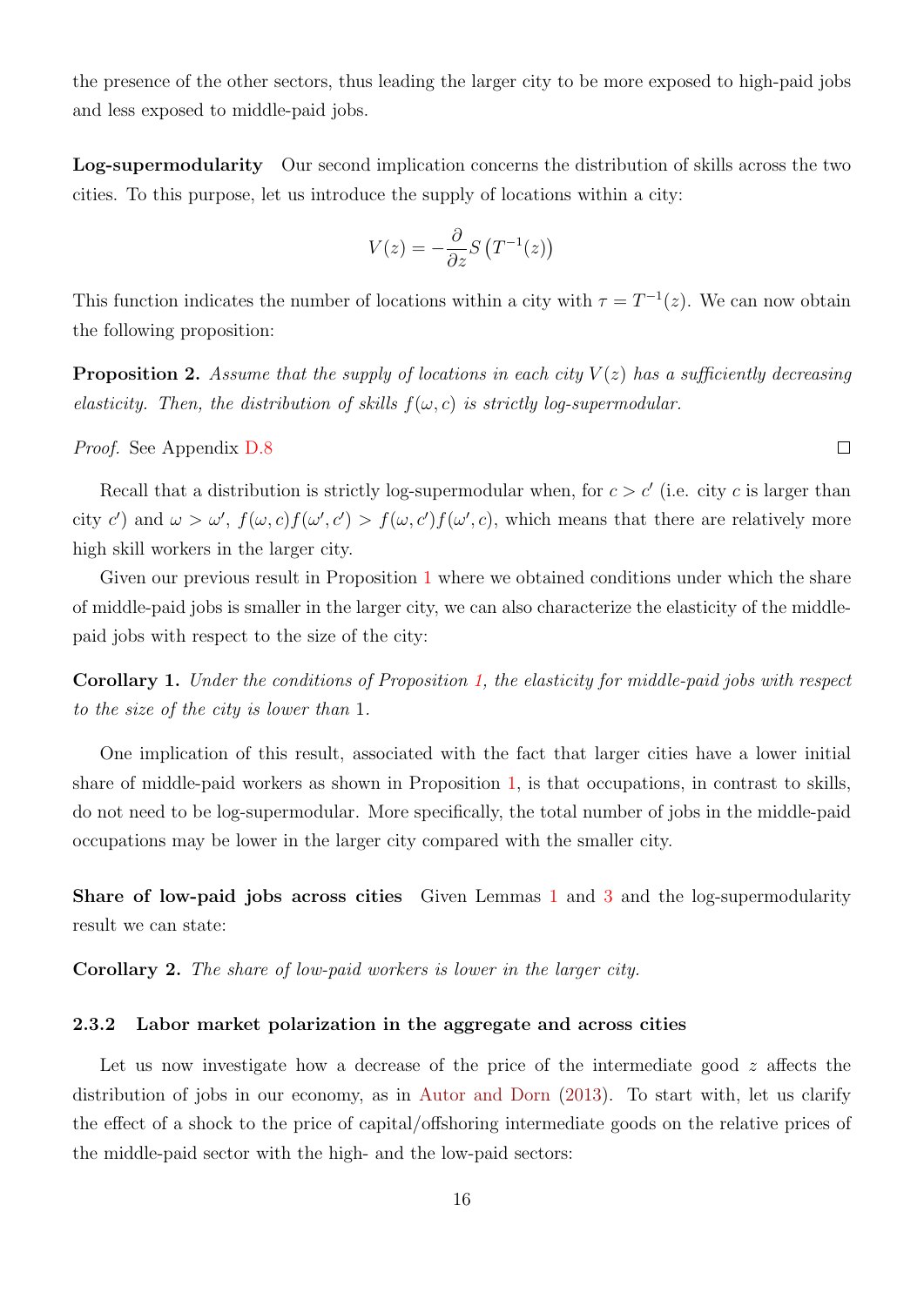the presence of the other sectors, thus leading the larger city to be more exposed to high-paid jobs and less exposed to middle-paid jobs.

**Log-supermodularity** Our second implication concerns the distribution of skills across the two cities. To this purpose, let us introduce the supply of locations within a city:

$$V(z) = -\frac{\partial}{\partial z} S\left(T^{-1}(z)\right)$$

This function indicates the number of locations within a city with $\tau = T^{-1}(z)$. We can now obtain the following proposition:

**Proposition 2.** *Assume that the supply of locations in each city $V(z)$ has a sufficiently decreasing elasticity. Then, the distribution of skills $f(\omega, c)$ is strictly log-supermodular.*

*Proof.* See Appendix D.8 □

Recall that a distribution is strictly log-supermodular when, for $c > c'$ (i.e. city $c$ is larger than city $c'$) and $\omega > \omega'$, $f(\omega, c)f(\omega', c') > f(\omega, c')f(\omega', c)$, which means that there are relatively more high skill workers in the larger city.

Given our previous result in Proposition 1 where we obtained conditions under which the share of middle-paid jobs is smaller in the larger city, we can also characterize the elasticity of the middle-paid jobs with respect to the size of the city:

**Corollary 1.** *Under the conditions of Proposition 1, the elasticity for middle-paid jobs with respect to the size of the city is lower than* 1*.*

One implication of this result, associated with the fact that larger cities have a lower initial share of middle-paid workers as shown in Proposition 1, is that occupations, in contrast to skills, do not need to be log-supermodular. More specifically, the total number of jobs in the middle-paid occupations may be lower in the larger city compared with the smaller city.

**Share of low-paid jobs across cities** Given Lemmas 1 and 3 and the log-supermodularity result we can state:

**Corollary 2.** *The share of low-paid workers is lower in the larger city.*

### 2.3.2 Labor market polarization in the aggregate and across cities

Let us now investigate how a decrease of the price of the intermediate good $z$ affects the distribution of jobs in our economy, as in Autor and Dorn (2013). To start with, let us clarify the effect of a shock to the price of capital/offshoring intermediate goods on the relative prices of the middle-paid sector with the high- and the low-paid sectors: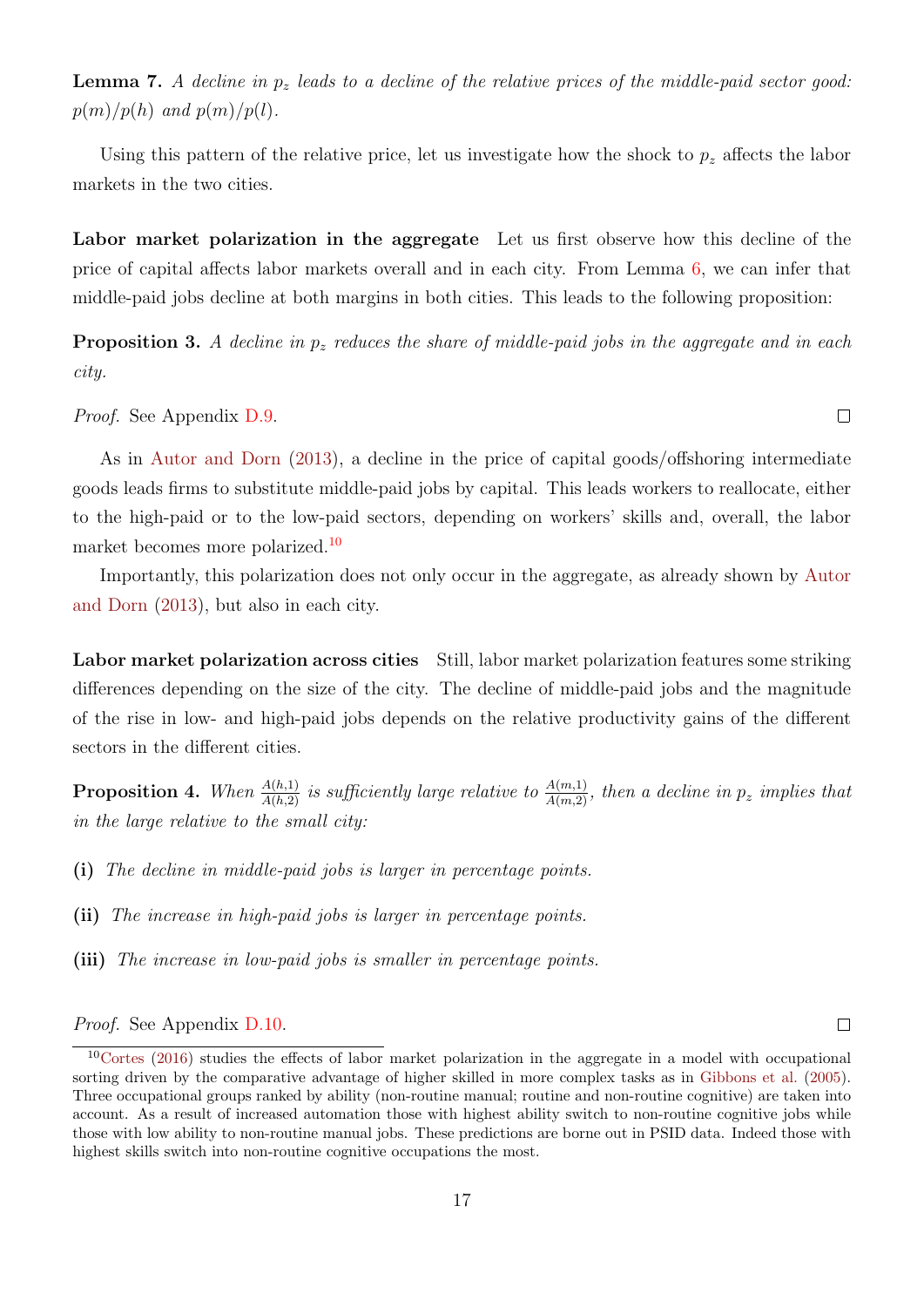**Lemma 7.** *A decline in $p_z$ leads to a decline of the relative prices of the middle-paid sector good: $p(m)/p(h)$ and $p(m)/p(l)$.*

Using this pattern of the relative price, let us investigate how the shock to $p_z$ affects the labor markets in the two cities.

**Labor market polarization in the aggregate** Let us first observe how this decline of the price of capital affects labor markets overall and in each city. From Lemma 6, we can infer that middle-paid jobs decline at both margins in both cities. This leads to the following proposition:

**Proposition 3.** *A decline in $p_z$ reduces the share of middle-paid jobs in the aggregate and in each city.*

*Proof.* See Appendix D.9. □

As in Autor and Dorn (2013), a decline in the price of capital goods/offshoring intermediate goods leads firms to substitute middle-paid jobs by capital. This leads workers to reallocate, either to the high-paid or to the low-paid sectors, depending on workers' skills and, overall, the labor market becomes more polarized.[10]

Importantly, this polarization does not only occur in the aggregate, as already shown by Autor and Dorn (2013), but also in each city.

**Labor market polarization across cities** Still, labor market polarization features some striking differences depending on the size of the city. The decline of middle-paid jobs and the magnitude of the rise in low- and high-paid jobs depends on the relative productivity gains of the different sectors in the different cities.

**Proposition 4.** *When $\frac{A(h,1)}{A(h,2)}$ is sufficiently large relative to $\frac{A(m,1)}{A(m,2)}$, then a decline in $p_z$ implies that in the large relative to the small city:*

**(i)** *The decline in middle-paid jobs is larger in percentage points.*

**(ii)** *The increase in high-paid jobs is larger in percentage points.*

**(iii)** *The increase in low-paid jobs is smaller in percentage points.*

*Proof.* See Appendix D.10. □

[10] Cortes (2016) studies the effects of labor market polarization in the aggregate in a model with occupational sorting driven by the comparative advantage of higher skilled in more complex tasks as in Gibbons et al. (2005). Three occupational groups ranked by ability (non-routine manual; routine and non-routine cognitive) are taken into account. As a result of increased automation those with highest ability switch to non-routine cognitive jobs while those with low ability to non-routine manual jobs. These predictions are borne out in PSID data. Indeed those with highest skills switch into non-routine cognitive occupations the most.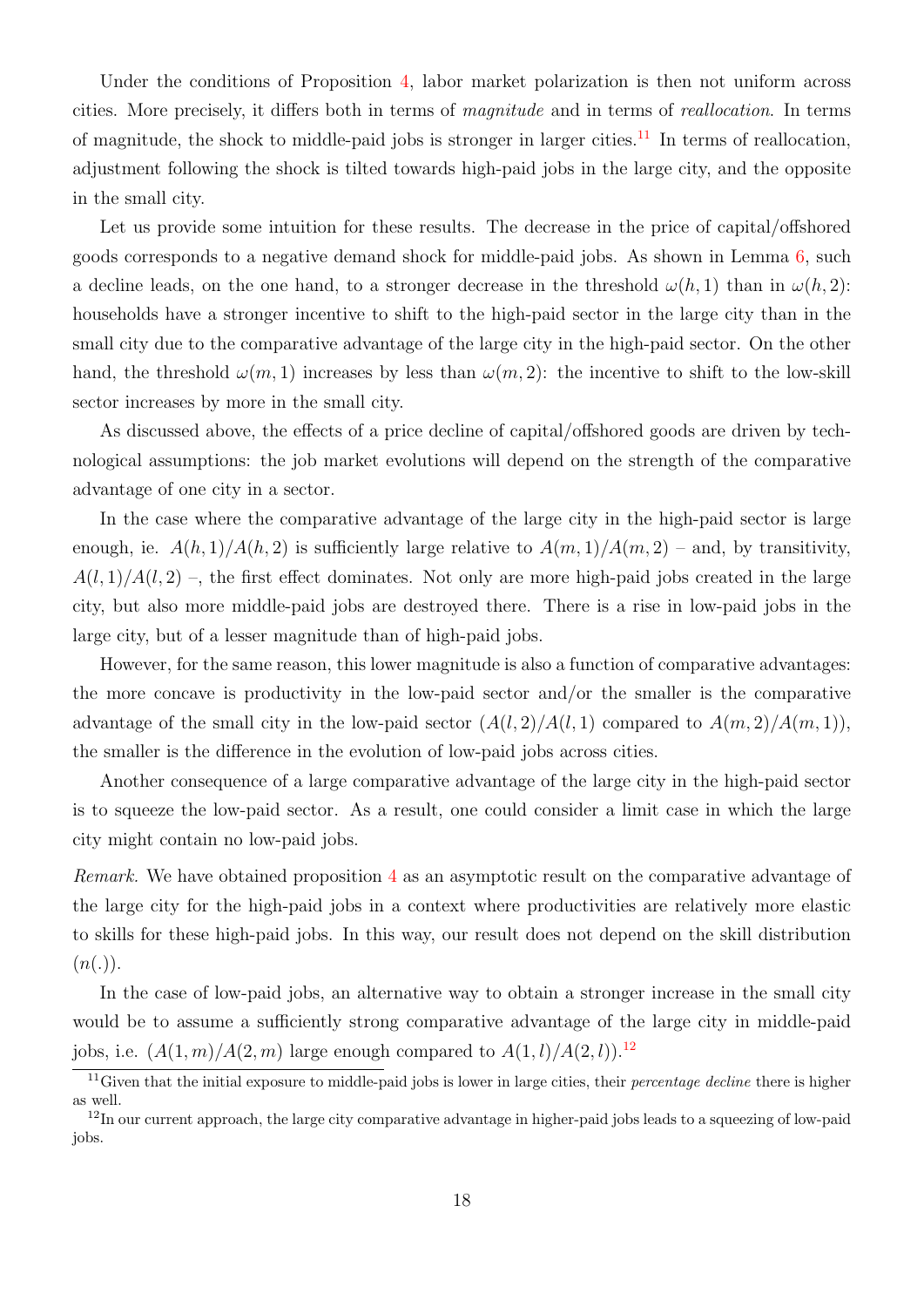Under the conditions of Proposition 4, labor market polarization is then not uniform across cities. More precisely, it differs both in terms of *magnitude* and in terms of *reallocation*. In terms of magnitude, the shock to middle-paid jobs is stronger in larger cities.[11] In terms of reallocation, adjustment following the shock is tilted towards high-paid jobs in the large city, and the opposite in the small city.

Let us provide some intuition for these results. The decrease in the price of capital/offshored goods corresponds to a negative demand shock for middle-paid jobs. As shown in Lemma 6, such a decline leads, on the one hand, to a stronger decrease in the threshold $\omega(h, 1)$ than in $\omega(h, 2)$: households have a stronger incentive to shift to the high-paid sector in the large city than in the small city due to the comparative advantage of the large city in the high-paid sector. On the other hand, the threshold $\omega(m, 1)$ increases by less than $\omega(m, 2)$: the incentive to shift to the low-skill sector increases by more in the small city.

As discussed above, the effects of a price decline of capital/offshored goods are driven by technological assumptions: the job market evolutions will depend on the strength of the comparative advantage of one city in a sector.

In the case where the comparative advantage of the large city in the high-paid sector is large enough, ie. $A(h, 1)/A(h, 2)$ is sufficiently large relative to $A(m, 1)/A(m, 2)$ – and, by transitivity, $A(l, 1)/A(l, 2)$ –, the first effect dominates. Not only are more high-paid jobs created in the large city, but also more middle-paid jobs are destroyed there. There is a rise in low-paid jobs in the large city, but of a lesser magnitude than of high-paid jobs.

However, for the same reason, this lower magnitude is also a function of comparative advantages: the more concave is productivity in the low-paid sector and/or the smaller is the comparative advantage of the small city in the low-paid sector ($A(l, 2)/A(l, 1)$ compared to $A(m, 2)/A(m, 1)$), the smaller is the difference in the evolution of low-paid jobs across cities.

Another consequence of a large comparative advantage of the large city in the high-paid sector is to squeeze the low-paid sector. As a result, one could consider a limit case in which the large city might contain no low-paid jobs.

*Remark.* We have obtained proposition 4 as an asymptotic result on the comparative advantage of the large city for the high-paid jobs in a context where productivities are relatively more elastic to skills for these high-paid jobs. In this way, our result does not depend on the skill distribution ($n(.)$).

In the case of low-paid jobs, an alternative way to obtain a stronger increase in the small city would be to assume a sufficiently strong comparative advantage of the large city in middle-paid jobs, i.e. ($A(1, m)/A(2, m)$ large enough compared to $A(1, l)/A(2, l)$).[12]

[11] Given that the initial exposure to middle-paid jobs is lower in large cities, their *percentage decline* there is higher as well.

[12] In our current approach, the large city comparative advantage in higher-paid jobs leads to a squeezing of low-paid jobs.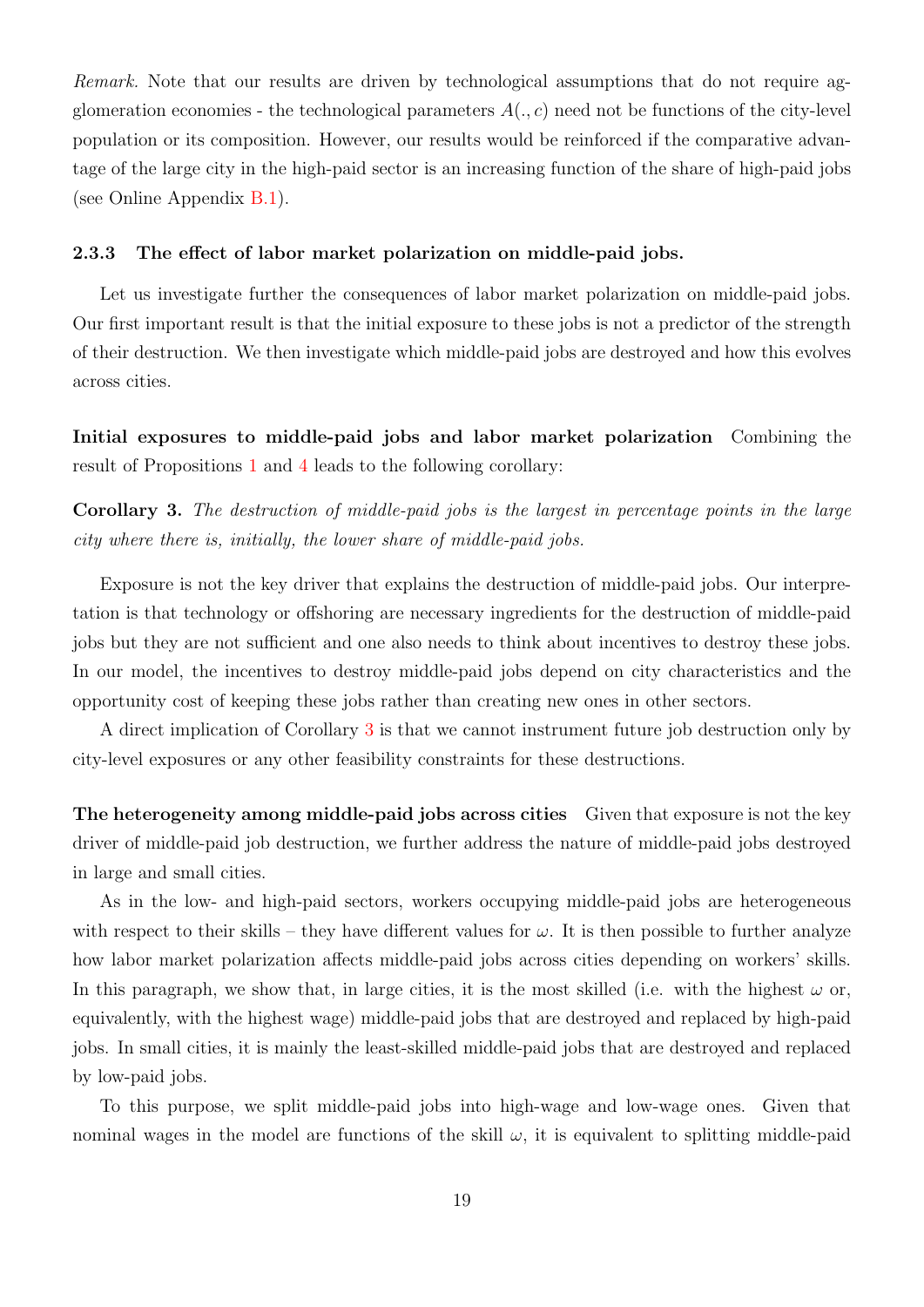*Remark.* Note that our results are driven by technological assumptions that do not require agglomeration economies - the technological parameters $A(., c)$ need not be functions of the city-level population or its composition. However, our results would be reinforced if the comparative advantage of the large city in the high-paid sector is an increasing function of the share of high-paid jobs (see Online Appendix B.1).

### 2.3.3 The effect of labor market polarization on middle-paid jobs.

Let us investigate further the consequences of labor market polarization on middle-paid jobs. Our first important result is that the initial exposure to these jobs is not a predictor of the strength of their destruction. We then investigate which middle-paid jobs are destroyed and how this evolves across cities.

**Initial exposures to middle-paid jobs and labor market polarization** Combining the result of Propositions 1 and 4 leads to the following corollary:

**Corollary 3.** *The destruction of middle-paid jobs is the largest in percentage points in the large city where there is, initially, the lower share of middle-paid jobs.*

Exposure is not the key driver that explains the destruction of middle-paid jobs. Our interpretation is that technology or offshoring are necessary ingredients for the destruction of middle-paid jobs but they are not sufficient and one also needs to think about incentives to destroy these jobs. In our model, the incentives to destroy middle-paid jobs depend on city characteristics and the opportunity cost of keeping these jobs rather than creating new ones in other sectors.

A direct implication of Corollary 3 is that we cannot instrument future job destruction only by city-level exposures or any other feasibility constraints for these destructions.

**The heterogeneity among middle-paid jobs across cities** Given that exposure is not the key driver of middle-paid job destruction, we further address the nature of middle-paid jobs destroyed in large and small cities.

As in the low- and high-paid sectors, workers occupying middle-paid jobs are heterogeneous with respect to their skills – they have different values for $\omega$. It is then possible to further analyze how labor market polarization affects middle-paid jobs across cities depending on workers' skills. In this paragraph, we show that, in large cities, it is the most skilled (i.e. with the highest $\omega$ or, equivalently, with the highest wage) middle-paid jobs that are destroyed and replaced by high-paid jobs. In small cities, it is mainly the least-skilled middle-paid jobs that are destroyed and replaced by low-paid jobs.

To this purpose, we split middle-paid jobs into high-wage and low-wage ones. Given that nominal wages in the model are functions of the skill $\omega$, it is equivalent to splitting middle-paid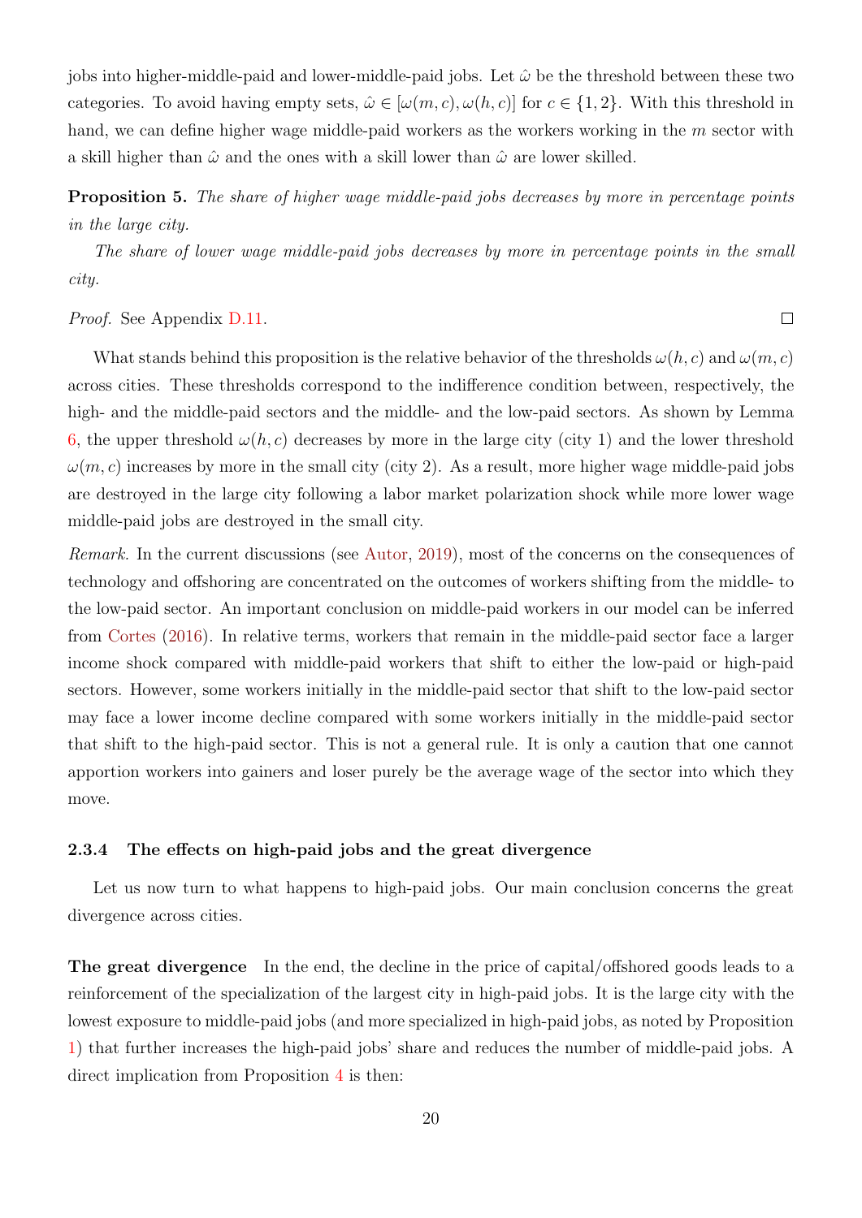jobs into higher-middle-paid and lower-middle-paid jobs. Let $\hat{\omega}$ be the threshold between these two categories. To avoid having empty sets, $\hat{\omega} \in [\omega(m, c), \omega(h, c)]$ for $c \in \{1, 2\}$. With this threshold in hand, we can define higher wage middle-paid workers as the workers working in the $m$ sector with a skill higher than $\hat{\omega}$ and the ones with a skill lower than $\hat{\omega}$ are lower skilled.

**Proposition 5.** *The share of higher wage middle-paid jobs decreases by more in percentage points in the large city.*

*The share of lower wage middle-paid jobs decreases by more in percentage points in the small city.*

*Proof.* See Appendix D.11. □

What stands behind this proposition is the relative behavior of the thresholds $\omega(h, c)$ and $\omega(m, c)$ across cities. These thresholds correspond to the indifference condition between, respectively, the high- and the middle-paid sectors and the middle- and the low-paid sectors. As shown by Lemma 6, the upper threshold $\omega(h, c)$ decreases by more in the large city (city 1) and the lower threshold $\omega(m, c)$ increases by more in the small city (city 2). As a result, more higher wage middle-paid jobs are destroyed in the large city following a labor market polarization shock while more lower wage middle-paid jobs are destroyed in the small city.

*Remark.* In the current discussions (see Autor, 2019), most of the concerns on the consequences of technology and offshoring are concentrated on the outcomes of workers shifting from the middle- to the low-paid sector. An important conclusion on middle-paid workers in our model can be inferred from Cortes (2016). In relative terms, workers that remain in the middle-paid sector face a larger income shock compared with middle-paid workers that shift to either the low-paid or high-paid sectors. However, some workers initially in the middle-paid sector that shift to the low-paid sector may face a lower income decline compared with some workers initially in the middle-paid sector that shift to the high-paid sector. This is not a general rule. It is only a caution that one cannot apportion workers into gainers and loser purely be the average wage of the sector into which they move.

### 2.3.4 The effects on high-paid jobs and the great divergence

Let us now turn to what happens to high-paid jobs. Our main conclusion concerns the great divergence across cities.

**The great divergence** In the end, the decline in the price of capital/offshored goods leads to a reinforcement of the specialization of the largest city in high-paid jobs. It is the large city with the lowest exposure to middle-paid jobs (and more specialized in high-paid jobs, as noted by Proposition 1) that further increases the high-paid jobs' share and reduces the number of middle-paid jobs. A direct implication from Proposition 4 is then: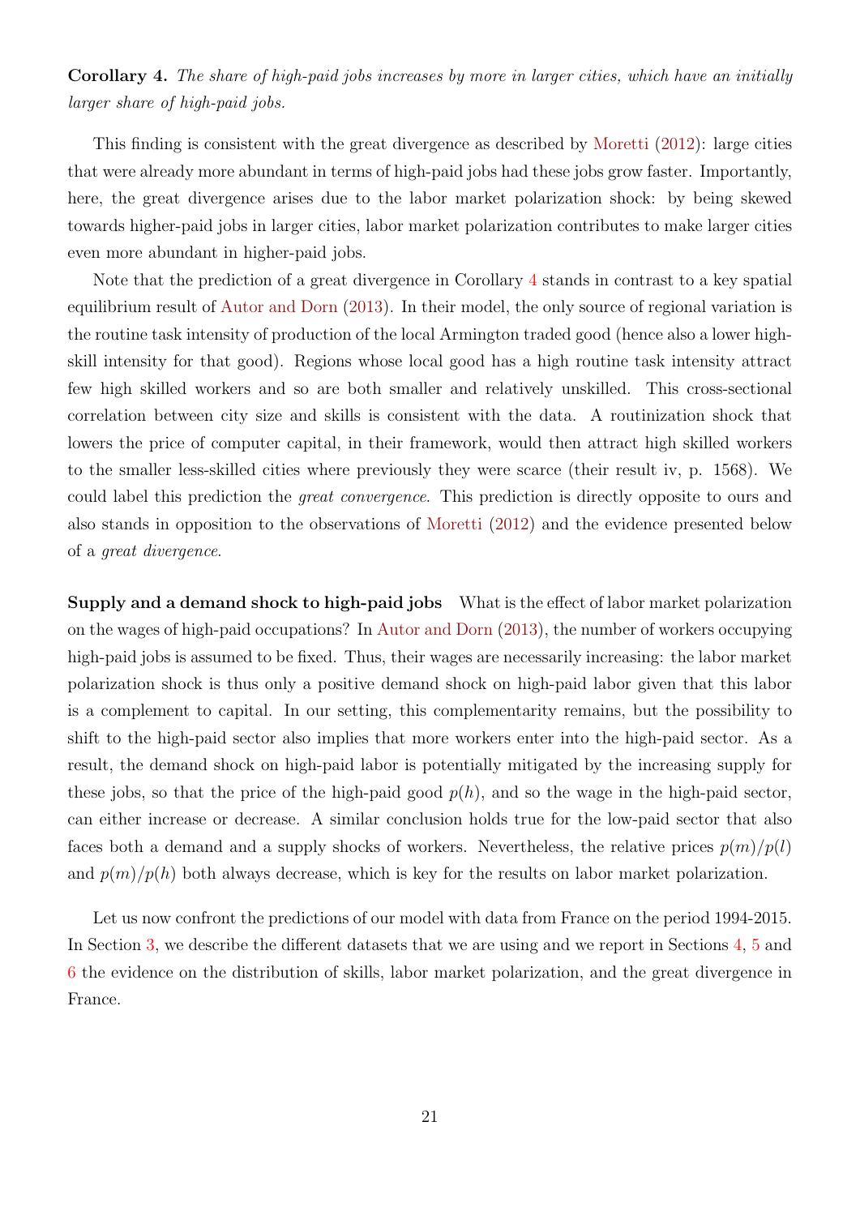**Corollary 4.** *The share of high-paid jobs increases by more in larger cities, which have an initially larger share of high-paid jobs.*

This finding is consistent with the great divergence as described by Moretti (2012): large cities that were already more abundant in terms of high-paid jobs had these jobs grow faster. Importantly, here, the great divergence arises due to the labor market polarization shock: by being skewed towards higher-paid jobs in larger cities, labor market polarization contributes to make larger cities even more abundant in higher-paid jobs.

Note that the prediction of a great divergence in Corollary 4 stands in contrast to a key spatial equilibrium result of Autor and Dorn (2013). In their model, the only source of regional variation is the routine task intensity of production of the local Armington traded good (hence also a lower high-skill intensity for that good). Regions whose local good has a high routine task intensity attract few high skilled workers and so are both smaller and relatively unskilled. This cross-sectional correlation between city size and skills is consistent with the data. A routinization shock that lowers the price of computer capital, in their framework, would then attract high skilled workers to the smaller less-skilled cities where previously they were scarce (their result iv, p. 1568). We could label this prediction the *great convergence*. This prediction is directly opposite to ours and also stands in opposition to the observations of Moretti (2012) and the evidence presented below of a *great divergence*.

**Supply and a demand shock to high-paid jobs** What is the effect of labor market polarization on the wages of high-paid occupations? In Autor and Dorn (2013), the number of workers occupying high-paid jobs is assumed to be fixed. Thus, their wages are necessarily increasing: the labor market polarization shock is thus only a positive demand shock on high-paid labor given that this labor is a complement to capital. In our setting, this complementarity remains, but the possibility to shift to the high-paid sector also implies that more workers enter into the high-paid sector. As a result, the demand shock on high-paid labor is potentially mitigated by the increasing supply for these jobs, so that the price of the high-paid good $p(h)$, and so the wage in the high-paid sector, can either increase or decrease. A similar conclusion holds true for the low-paid sector that also faces both a demand and a supply shocks of workers. Nevertheless, the relative prices $p(m)/p(l)$ and $p(m)/p(h)$ both always decrease, which is key for the results on labor market polarization.

Let us now confront the predictions of our model with data from France on the period 1994-2015. In Section 3, we describe the different datasets that we are using and we report in Sections 4, 5 and 6 the evidence on the distribution of skills, labor market polarization, and the great divergence in France.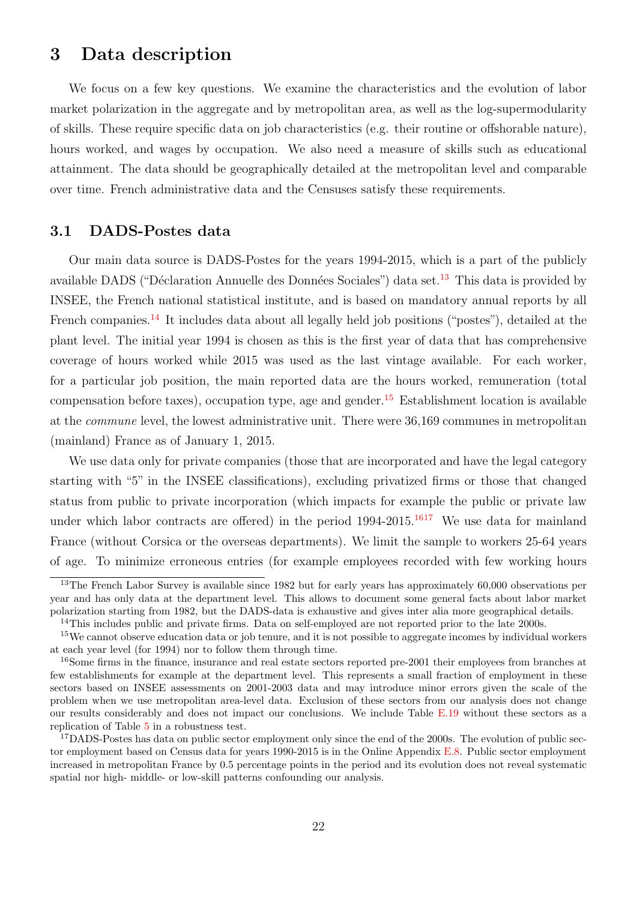# 3 Data description

We focus on a few key questions. We examine the characteristics and the evolution of labor market polarization in the aggregate and by metropolitan area, as well as the log-supermodularity of skills. These require specific data on job characteristics (e.g. their routine or offshorable nature), hours worked, and wages by occupation. We also need a measure of skills such as educational attainment. The data should be geographically detailed at the metropolitan level and comparable over time. French administrative data and the Censuses satisfy these requirements.

## 3.1 DADS-Postes data

Our main data source is DADS-Postes for the years 1994-2015, which is a part of the publicly available DADS ("Déclaration Annuelle des Données Sociales") data set.[13] This data is provided by INSEE, the French national statistical institute, and is based on mandatory annual reports by all French companies.[14] It includes data about all legally held job positions ("postes"), detailed at the plant level. The initial year 1994 is chosen as this is the first year of data that has comprehensive coverage of hours worked while 2015 was used as the last vintage available. For each worker, for a particular job position, the main reported data are the hours worked, remuneration (total compensation before taxes), occupation type, age and gender.[15] Establishment location is available at the *commune* level, the lowest administrative unit. There were 36,169 communes in metropolitan (mainland) France as of January 1, 2015.

We use data only for private companies (those that are incorporated and have the legal category starting with "5" in the INSEE classifications), excluding privatized firms or those that changed status from public to private incorporation (which impacts for example the public or private law under which labor contracts are offered) in the period 1994-2015.[16][17] We use data for mainland France (without Corsica or the overseas departments). We limit the sample to workers 25-64 years of age. To minimize erroneous entries (for example employees recorded with few working hours

[13] The French Labor Survey is available since 1982 but for early years has approximately 60,000 observations per year and has only data at the department level. This allows to document some general facts about labor market polarization starting from 1982, but the DADS-data is exhaustive and gives inter alia more geographical details.

[14] This includes public and private firms. Data on self-employed are not reported prior to the late 2000s.

[15] We cannot observe education data or job tenure, and it is not possible to aggregate incomes by individual workers at each year level (for 1994) nor to follow them through time.

[16] Some firms in the finance, insurance and real estate sectors reported pre-2001 their employees from branches at few establishments for example at the department level. This represents a small fraction of employment in these sectors based on INSEE assessments on 2001-2003 data and may introduce minor errors given the scale of the problem when we use metropolitan area-level data. Exclusion of these sectors from our analysis does not change our results considerably and does not impact our conclusions. We include Table E.19 without these sectors as a replication of Table 5 in a robustness test.

[17] DADS-Postes has data on public sector employment only since the end of the 2000s. The evolution of public sector employment based on Census data for years 1990-2015 is in the Online Appendix E.8. Public sector employment increased in metropolitan France by 0.5 percentage points in the period and its evolution does not reveal systematic spatial nor high- middle- or low-skill patterns confounding our analysis.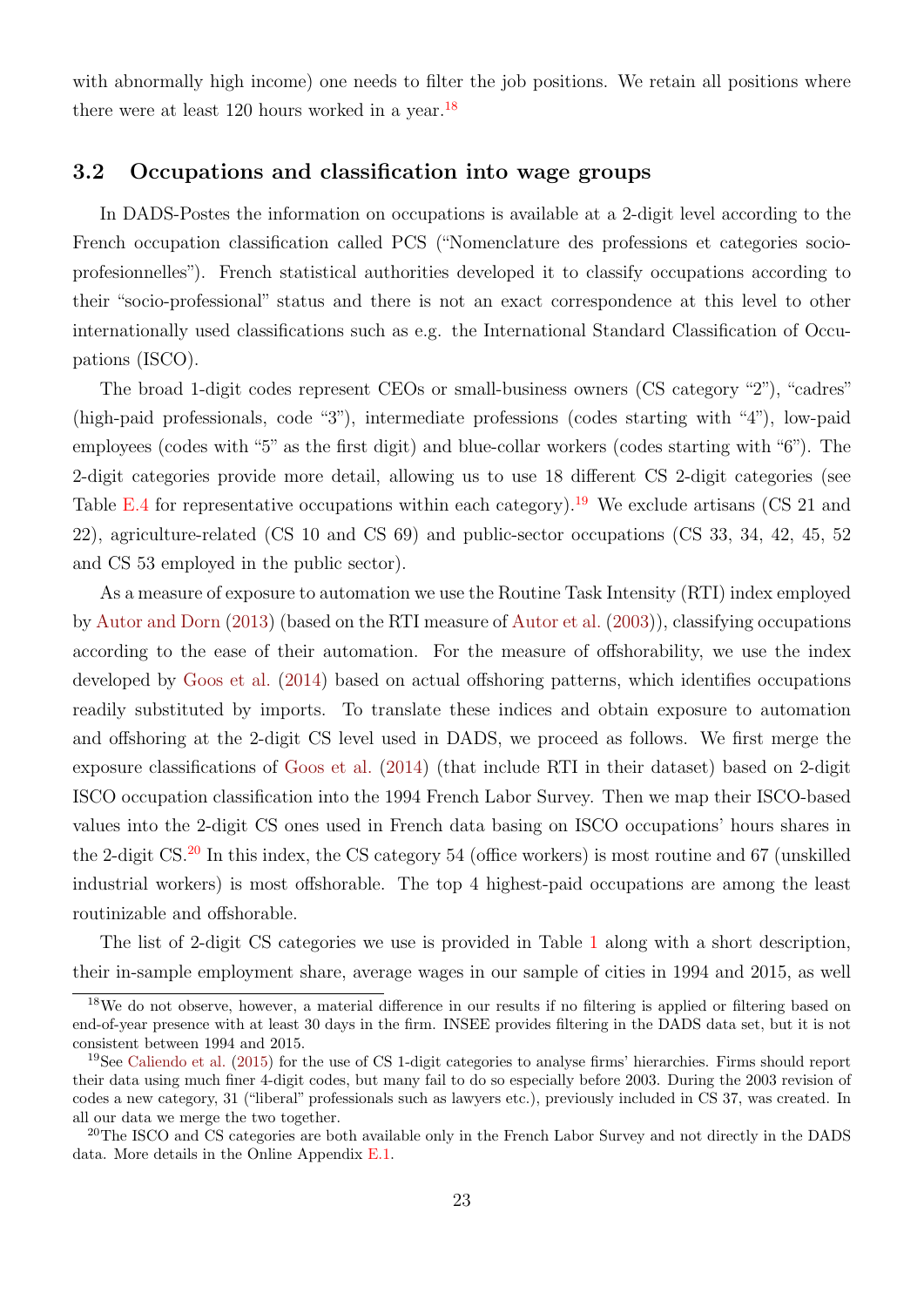with abnormally high income) one needs to filter the job positions. We retain all positions where there were at least 120 hours worked in a year.[18]

### 3.2 Occupations and classification into wage groups

In DADS-Postes the information on occupations is available at a 2-digit level according to the French occupation classification called PCS ("Nomenclature des professions et categories socio-profesionnelles"). French statistical authorities developed it to classify occupations according to their "socio-professional" status and there is not an exact correspondence at this level to other internationally used classifications such as e.g. the International Standard Classification of Occupations (ISCO).

The broad 1-digit codes represent CEOs or small-business owners (CS category "2"), "cadres" (high-paid professionals, code "3"), intermediate professions (codes starting with "4"), low-paid employees (codes with "5" as the first digit) and blue-collar workers (codes starting with "6"). The 2-digit categories provide more detail, allowing us to use 18 different CS 2-digit categories (see Table E.4 for representative occupations within each category).[19] We exclude artisans (CS 21 and 22), agriculture-related (CS 10 and CS 69) and public-sector occupations (CS 33, 34, 42, 45, 52 and CS 53 employed in the public sector).

As a measure of exposure to automation we use the Routine Task Intensity (RTI) index employed by Autor and Dorn (2013) (based on the RTI measure of Autor et al. (2003)), classifying occupations according to the ease of their automation. For the measure of offshorability, we use the index developed by Goos et al. (2014) based on actual offshoring patterns, which identifies occupations readily substituted by imports. To translate these indices and obtain exposure to automation and offshoring at the 2-digit CS level used in DADS, we proceed as follows. We first merge the exposure classifications of Goos et al. (2014) (that include RTI in their dataset) based on 2-digit ISCO occupation classification into the 1994 French Labor Survey. Then we map their ISCO-based values into the 2-digit CS ones used in French data basing on ISCO occupations' hours shares in the 2-digit CS.[20] In this index, the CS category 54 (office workers) is most routine and 67 (unskilled industrial workers) is most offshorable. The top 4 highest-paid occupations are among the least routinizable and offshorable.

The list of 2-digit CS categories we use is provided in Table 1 along with a short description, their in-sample employment share, average wages in our sample of cities in 1994 and 2015, as well

[18] We do not observe, however, a material difference in our results if no filtering is applied or filtering based on end-of-year presence with at least 30 days in the firm. INSEE provides filtering in the DADS data set, but it is not consistent between 1994 and 2015.

[19] See Caliendo et al. (2015) for the use of CS 1-digit categories to analyse firms' hierarchies. Firms should report their data using much finer 4-digit codes, but many fail to do so especially before 2003. During the 2003 revision of codes a new category, 31 ("liberal" professionals such as lawyers etc.), previously included in CS 37, was created. In all our data we merge the two together.

[20] The ISCO and CS categories are both available only in the French Labor Survey and not directly in the DADS data. More details in the Online Appendix E.1.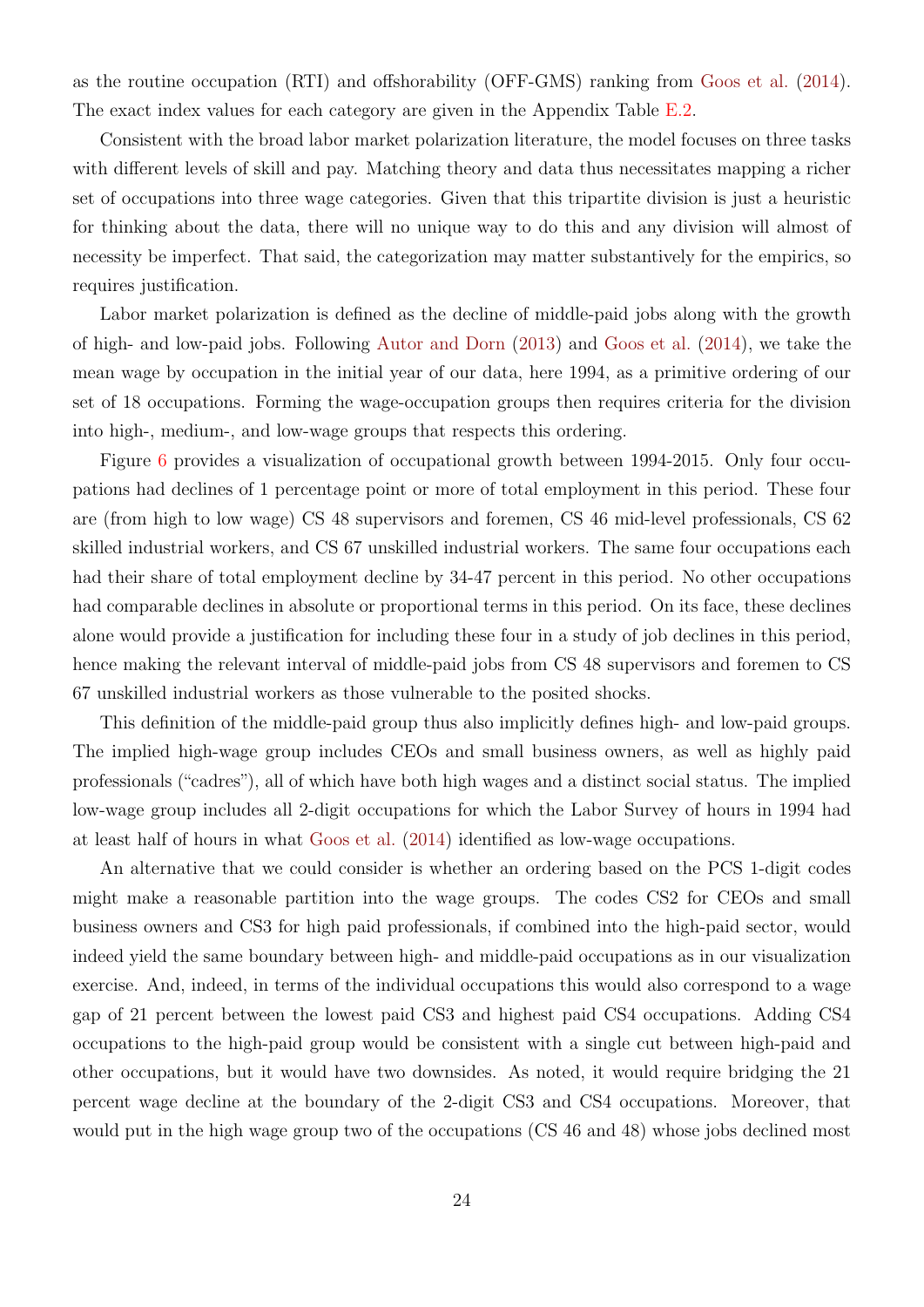as the routine occupation (RTI) and offshorability (OFF-GMS) ranking from Goos et al. (2014). The exact index values for each category are given in the Appendix Table E.2.

Consistent with the broad labor market polarization literature, the model focuses on three tasks with different levels of skill and pay. Matching theory and data thus necessitates mapping a richer set of occupations into three wage categories. Given that this tripartite division is just a heuristic for thinking about the data, there will no unique way to do this and any division will almost of necessity be imperfect. That said, the categorization may matter substantively for the empirics, so requires justification.

Labor market polarization is defined as the decline of middle-paid jobs along with the growth of high- and low-paid jobs. Following Autor and Dorn (2013) and Goos et al. (2014), we take the mean wage by occupation in the initial year of our data, here 1994, as a primitive ordering of our set of 18 occupations. Forming the wage-occupation groups then requires criteria for the division into high-, medium-, and low-wage groups that respects this ordering.

Figure 6 provides a visualization of occupational growth between 1994-2015. Only four occupations had declines of 1 percentage point or more of total employment in this period. These four are (from high to low wage) CS 48 supervisors and foremen, CS 46 mid-level professionals, CS 62 skilled industrial workers, and CS 67 unskilled industrial workers. The same four occupations each had their share of total employment decline by 34-47 percent in this period. No other occupations had comparable declines in absolute or proportional terms in this period. On its face, these declines alone would provide a justification for including these four in a study of job declines in this period, hence making the relevant interval of middle-paid jobs from CS 48 supervisors and foremen to CS 67 unskilled industrial workers as those vulnerable to the posited shocks.

This definition of the middle-paid group thus also implicitly defines high- and low-paid groups. The implied high-wage group includes CEOs and small business owners, as well as highly paid professionals ("cadres"), all of which have both high wages and a distinct social status. The implied low-wage group includes all 2-digit occupations for which the Labor Survey of hours in 1994 had at least half of hours in what Goos et al. (2014) identified as low-wage occupations.

An alternative that we could consider is whether an ordering based on the PCS 1-digit codes might make a reasonable partition into the wage groups. The codes CS2 for CEOs and small business owners and CS3 for high paid professionals, if combined into the high-paid sector, would indeed yield the same boundary between high- and middle-paid occupations as in our visualization exercise. And, indeed, in terms of the individual occupations this would also correspond to a wage gap of 21 percent between the lowest paid CS3 and highest paid CS4 occupations. Adding CS4 occupations to the high-paid group would be consistent with a single cut between high-paid and other occupations, but it would have two downsides. As noted, it would require bridging the 21 percent wage decline at the boundary of the 2-digit CS3 and CS4 occupations. Moreover, that would put in the high wage group two of the occupations (CS 46 and 48) whose jobs declined most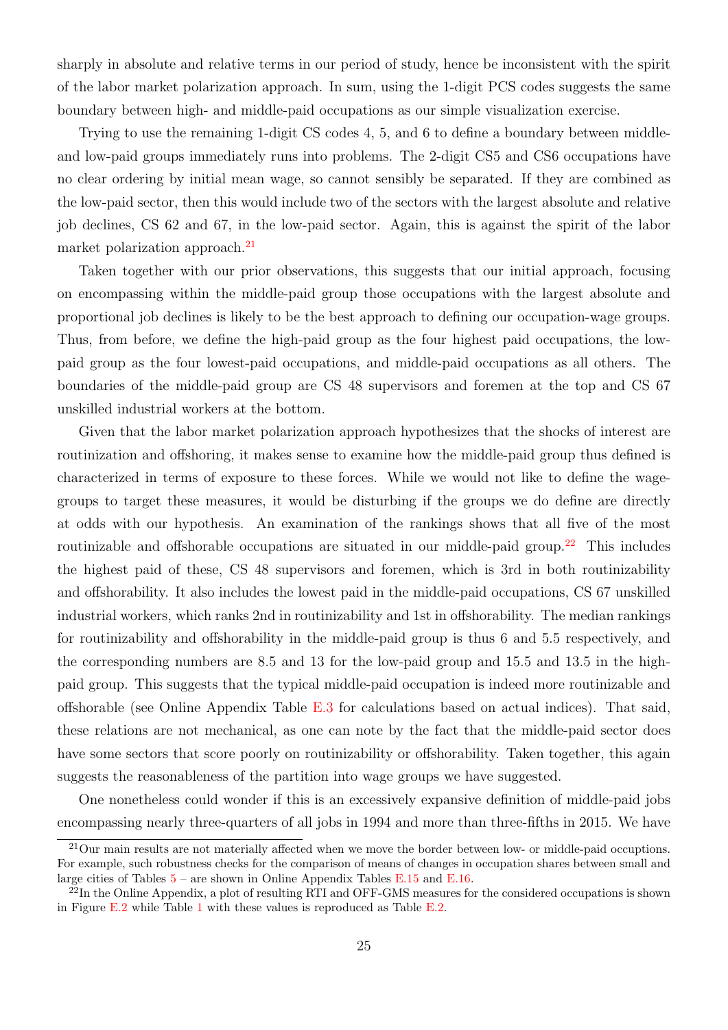sharply in absolute and relative terms in our period of study, hence be inconsistent with the spirit of the labor market polarization approach. In sum, using the 1-digit PCS codes suggests the same boundary between high- and middle-paid occupations as our simple visualization exercise.

Trying to use the remaining 1-digit CS codes 4, 5, and 6 to define a boundary between middle- and low-paid groups immediately runs into problems. The 2-digit CS5 and CS6 occupations have no clear ordering by initial mean wage, so cannot sensibly be separated. If they are combined as the low-paid sector, then this would include two of the sectors with the largest absolute and relative job declines, CS 62 and 67, in the low-paid sector. Again, this is against the spirit of the labor market polarization approach.[21]

Taken together with our prior observations, this suggests that our initial approach, focusing on encompassing within the middle-paid group those occupations with the largest absolute and proportional job declines is likely to be the best approach to defining our occupation-wage groups. Thus, from before, we define the high-paid group as the four highest paid occupations, the low-paid group as the four lowest-paid occupations, and middle-paid occupations as all others. The boundaries of the middle-paid group are CS 48 supervisors and foremen at the top and CS 67 unskilled industrial workers at the bottom.

Given that the labor market polarization approach hypothesizes that the shocks of interest are routinization and offshoring, it makes sense to examine how the middle-paid group thus defined is characterized in terms of exposure to these forces. While we would not like to define the wage-groups to target these measures, it would be disturbing if the groups we do define are directly at odds with our hypothesis. An examination of the rankings shows that all five of the most routinizable and offshorable occupations are situated in our middle-paid group.[22] This includes the highest paid of these, CS 48 supervisors and foremen, which is 3rd in both routinizability and offshorability. It also includes the lowest paid in the middle-paid occupations, CS 67 unskilled industrial workers, which ranks 2nd in routinizability and 1st in offshorability. The median rankings for routinizability and offshorability in the middle-paid group is thus 6 and 5.5 respectively, and the corresponding numbers are 8.5 and 13 for the low-paid group and 15.5 and 13.5 in the high-paid group. This suggests that the typical middle-paid occupation is indeed more routinizable and offshorable (see Online Appendix Table E.3 for calculations based on actual indices). That said, these relations are not mechanical, as one can note by the fact that the middle-paid sector does have some sectors that score poorly on routinizability or offshorability. Taken together, this again suggests the reasonableness of the partition into wage groups we have suggested.

One nonetheless could wonder if this is an excessively expansive definition of middle-paid jobs encompassing nearly three-quarters of all jobs in 1994 and more than three-fifths in 2015. We have

[21] Our main results are not materially affected when we move the border between low- or middle-paid occuptions. For example, such robustness checks for the comparison of means of changes in occupation shares between small and large cities of Tables 5 – are shown in Online Appendix Tables E.15 and E.16.

[22] In the Online Appendix, a plot of resulting RTI and OFF-GMS measures for the considered occupations is shown in Figure E.2 while Table 1 with these values is reproduced as Table E.2.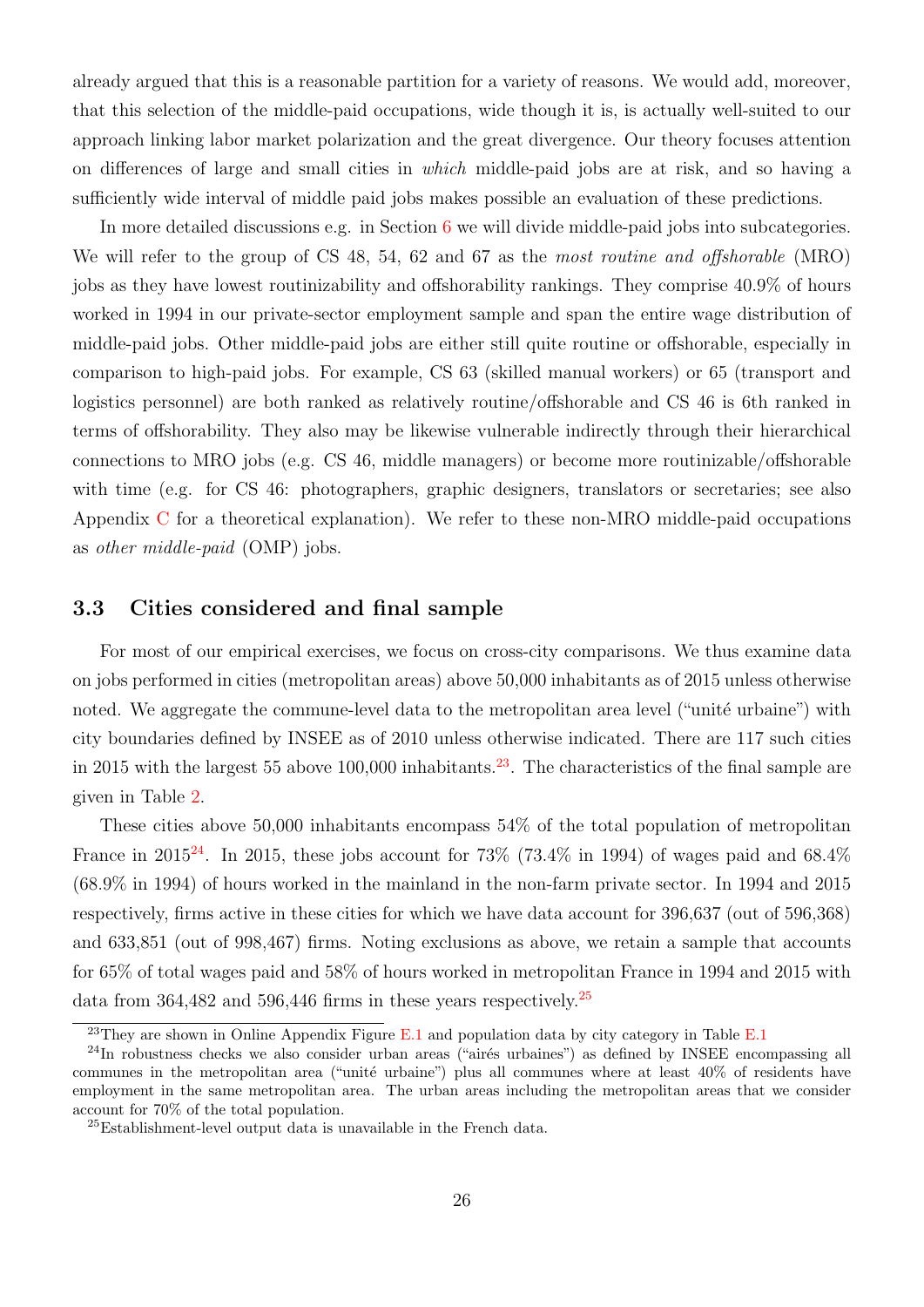already argued that this is a reasonable partition for a variety of reasons. We would add, moreover, that this selection of the middle-paid occupations, wide though it is, is actually well-suited to our approach linking labor market polarization and the great divergence. Our theory focuses attention on differences of large and small cities in *which* middle-paid jobs are at risk, and so having a sufficiently wide interval of middle paid jobs makes possible an evaluation of these predictions.

In more detailed discussions e.g. in Section 6 we will divide middle-paid jobs into subcategories. We will refer to the group of CS 48, 54, 62 and 67 as the *most routine and offshorable* (MRO) jobs as they have lowest routinizability and offshorability rankings. They comprise 40.9% of hours worked in 1994 in our private-sector employment sample and span the entire wage distribution of middle-paid jobs. Other middle-paid jobs are either still quite routine or offshorable, especially in comparison to high-paid jobs. For example, CS 63 (skilled manual workers) or 65 (transport and logistics personnel) are both ranked as relatively routine/offshorable and CS 46 is 6th ranked in terms of offshorability. They also may be likewise vulnerable indirectly through their hierarchical connections to MRO jobs (e.g. CS 46, middle managers) or become more routinizable/offshorable with time (e.g. for CS 46: photographers, graphic designers, translators or secretaries; see also Appendix C for a theoretical explanation). We refer to these non-MRO middle-paid occupations as *other middle-paid* (OMP) jobs.

### 3.3 Cities considered and final sample

For most of our empirical exercises, we focus on cross-city comparisons. We thus examine data on jobs performed in cities (metropolitan areas) above 50,000 inhabitants as of 2015 unless otherwise noted. We aggregate the commune-level data to the metropolitan area level ("unité urbaine") with city boundaries defined by INSEE as of 2010 unless otherwise indicated. There are 117 such cities in 2015 with the largest 55 above 100,000 inhabitants.[23]. The characteristics of the final sample are given in Table 2.

These cities above 50,000 inhabitants encompass 54% of the total population of metropolitan France in 2015[24]. In 2015, these jobs account for 73% (73.4% in 1994) of wages paid and 68.4% (68.9% in 1994) of hours worked in the mainland in the non-farm private sector. In 1994 and 2015 respectively, firms active in these cities for which we have data account for 396,637 (out of 596,368) and 633,851 (out of 998,467) firms. Noting exclusions as above, we retain a sample that accounts for 65% of total wages paid and 58% of hours worked in metropolitan France in 1994 and 2015 with data from 364,482 and 596,446 firms in these years respectively.[25]

---

[23] They are shown in Online Appendix Figure E.1 and population data by city category in Table E.1

[24] In robustness checks we also consider urban areas ("airés urbaines") as defined by INSEE encompassing all communes in the metropolitan area ("unité urbaine") plus all communes where at least 40% of residents have employment in the same metropolitan area. The urban areas including the metropolitan areas that we consider account for 70% of the total population.

[25] Establishment-level output data is unavailable in the French data.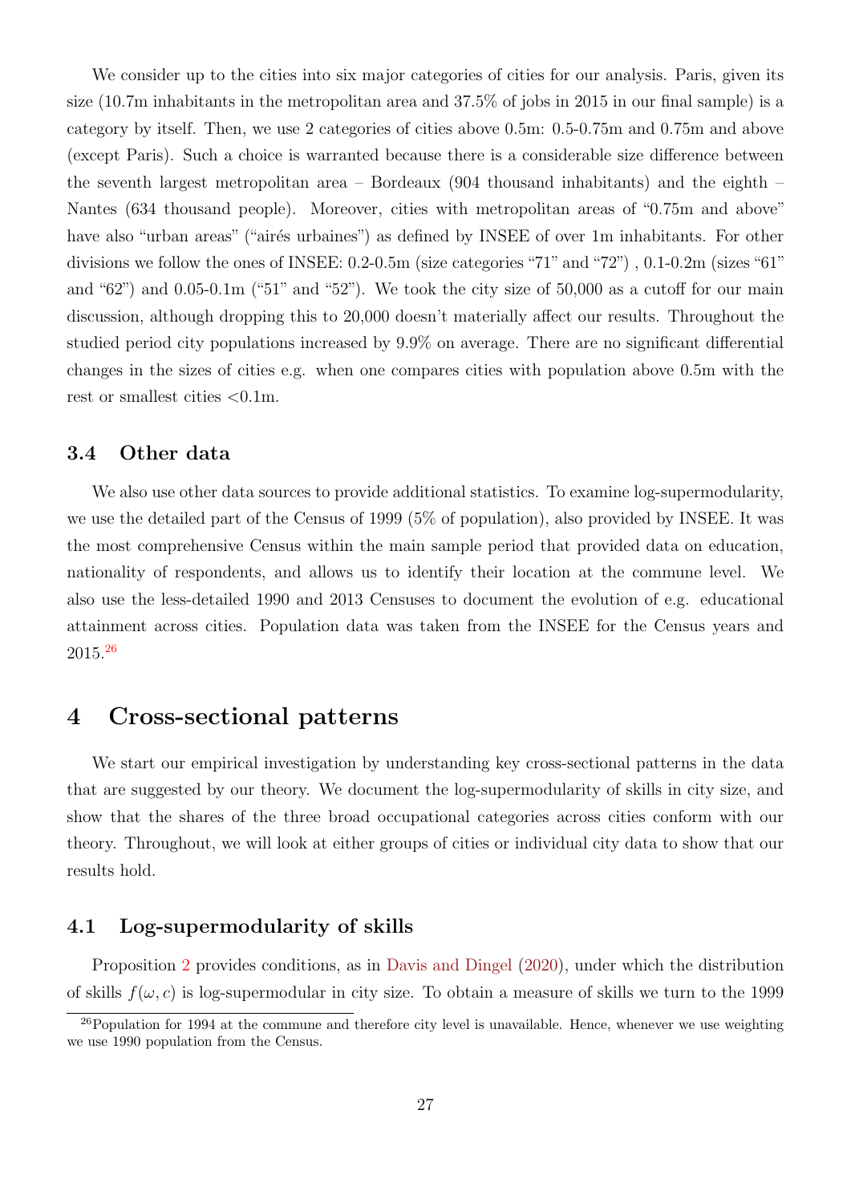We consider up to the cities into six major categories of cities for our analysis. Paris, given its size (10.7m inhabitants in the metropolitan area and 37.5% of jobs in 2015 in our final sample) is a category by itself. Then, we use 2 categories of cities above 0.5m: 0.5-0.75m and 0.75m and above (except Paris). Such a choice is warranted because there is a considerable size difference between the seventh largest metropolitan area – Bordeaux (904 thousand inhabitants) and the eighth – Nantes (634 thousand people). Moreover, cities with metropolitan areas of "0.75m and above" have also "urban areas" ("airés urbaines") as defined by INSEE of over 1m inhabitants. For other divisions we follow the ones of INSEE: 0.2-0.5m (size categories "71" and "72") , 0.1-0.2m (sizes "61" and "62") and 0.05-0.1m ("51" and "52"). We took the city size of 50,000 as a cutoff for our main discussion, although dropping this to 20,000 doesn't materially affect our results. Throughout the studied period city populations increased by 9.9% on average. There are no significant differential changes in the sizes of cities e.g. when one compares cities with population above 0.5m with the rest or smallest cities <0.1m.

### 3.4 Other data

We also use other data sources to provide additional statistics. To examine log-supermodularity, we use the detailed part of the Census of 1999 (5% of population), also provided by INSEE. It was the most comprehensive Census within the main sample period that provided data on education, nationality of respondents, and allows us to identify their location at the commune level. We also use the less-detailed 1990 and 2013 Censuses to document the evolution of e.g. educational attainment across cities. Population data was taken from the INSEE for the Census years and 2015.[26]

## 4 Cross-sectional patterns

We start our empirical investigation by understanding key cross-sectional patterns in the data that are suggested by our theory. We document the log-supermodularity of skills in city size, and show that the shares of the three broad occupational categories across cities conform with our theory. Throughout, we will look at either groups of cities or individual city data to show that our results hold.

### 4.1 Log-supermodularity of skills

Proposition 2 provides conditions, as in Davis and Dingel (2020), under which the distribution of skills $f(\omega, c)$ is log-supermodular in city size. To obtain a measure of skills we turn to the 1999

[26] Population for 1994 at the commune and therefore city level is unavailable. Hence, whenever we use weighting we use 1990 population from the Census.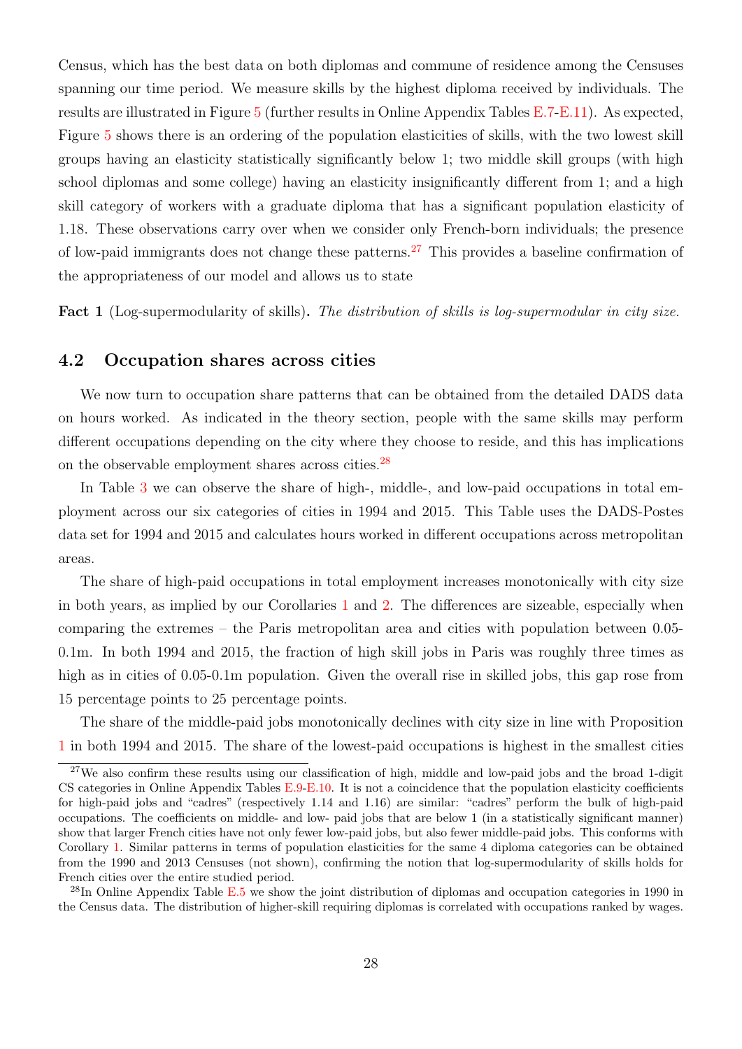Census, which has the best data on both diplomas and commune of residence among the Censuses spanning our time period. We measure skills by the highest diploma received by individuals. The results are illustrated in Figure 5 (further results in Online Appendix Tables E.7-E.11). As expected, Figure 5 shows there is an ordering of the population elasticities of skills, with the two lowest skill groups having an elasticity statistically significantly below 1; two middle skill groups (with high school diplomas and some college) having an elasticity insignificantly different from 1; and a high skill category of workers with a graduate diploma that has a significant population elasticity of 1.18. These observations carry over when we consider only French-born individuals; the presence of low-paid immigrants does not change these patterns.[27] This provides a baseline confirmation of the appropriateness of our model and allows us to state

**Fact 1** (Log-supermodularity of skills)**.** *The distribution of skills is log-supermodular in city size.*

## 4.2 Occupation shares across cities

We now turn to occupation share patterns that can be obtained from the detailed DADS data on hours worked. As indicated in the theory section, people with the same skills may perform different occupations depending on the city where they choose to reside, and this has implications on the observable employment shares across cities.[28]

In Table 3 we can observe the share of high-, middle-, and low-paid occupations in total employment across our six categories of cities in 1994 and 2015. This Table uses the DADS-Postes data set for 1994 and 2015 and calculates hours worked in different occupations across metropolitan areas.

The share of high-paid occupations in total employment increases monotonically with city size in both years, as implied by our Corollaries 1 and 2. The differences are sizeable, especially when comparing the extremes – the Paris metropolitan area and cities with population between 0.05-0.1m. In both 1994 and 2015, the fraction of high skill jobs in Paris was roughly three times as high as in cities of 0.05-0.1m population. Given the overall rise in skilled jobs, this gap rose from 15 percentage points to 25 percentage points.

The share of the middle-paid jobs monotonically declines with city size in line with Proposition 1 in both 1994 and 2015. The share of the lowest-paid occupations is highest in the smallest cities

[27] We also confirm these results using our classification of high, middle and low-paid jobs and the broad 1-digit CS categories in Online Appendix Tables E.9-E.10. It is not a coincidence that the population elasticity coefficients for high-paid jobs and "cadres" (respectively 1.14 and 1.16) are similar: "cadres" perform the bulk of high-paid occupations. The coefficients on middle- and low- paid jobs that are below 1 (in a statistically significant manner) show that larger French cities have not only fewer low-paid jobs, but also fewer middle-paid jobs. This conforms with Corollary 1. Similar patterns in terms of population elasticities for the same 4 diploma categories can be obtained from the 1990 and 2013 Censuses (not shown), confirming the notion that log-supermodularity of skills holds for French cities over the entire studied period.

[28] In Online Appendix Table E.5 we show the joint distribution of diplomas and occupation categories in 1990 in the Census data. The distribution of higher-skill requiring diplomas is correlated with occupations ranked by wages.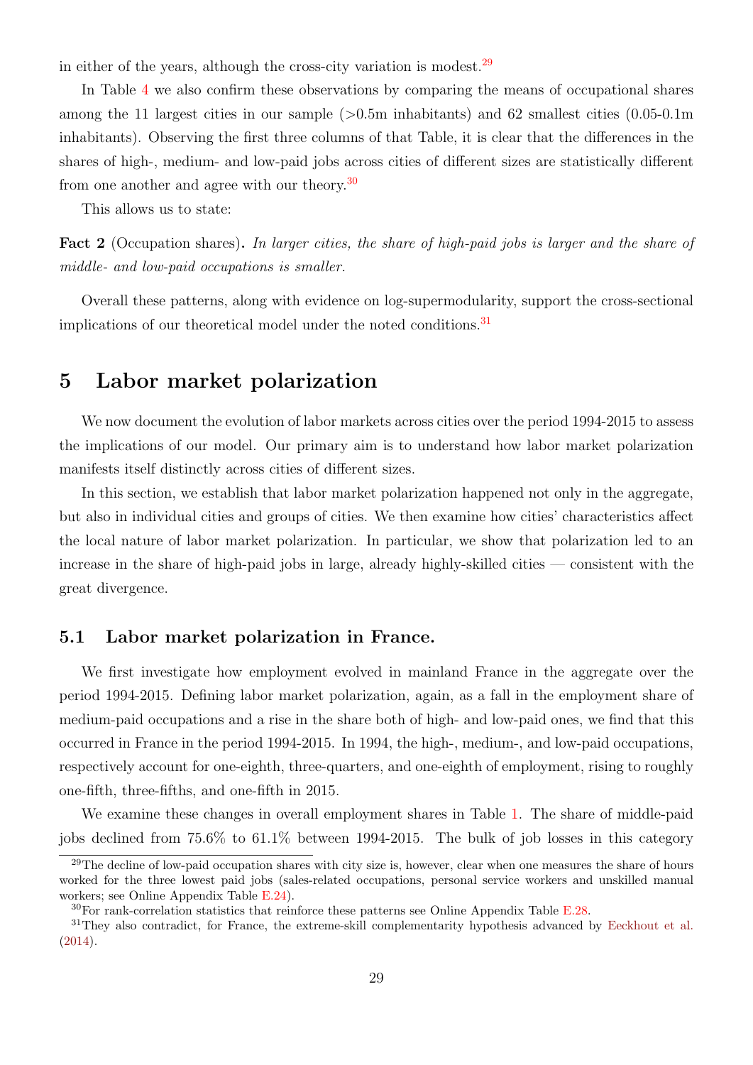in either of the years, although the cross-city variation is modest.[29]

In Table 4 we also confirm these observations by comparing the means of occupational shares among the 11 largest cities in our sample (>0.5m inhabitants) and 62 smallest cities (0.05-0.1m inhabitants). Observing the first three columns of that Table, it is clear that the differences in the shares of high-, medium- and low-paid jobs across cities of different sizes are statistically different from one another and agree with our theory.[30]

This allows us to state:

**Fact 2** (Occupation shares)**.** *In larger cities, the share of high-paid jobs is larger and the share of middle- and low-paid occupations is smaller.*

Overall these patterns, along with evidence on log-supermodularity, support the cross-sectional implications of our theoretical model under the noted conditions.[31]

# 5 Labor market polarization

We now document the evolution of labor markets across cities over the period 1994-2015 to assess the implications of our model. Our primary aim is to understand how labor market polarization manifests itself distinctly across cities of different sizes.

In this section, we establish that labor market polarization happened not only in the aggregate, but also in individual cities and groups of cities. We then examine how cities' characteristics affect the local nature of labor market polarization. In particular, we show that polarization led to an increase in the share of high-paid jobs in large, already highly-skilled cities — consistent with the great divergence.

## 5.1 Labor market polarization in France.

We first investigate how employment evolved in mainland France in the aggregate over the period 1994-2015. Defining labor market polarization, again, as a fall in the employment share of medium-paid occupations and a rise in the share both of high- and low-paid ones, we find that this occurred in France in the period 1994-2015. In 1994, the high-, medium-, and low-paid occupations, respectively account for one-eighth, three-quarters, and one-eighth of employment, rising to roughly one-fifth, three-fifths, and one-fifth in 2015.

We examine these changes in overall employment shares in Table 1. The share of middle-paid jobs declined from 75.6% to 61.1% between 1994-2015. The bulk of job losses in this category

[29] The decline of low-paid occupation shares with city size is, however, clear when one measures the share of hours worked for the three lowest paid jobs (sales-related occupations, personal service workers and unskilled manual workers; see Online Appendix Table E.24).

[30] For rank-correlation statistics that reinforce these patterns see Online Appendix Table E.28.

[31] They also contradict, for France, the extreme-skill complementarity hypothesis advanced by Eeckhout et al. (2014).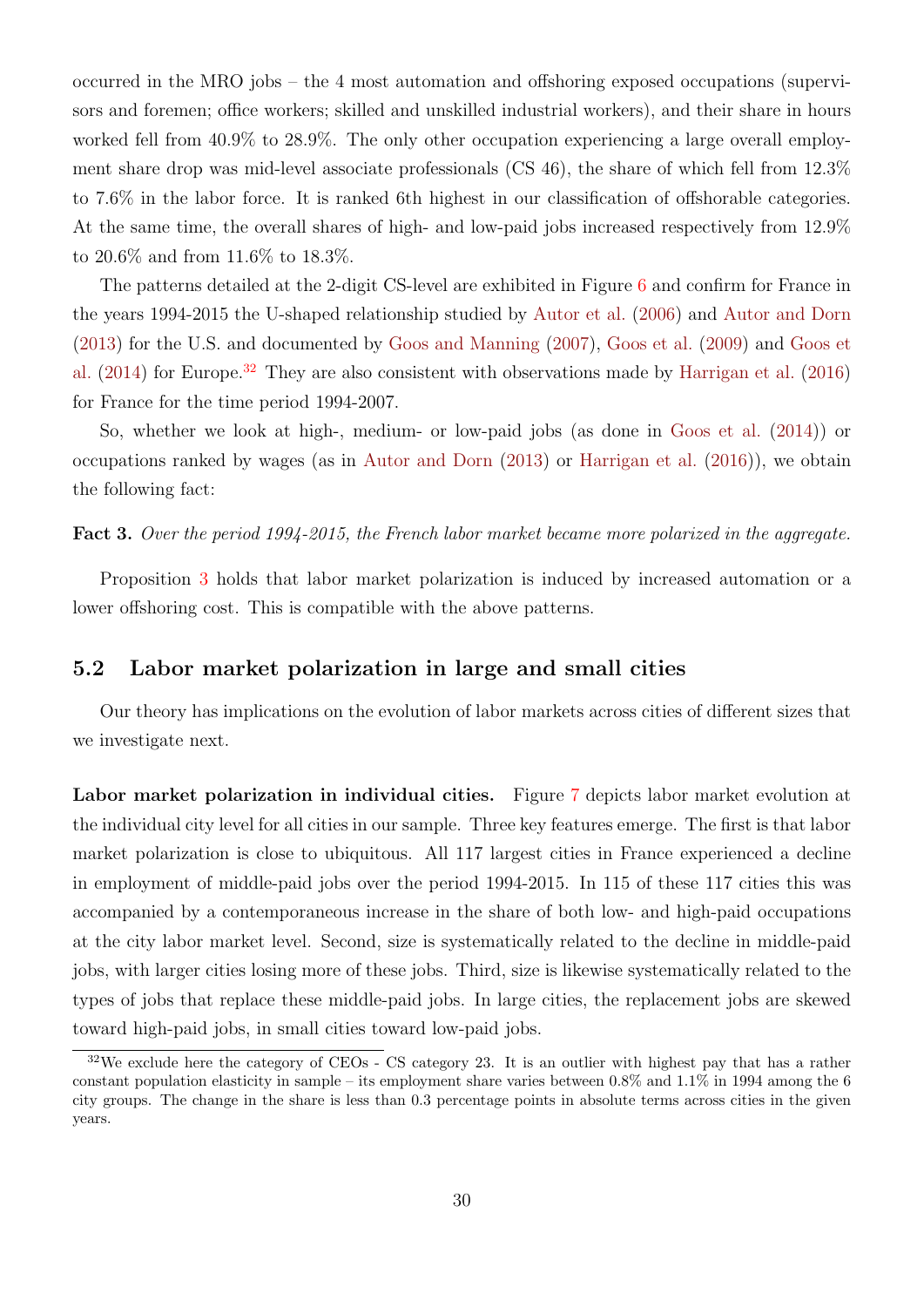occurred in the MRO jobs – the 4 most automation and offshoring exposed occupations (supervisors and foremen; office workers; skilled and unskilled industrial workers), and their share in hours worked fell from 40.9% to 28.9%. The only other occupation experiencing a large overall employment share drop was mid-level associate professionals (CS 46), the share of which fell from 12.3% to 7.6% in the labor force. It is ranked 6th highest in our classification of offshorable categories. At the same time, the overall shares of high- and low-paid jobs increased respectively from 12.9% to 20.6% and from 11.6% to 18.3%.

The patterns detailed at the 2-digit CS-level are exhibited in Figure 6 and confirm for France in the years 1994-2015 the U-shaped relationship studied by Autor et al. (2006) and Autor and Dorn (2013) for the U.S. and documented by Goos and Manning (2007), Goos et al. (2009) and Goos et al. (2014) for Europe.[32] They are also consistent with observations made by Harrigan et al. (2016) for France for the time period 1994-2007.

So, whether we look at high-, medium- or low-paid jobs (as done in Goos et al. (2014)) or occupations ranked by wages (as in Autor and Dorn (2013) or Harrigan et al. (2016)), we obtain the following fact:

**Fact 3.** *Over the period 1994-2015, the French labor market became more polarized in the aggregate.*

Proposition 3 holds that labor market polarization is induced by increased automation or a lower offshoring cost. This is compatible with the above patterns.

## 5.2 Labor market polarization in large and small cities

Our theory has implications on the evolution of labor markets across cities of different sizes that we investigate next.

**Labor market polarization in individual cities.** Figure 7 depicts labor market evolution at the individual city level for all cities in our sample. Three key features emerge. The first is that labor market polarization is close to ubiquitous. All 117 largest cities in France experienced a decline in employment of middle-paid jobs over the period 1994-2015. In 115 of these 117 cities this was accompanied by a contemporaneous increase in the share of both low- and high-paid occupations at the city labor market level. Second, size is systematically related to the decline in middle-paid jobs, with larger cities losing more of these jobs. Third, size is likewise systematically related to the types of jobs that replace these middle-paid jobs. In large cities, the replacement jobs are skewed toward high-paid jobs, in small cities toward low-paid jobs.

[32] We exclude here the category of CEOs - CS category 23. It is an outlier with highest pay that has a rather constant population elasticity in sample – its employment share varies between 0.8% and 1.1% in 1994 among the 6 city groups. The change in the share is less than 0.3 percentage points in absolute terms across cities in the given years.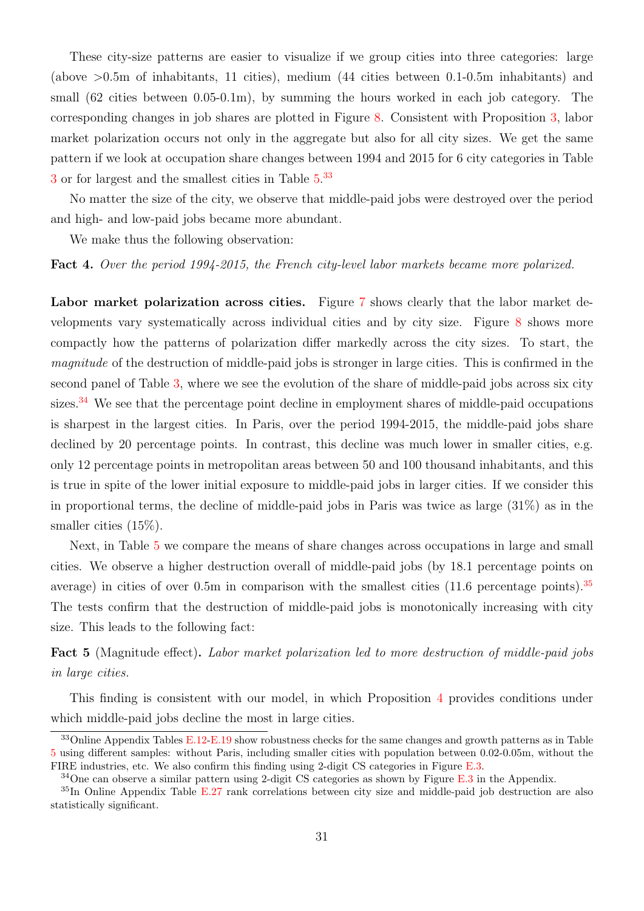These city-size patterns are easier to visualize if we group cities into three categories: large (above >0.5m of inhabitants, 11 cities), medium (44 cities between 0.1-0.5m inhabitants) and small (62 cities between 0.05-0.1m), by summing the hours worked in each job category. The corresponding changes in job shares are plotted in Figure 8. Consistent with Proposition 3, labor market polarization occurs not only in the aggregate but also for all city sizes. We get the same pattern if we look at occupation share changes between 1994 and 2015 for 6 city categories in Table 3 or for largest and the smallest cities in Table 5.[33]

No matter the size of the city, we observe that middle-paid jobs were destroyed over the period and high- and low-paid jobs became more abundant.

We make thus the following observation:

**Fact 4.** *Over the period 1994-2015, the French city-level labor markets became more polarized.*

**Labor market polarization across cities.** Figure 7 shows clearly that the labor market developments vary systematically across individual cities and by city size. Figure 8 shows more compactly how the patterns of polarization differ markedly across the city sizes. To start, the *magnitude* of the destruction of middle-paid jobs is stronger in large cities. This is confirmed in the second panel of Table 3, where we see the evolution of the share of middle-paid jobs across six city sizes.[34] We see that the percentage point decline in employment shares of middle-paid occupations is sharpest in the largest cities. In Paris, over the period 1994-2015, the middle-paid jobs share declined by 20 percentage points. In contrast, this decline was much lower in smaller cities, e.g. only 12 percentage points in metropolitan areas between 50 and 100 thousand inhabitants, and this is true in spite of the lower initial exposure to middle-paid jobs in larger cities. If we consider this in proportional terms, the decline of middle-paid jobs in Paris was twice as large (31%) as in the smaller cities (15%).

Next, in Table 5 we compare the means of share changes across occupations in large and small cities. We observe a higher destruction overall of middle-paid jobs (by 18.1 percentage points on average) in cities of over 0.5m in comparison with the smallest cities (11.6 percentage points).[35] The tests confirm that the destruction of middle-paid jobs is monotonically increasing with city size. This leads to the following fact:

**Fact 5** (Magnitude effect)**.** *Labor market polarization led to more destruction of middle-paid jobs in large cities.*

This finding is consistent with our model, in which Proposition 4 provides conditions under which middle-paid jobs decline the most in large cities.

---

[33] Online Appendix Tables E.12-E.19 show robustness checks for the same changes and growth patterns as in Table 5 using different samples: without Paris, including smaller cities with population between 0.02-0.05m, without the FIRE industries, etc. We also confirm this finding using 2-digit CS categories in Figure E.3.

[34] One can observe a similar pattern using 2-digit CS categories as shown by Figure E.3 in the Appendix.

[35] In Online Appendix Table E.27 rank correlations between city size and middle-paid job destruction are also statistically significant.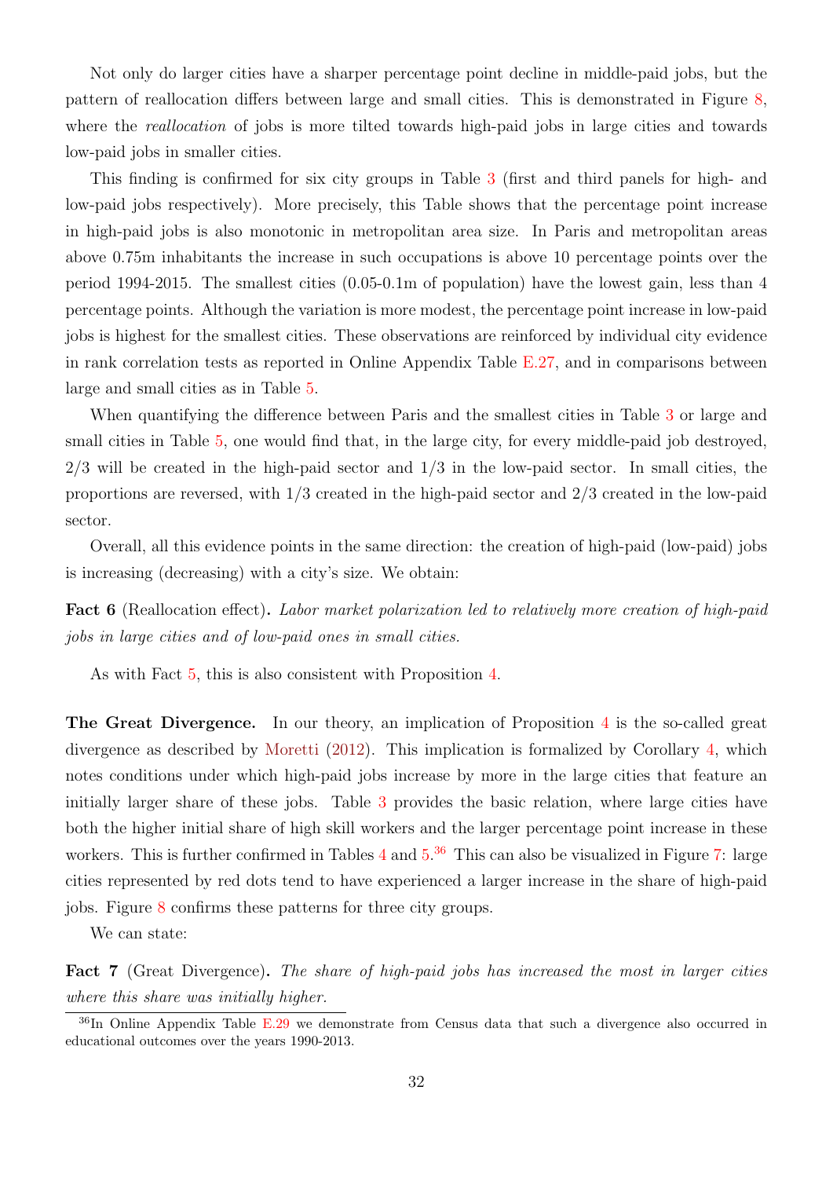Not only do larger cities have a sharper percentage point decline in middle-paid jobs, but the pattern of reallocation differs between large and small cities. This is demonstrated in Figure 8, where the *reallocation* of jobs is more tilted towards high-paid jobs in large cities and towards low-paid jobs in smaller cities.

This finding is confirmed for six city groups in Table 3 (first and third panels for high- and low-paid jobs respectively). More precisely, this Table shows that the percentage point increase in high-paid jobs is also monotonic in metropolitan area size. In Paris and metropolitan areas above 0.75m inhabitants the increase in such occupations is above 10 percentage points over the period 1994-2015. The smallest cities (0.05-0.1m of population) have the lowest gain, less than 4 percentage points. Although the variation is more modest, the percentage point increase in low-paid jobs is highest for the smallest cities. These observations are reinforced by individual city evidence in rank correlation tests as reported in Online Appendix Table E.27, and in comparisons between large and small cities as in Table 5.

When quantifying the difference between Paris and the smallest cities in Table 3 or large and small cities in Table 5, one would find that, in the large city, for every middle-paid job destroyed, 2/3 will be created in the high-paid sector and 1/3 in the low-paid sector. In small cities, the proportions are reversed, with 1/3 created in the high-paid sector and 2/3 created in the low-paid sector.

Overall, all this evidence points in the same direction: the creation of high-paid (low-paid) jobs is increasing (decreasing) with a city's size. We obtain:

**Fact 6** (Reallocation effect)**.** *Labor market polarization led to relatively more creation of high-paid jobs in large cities and of low-paid ones in small cities.*

As with Fact 5, this is also consistent with Proposition 4.

**The Great Divergence.** In our theory, an implication of Proposition 4 is the so-called great divergence as described by Moretti (2012). This implication is formalized by Corollary 4, which notes conditions under which high-paid jobs increase by more in the large cities that feature an initially larger share of these jobs. Table 3 provides the basic relation, where large cities have both the higher initial share of high skill workers and the larger percentage point increase in these workers. This is further confirmed in Tables 4 and 5.[36] This can also be visualized in Figure 7: large cities represented by red dots tend to have experienced a larger increase in the share of high-paid jobs. Figure 8 confirms these patterns for three city groups.

We can state:

**Fact 7** (Great Divergence)**.** *The share of high-paid jobs has increased the most in larger cities where this share was initially higher.*

[36]In Online Appendix Table E.29 we demonstrate from Census data that such a divergence also occurred in educational outcomes over the years 1990-2013.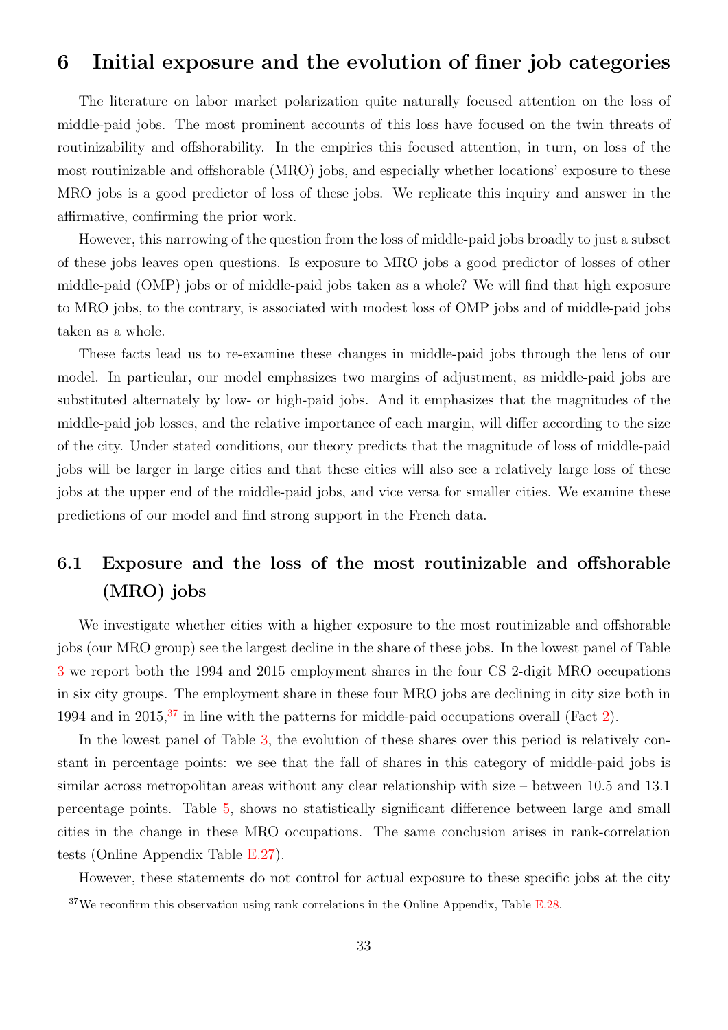# 6 Initial exposure and the evolution of finer job categories

The literature on labor market polarization quite naturally focused attention on the loss of middle-paid jobs. The most prominent accounts of this loss have focused on the twin threats of routinizability and offshorability. In the empirics this focused attention, in turn, on loss of the most routinizable and offshorable (MRO) jobs, and especially whether locations' exposure to these MRO jobs is a good predictor of loss of these jobs. We replicate this inquiry and answer in the affirmative, confirming the prior work.

However, this narrowing of the question from the loss of middle-paid jobs broadly to just a subset of these jobs leaves open questions. Is exposure to MRO jobs a good predictor of losses of other middle-paid (OMP) jobs or of middle-paid jobs taken as a whole? We will find that high exposure to MRO jobs, to the contrary, is associated with modest loss of OMP jobs and of middle-paid jobs taken as a whole.

These facts lead us to re-examine these changes in middle-paid jobs through the lens of our model. In particular, our model emphasizes two margins of adjustment, as middle-paid jobs are substituted alternately by low- or high-paid jobs. And it emphasizes that the magnitudes of the middle-paid job losses, and the relative importance of each margin, will differ according to the size of the city. Under stated conditions, our theory predicts that the magnitude of loss of middle-paid jobs will be larger in large cities and that these cities will also see a relatively large loss of these jobs at the upper end of the middle-paid jobs, and vice versa for smaller cities. We examine these predictions of our model and find strong support in the French data.

## 6.1 Exposure and the loss of the most routinizable and offshorable (MRO) jobs

We investigate whether cities with a higher exposure to the most routinizable and offshorable jobs (our MRO group) see the largest decline in the share of these jobs. In the lowest panel of Table 3 we report both the 1994 and 2015 employment shares in the four CS 2-digit MRO occupations in six city groups. The employment share in these four MRO jobs are declining in city size both in 1994 and in 2015,[37] in line with the patterns for middle-paid occupations overall (Fact 2).

In the lowest panel of Table 3, the evolution of these shares over this period is relatively constant in percentage points: we see that the fall of shares in this category of middle-paid jobs is similar across metropolitan areas without any clear relationship with size – between 10.5 and 13.1 percentage points. Table 5, shows no statistically significant difference between large and small cities in the change in these MRO occupations. The same conclusion arises in rank-correlation tests (Online Appendix Table E.27).

However, these statements do not control for actual exposure to these specific jobs at the city

[37] We reconfirm this observation using rank correlations in the Online Appendix, Table E.28.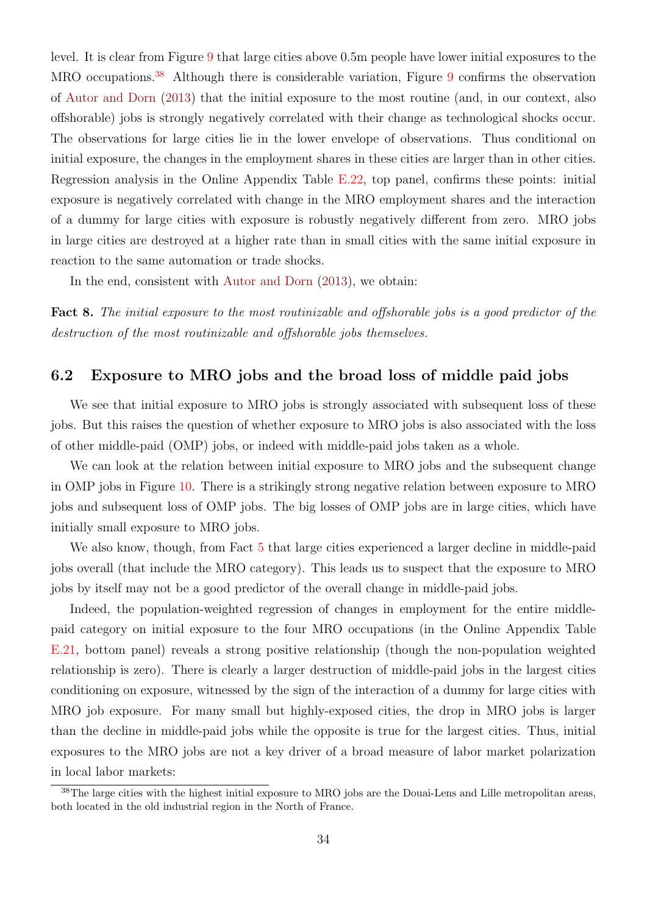level. It is clear from Figure 9 that large cities above 0.5m people have lower initial exposures to the MRO occupations.[38] Although there is considerable variation, Figure 9 confirms the observation of Autor and Dorn (2013) that the initial exposure to the most routine (and, in our context, also offshorable) jobs is strongly negatively correlated with their change as technological shocks occur. The observations for large cities lie in the lower envelope of observations. Thus conditional on initial exposure, the changes in the employment shares in these cities are larger than in other cities. Regression analysis in the Online Appendix Table E.22, top panel, confirms these points: initial exposure is negatively correlated with change in the MRO employment shares and the interaction of a dummy for large cities with exposure is robustly negatively different from zero. MRO jobs in large cities are destroyed at a higher rate than in small cities with the same initial exposure in reaction to the same automation or trade shocks.

In the end, consistent with Autor and Dorn (2013), we obtain:

**Fact 8.** *The initial exposure to the most routinizable and offshorable jobs is a good predictor of the destruction of the most routinizable and offshorable jobs themselves.*

## 6.2 Exposure to MRO jobs and the broad loss of middle paid jobs

We see that initial exposure to MRO jobs is strongly associated with subsequent loss of these jobs. But this raises the question of whether exposure to MRO jobs is also associated with the loss of other middle-paid (OMP) jobs, or indeed with middle-paid jobs taken as a whole.

We can look at the relation between initial exposure to MRO jobs and the subsequent change in OMP jobs in Figure 10. There is a strikingly strong negative relation between exposure to MRO jobs and subsequent loss of OMP jobs. The big losses of OMP jobs are in large cities, which have initially small exposure to MRO jobs.

We also know, though, from Fact 5 that large cities experienced a larger decline in middle-paid jobs overall (that include the MRO category). This leads us to suspect that the exposure to MRO jobs by itself may not be a good predictor of the overall change in middle-paid jobs.

Indeed, the population-weighted regression of changes in employment for the entire middle-paid category on initial exposure to the four MRO occupations (in the Online Appendix Table E.21, bottom panel) reveals a strong positive relationship (though the non-population weighted relationship is zero). There is clearly a larger destruction of middle-paid jobs in the largest cities conditioning on exposure, witnessed by the sign of the interaction of a dummy for large cities with MRO job exposure. For many small but highly-exposed cities, the drop in MRO jobs is larger than the decline in middle-paid jobs while the opposite is true for the largest cities. Thus, initial exposures to the MRO jobs are not a key driver of a broad measure of labor market polarization in local labor markets:

[38] The large cities with the highest initial exposure to MRO jobs are the Douai-Lens and Lille metropolitan areas, both located in the old industrial region in the North of France.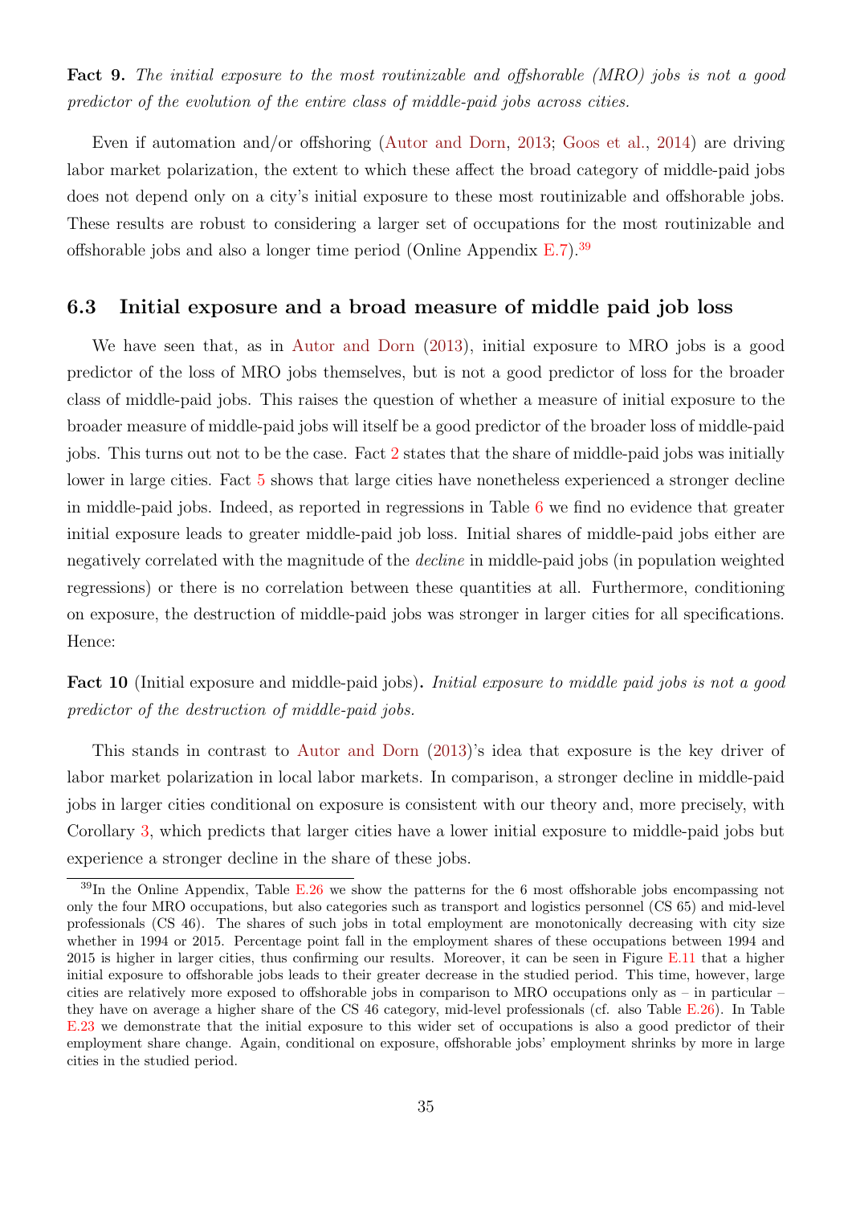**Fact 9.** *The initial exposure to the most routinizable and offshorable (MRO) jobs is not a good predictor of the evolution of the entire class of middle-paid jobs across cities.*

Even if automation and/or offshoring (Autor and Dorn, 2013; Goos et al., 2014) are driving labor market polarization, the extent to which these affect the broad category of middle-paid jobs does not depend only on a city's initial exposure to these most routinizable and offshorable jobs. These results are robust to considering a larger set of occupations for the most routinizable and offshorable jobs and also a longer time period (Online Appendix E.7).[39]

## 6.3 Initial exposure and a broad measure of middle paid job loss

We have seen that, as in Autor and Dorn (2013), initial exposure to MRO jobs is a good predictor of the loss of MRO jobs themselves, but is not a good predictor of loss for the broader class of middle-paid jobs. This raises the question of whether a measure of initial exposure to the broader measure of middle-paid jobs will itself be a good predictor of the broader loss of middle-paid jobs. This turns out not to be the case. Fact 2 states that the share of middle-paid jobs was initially lower in large cities. Fact 5 shows that large cities have nonetheless experienced a stronger decline in middle-paid jobs. Indeed, as reported in regressions in Table 6 we find no evidence that greater initial exposure leads to greater middle-paid job loss. Initial shares of middle-paid jobs either are negatively correlated with the magnitude of the *decline* in middle-paid jobs (in population weighted regressions) or there is no correlation between these quantities at all. Furthermore, conditioning on exposure, the destruction of middle-paid jobs was stronger in larger cities for all specifications. Hence:

**Fact 10** (Initial exposure and middle-paid jobs)**.** *Initial exposure to middle paid jobs is not a good predictor of the destruction of middle-paid jobs.*

This stands in contrast to Autor and Dorn (2013)'s idea that exposure is the key driver of labor market polarization in local labor markets. In comparison, a stronger decline in middle-paid jobs in larger cities conditional on exposure is consistent with our theory and, more precisely, with Corollary 3, which predicts that larger cities have a lower initial exposure to middle-paid jobs but experience a stronger decline in the share of these jobs.

[39] In the Online Appendix, Table E.26 we show the patterns for the 6 most offshorable jobs encompassing not only the four MRO occupations, but also categories such as transport and logistics personnel (CS 65) and mid-level professionals (CS 46). The shares of such jobs in total employment are monotonically decreasing with city size whether in 1994 or 2015. Percentage point fall in the employment shares of these occupations between 1994 and 2015 is higher in larger cities, thus confirming our results. Moreover, it can be seen in Figure E.11 that a higher initial exposure to offshorable jobs leads to their greater decrease in the studied period. This time, however, large cities are relatively more exposed to offshorable jobs in comparison to MRO occupations only as – in particular – they have on average a higher share of the CS 46 category, mid-level professionals (cf. also Table E.26). In Table E.23 we demonstrate that the initial exposure to this wider set of occupations is also a good predictor of their employment share change. Again, conditional on exposure, offshorable jobs' employment shrinks by more in large cities in the studied period.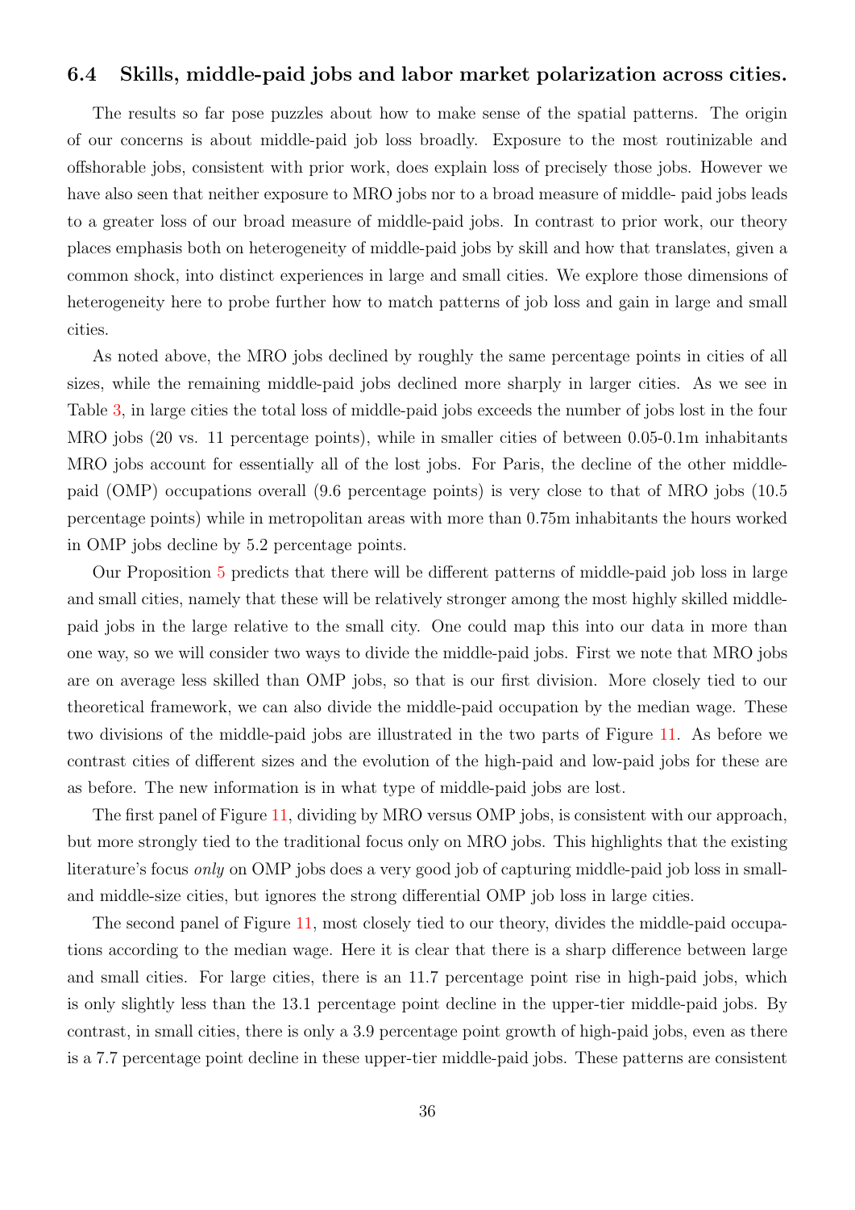### 6.4 Skills, middle-paid jobs and labor market polarization across cities.

The results so far pose puzzles about how to make sense of the spatial patterns. The origin of our concerns is about middle-paid job loss broadly. Exposure to the most routinizable and offshorable jobs, consistent with prior work, does explain loss of precisely those jobs. However we have also seen that neither exposure to MRO jobs nor to a broad measure of middle- paid jobs leads to a greater loss of our broad measure of middle-paid jobs. In contrast to prior work, our theory places emphasis both on heterogeneity of middle-paid jobs by skill and how that translates, given a common shock, into distinct experiences in large and small cities. We explore those dimensions of heterogeneity here to probe further how to match patterns of job loss and gain in large and small cities.

As noted above, the MRO jobs declined by roughly the same percentage points in cities of all sizes, while the remaining middle-paid jobs declined more sharply in larger cities. As we see in Table 3, in large cities the total loss of middle-paid jobs exceeds the number of jobs lost in the four MRO jobs (20 vs. 11 percentage points), while in smaller cities of between 0.05-0.1m inhabitants MRO jobs account for essentially all of the lost jobs. For Paris, the decline of the other middle-paid (OMP) occupations overall (9.6 percentage points) is very close to that of MRO jobs (10.5 percentage points) while in metropolitan areas with more than 0.75m inhabitants the hours worked in OMP jobs decline by 5.2 percentage points.

Our Proposition 5 predicts that there will be different patterns of middle-paid job loss in large and small cities, namely that these will be relatively stronger among the most highly skilled middle-paid jobs in the large relative to the small city. One could map this into our data in more than one way, so we will consider two ways to divide the middle-paid jobs. First we note that MRO jobs are on average less skilled than OMP jobs, so that is our first division. More closely tied to our theoretical framework, we can also divide the middle-paid occupation by the median wage. These two divisions of the middle-paid jobs are illustrated in the two parts of Figure 11. As before we contrast cities of different sizes and the evolution of the high-paid and low-paid jobs for these are as before. The new information is in what type of middle-paid jobs are lost.

The first panel of Figure 11, dividing by MRO versus OMP jobs, is consistent with our approach, but more strongly tied to the traditional focus only on MRO jobs. This highlights that the existing literature's focus *only* on OMP jobs does a very good job of capturing middle-paid job loss in small- and middle-size cities, but ignores the strong differential OMP job loss in large cities.

The second panel of Figure 11, most closely tied to our theory, divides the middle-paid occupations according to the median wage. Here it is clear that there is a sharp difference between large and small cities. For large cities, there is an 11.7 percentage point rise in high-paid jobs, which is only slightly less than the 13.1 percentage point decline in the upper-tier middle-paid jobs. By contrast, in small cities, there is only a 3.9 percentage point growth of high-paid jobs, even as there is a 7.7 percentage point decline in these upper-tier middle-paid jobs. These patterns are consistent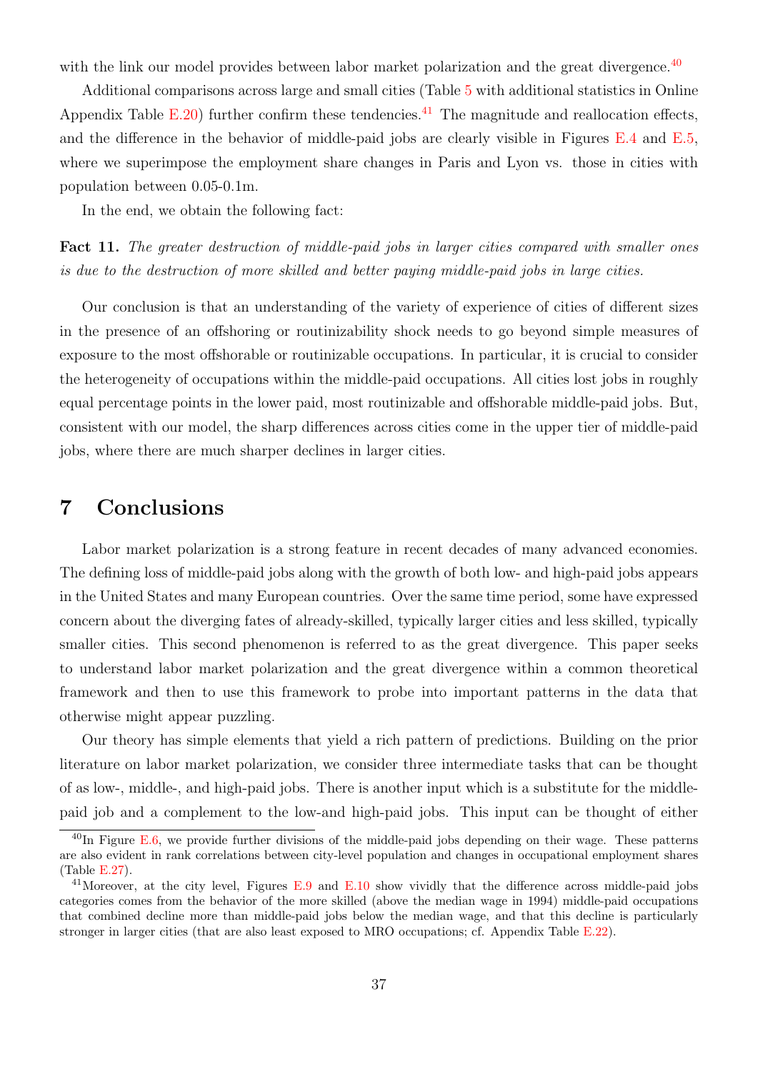with the link our model provides between labor market polarization and the great divergence.[40]

Additional comparisons across large and small cities (Table 5 with additional statistics in Online Appendix Table E.20) further confirm these tendencies.[41] The magnitude and reallocation effects, and the difference in the behavior of middle-paid jobs are clearly visible in Figures E.4 and E.5, where we superimpose the employment share changes in Paris and Lyon vs. those in cities with population between 0.05-0.1m.

In the end, we obtain the following fact:

**Fact 11.** *The greater destruction of middle-paid jobs in larger cities compared with smaller ones is due to the destruction of more skilled and better paying middle-paid jobs in large cities.*

Our conclusion is that an understanding of the variety of experience of cities of different sizes in the presence of an offshoring or routinizability shock needs to go beyond simple measures of exposure to the most offshorable or routinizable occupations. In particular, it is crucial to consider the heterogeneity of occupations within the middle-paid occupations. All cities lost jobs in roughly equal percentage points in the lower paid, most routinizable and offshorable middle-paid jobs. But, consistent with our model, the sharp differences across cities come in the upper tier of middle-paid jobs, where there are much sharper declines in larger cities.

# 7 Conclusions

Labor market polarization is a strong feature in recent decades of many advanced economies. The defining loss of middle-paid jobs along with the growth of both low- and high-paid jobs appears in the United States and many European countries. Over the same time period, some have expressed concern about the diverging fates of already-skilled, typically larger cities and less skilled, typically smaller cities. This second phenomenon is referred to as the great divergence. This paper seeks to understand labor market polarization and the great divergence within a common theoretical framework and then to use this framework to probe into important patterns in the data that otherwise might appear puzzling.

Our theory has simple elements that yield a rich pattern of predictions. Building on the prior literature on labor market polarization, we consider three intermediate tasks that can be thought of as low-, middle-, and high-paid jobs. There is another input which is a substitute for the middle-paid job and a complement to the low-and high-paid jobs. This input can be thought of either

[40] In Figure E.6, we provide further divisions of the middle-paid jobs depending on their wage. These patterns are also evident in rank correlations between city-level population and changes in occupational employment shares (Table E.27).

[41] Moreover, at the city level, Figures E.9 and E.10 show vividly that the difference across middle-paid jobs categories comes from the behavior of the more skilled (above the median wage in 1994) middle-paid occupations that combined decline more than middle-paid jobs below the median wage, and that this decline is particularly stronger in larger cities (that are also least exposed to MRO occupations; cf. Appendix Table E.22).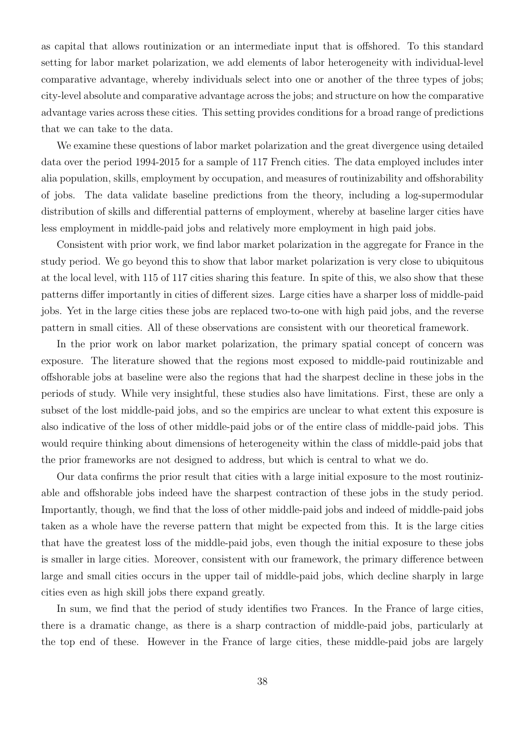as capital that allows routinization or an intermediate input that is offshored. To this standard setting for labor market polarization, we add elements of labor heterogeneity with individual-level comparative advantage, whereby individuals select into one or another of the three types of jobs; city-level absolute and comparative advantage across the jobs; and structure on how the comparative advantage varies across these cities. This setting provides conditions for a broad range of predictions that we can take to the data.

We examine these questions of labor market polarization and the great divergence using detailed data over the period 1994-2015 for a sample of 117 French cities. The data employed includes inter alia population, skills, employment by occupation, and measures of routinizability and offshorability of jobs. The data validate baseline predictions from the theory, including a log-supermodular distribution of skills and differential patterns of employment, whereby at baseline larger cities have less employment in middle-paid jobs and relatively more employment in high paid jobs.

Consistent with prior work, we find labor market polarization in the aggregate for France in the study period. We go beyond this to show that labor market polarization is very close to ubiquitous at the local level, with 115 of 117 cities sharing this feature. In spite of this, we also show that these patterns differ importantly in cities of different sizes. Large cities have a sharper loss of middle-paid jobs. Yet in the large cities these jobs are replaced two-to-one with high paid jobs, and the reverse pattern in small cities. All of these observations are consistent with our theoretical framework.

In the prior work on labor market polarization, the primary spatial concept of concern was exposure. The literature showed that the regions most exposed to middle-paid routinizable and offshorable jobs at baseline were also the regions that had the sharpest decline in these jobs in the periods of study. While very insightful, these studies also have limitations. First, these are only a subset of the lost middle-paid jobs, and so the empirics are unclear to what extent this exposure is also indicative of the loss of other middle-paid jobs or of the entire class of middle-paid jobs. This would require thinking about dimensions of heterogeneity within the class of middle-paid jobs that the prior frameworks are not designed to address, but which is central to what we do.

Our data confirms the prior result that cities with a large initial exposure to the most routinizable and offshorable jobs indeed have the sharpest contraction of these jobs in the study period. Importantly, though, we find that the loss of other middle-paid jobs and indeed of middle-paid jobs taken as a whole have the reverse pattern that might be expected from this. It is the large cities that have the greatest loss of the middle-paid jobs, even though the initial exposure to these jobs is smaller in large cities. Moreover, consistent with our framework, the primary difference between large and small cities occurs in the upper tail of middle-paid jobs, which decline sharply in large cities even as high skill jobs there expand greatly.

In sum, we find that the period of study identifies two Frances. In the France of large cities, there is a dramatic change, as there is a sharp contraction of middle-paid jobs, particularly at the top end of these. However in the France of large cities, these middle-paid jobs are largely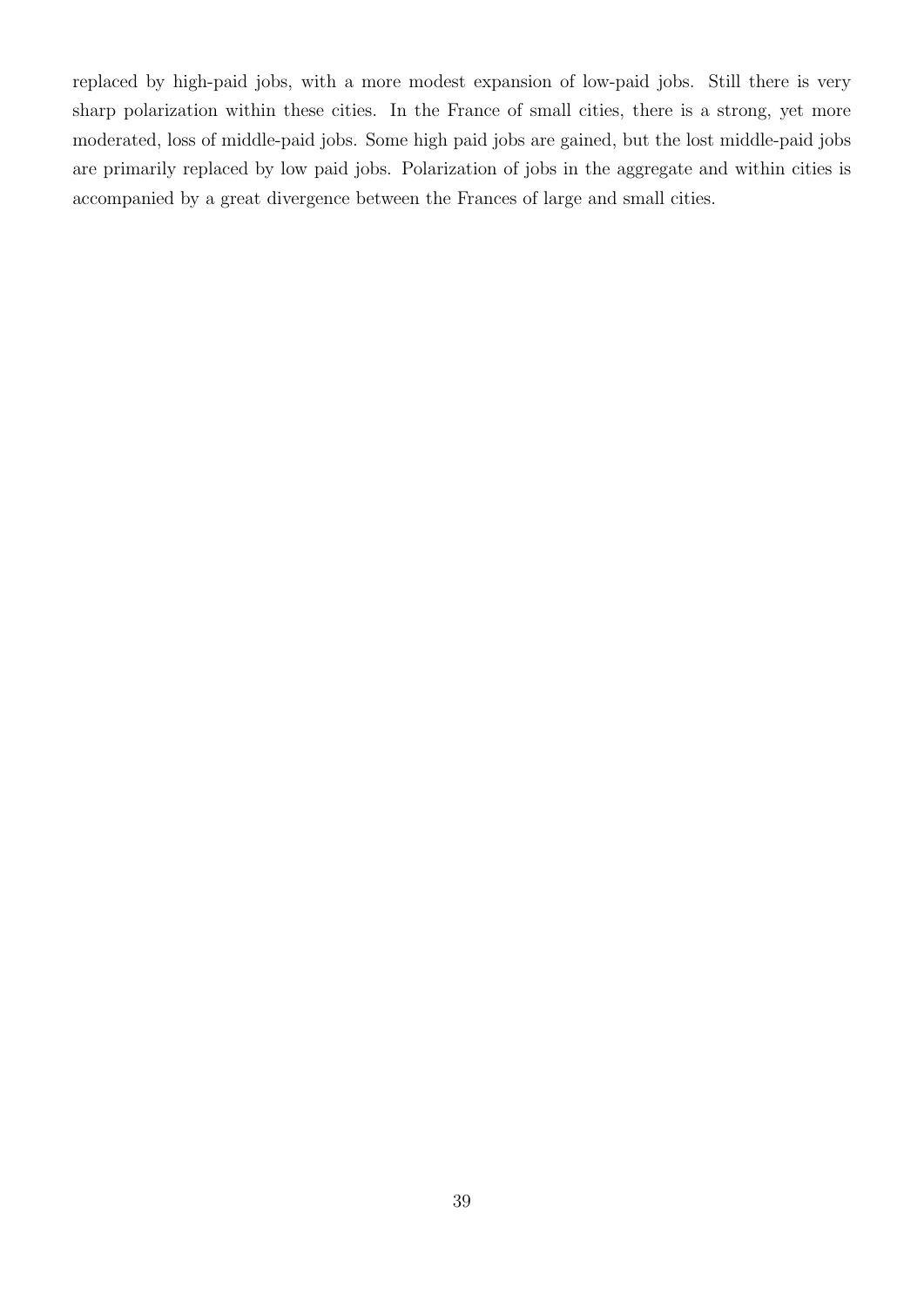replaced by high-paid jobs, with a more modest expansion of low-paid jobs. Still there is very sharp polarization within these cities. In the France of small cities, there is a strong, yet more moderated, loss of middle-paid jobs. Some high paid jobs are gained, but the lost middle-paid jobs are primarily replaced by low paid jobs. Polarization of jobs in the aggregate and within cities is accompanied by a great divergence between the Frances of large and small cities.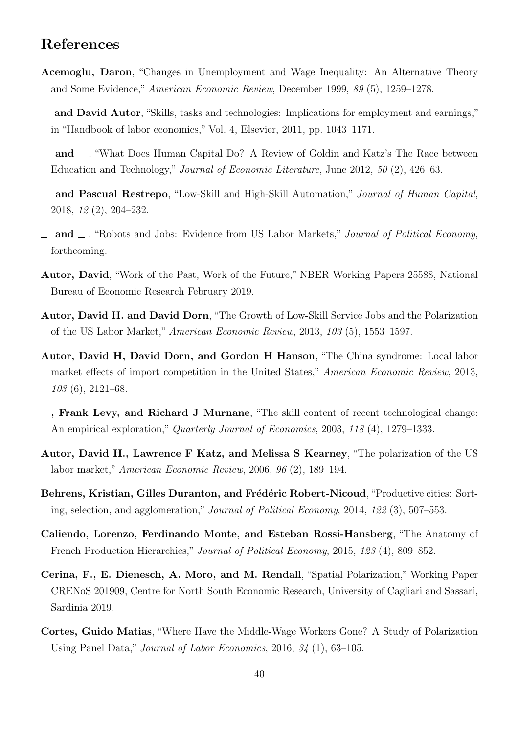## References

**Acemoglu, Daron**, "Changes in Unemployment and Wage Inequality: An Alternative Theory and Some Evidence," *American Economic Review*, December 1999, *89* (5), 1259–1278.

**\_ and David Autor**, "Skills, tasks and technologies: Implications for employment and earnings," in "Handbook of labor economics," Vol. 4, Elsevier, 2011, pp. 1043–1171.

**\_ and \_**, "What Does Human Capital Do? A Review of Goldin and Katz's The Race between Education and Technology," *Journal of Economic Literature*, June 2012, *50* (2), 426–63.

**\_ and Pascual Restrepo**, "Low-Skill and High-Skill Automation," *Journal of Human Capital*, 2018, *12* (2), 204–232.

**\_ and \_**, "Robots and Jobs: Evidence from US Labor Markets," *Journal of Political Economy*, forthcoming.

**Autor, David**, "Work of the Past, Work of the Future," NBER Working Papers 25588, National Bureau of Economic Research February 2019.

**Autor, David H. and David Dorn**, "The Growth of Low-Skill Service Jobs and the Polarization of the US Labor Market," *American Economic Review*, 2013, *103* (5), 1553–1597.

**Autor, David H, David Dorn, and Gordon H Hanson**, "The China syndrome: Local labor market effects of import competition in the United States," *American Economic Review*, 2013, *103* (6), 2121–68.

**\_, Frank Levy, and Richard J Murnane**, "The skill content of recent technological change: An empirical exploration," *Quarterly Journal of Economics*, 2003, *118* (4), 1279–1333.

**Autor, David H., Lawrence F Katz, and Melissa S Kearney**, "The polarization of the US labor market," *American Economic Review*, 2006, *96* (2), 189–194.

**Behrens, Kristian, Gilles Duranton, and Frédéric Robert-Nicoud**, "Productive cities: Sorting, selection, and agglomeration," *Journal of Political Economy*, 2014, *122* (3), 507–553.

**Caliendo, Lorenzo, Ferdinando Monte, and Esteban Rossi-Hansberg**, "The Anatomy of French Production Hierarchies," *Journal of Political Economy*, 2015, *123* (4), 809–852.

**Cerina, F., E. Dienesch, A. Moro, and M. Rendall**, "Spatial Polarization," Working Paper CRENoS 201909, Centre for North South Economic Research, University of Cagliari and Sassari, Sardinia 2019.

**Cortes, Guido Matias**, "Where Have the Middle-Wage Workers Gone? A Study of Polarization Using Panel Data," *Journal of Labor Economics*, 2016, *34* (1), 63–105.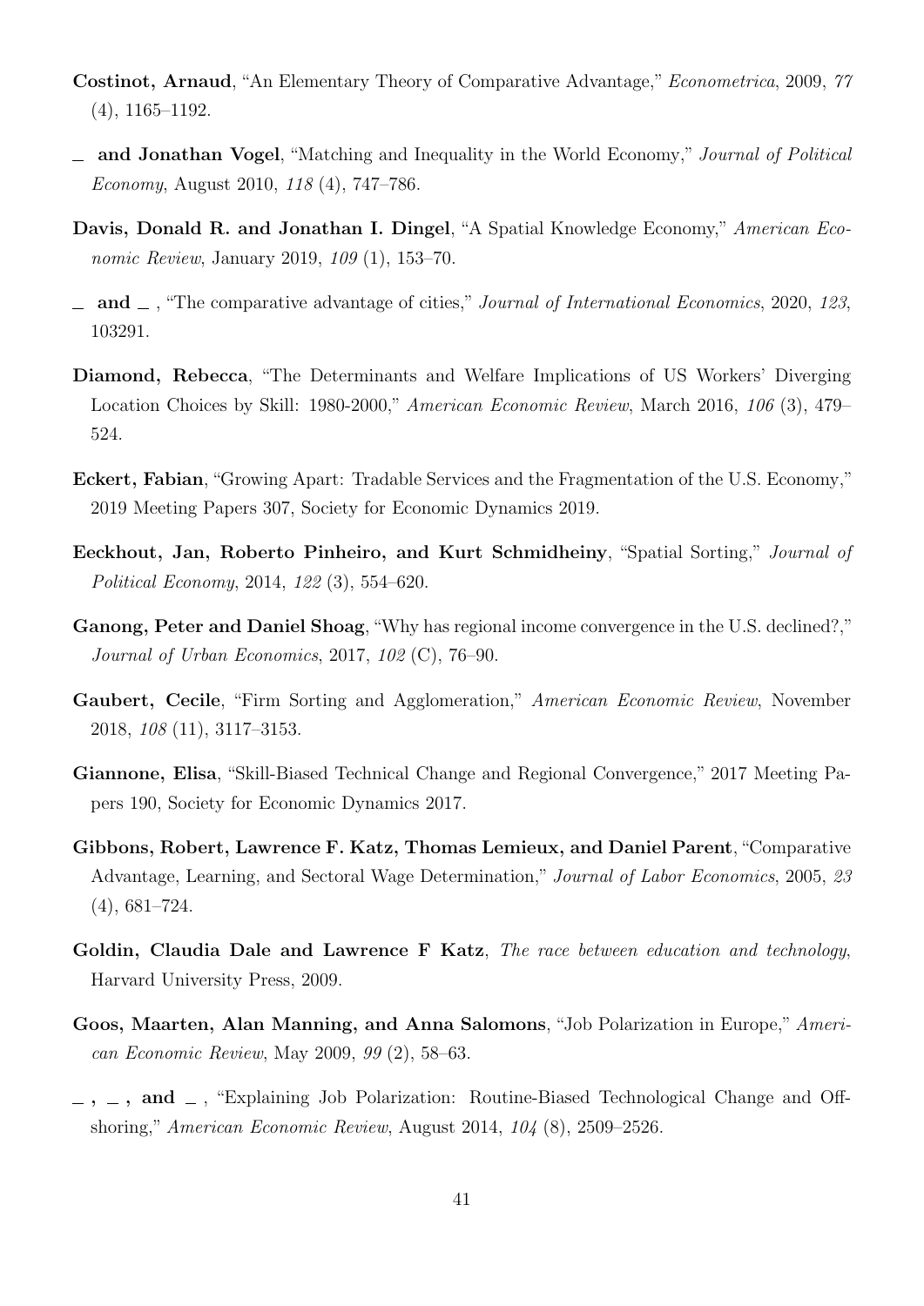**Costinot, Arnaud**, "An Elementary Theory of Comparative Advantage," *Econometrica*, 2009, *77* (4), 1165–1192.

_ **and Jonathan Vogel**, "Matching and Inequality in the World Economy," *Journal of Political Economy*, August 2010, *118* (4), 747–786.

**Davis, Donald R. and Jonathan I. Dingel**, "A Spatial Knowledge Economy," *American Economic Review*, January 2019, *109* (1), 153–70.

_ **and** _ , "The comparative advantage of cities," *Journal of International Economics*, 2020, *123*, 103291.

**Diamond, Rebecca**, "The Determinants and Welfare Implications of US Workers' Diverging Location Choices by Skill: 1980-2000," *American Economic Review*, March 2016, *106* (3), 479–524.

**Eckert, Fabian**, "Growing Apart: Tradable Services and the Fragmentation of the U.S. Economy," 2019 Meeting Papers 307, Society for Economic Dynamics 2019.

**Eeckhout, Jan, Roberto Pinheiro, and Kurt Schmidheiny**, "Spatial Sorting," *Journal of Political Economy*, 2014, *122* (3), 554–620.

**Ganong, Peter and Daniel Shoag**, "Why has regional income convergence in the U.S. declined?," *Journal of Urban Economics*, 2017, *102* (C), 76–90.

**Gaubert, Cecile**, "Firm Sorting and Agglomeration," *American Economic Review*, November 2018, *108* (11), 3117–3153.

**Giannone, Elisa**, "Skill-Biased Technical Change and Regional Convergence," 2017 Meeting Papers 190, Society for Economic Dynamics 2017.

**Gibbons, Robert, Lawrence F. Katz, Thomas Lemieux, and Daniel Parent**, "Comparative Advantage, Learning, and Sectoral Wage Determination," *Journal of Labor Economics*, 2005, *23* (4), 681–724.

**Goldin, Claudia Dale and Lawrence F Katz**, *The race between education and technology*, Harvard University Press, 2009.

**Goos, Maarten, Alan Manning, and Anna Salomons**, "Job Polarization in Europe," *American Economic Review*, May 2009, *99* (2), 58–63.

_ , _ , **and** _ , "Explaining Job Polarization: Routine-Biased Technological Change and Offshoring," *American Economic Review*, August 2014, *104* (8), 2509–2526.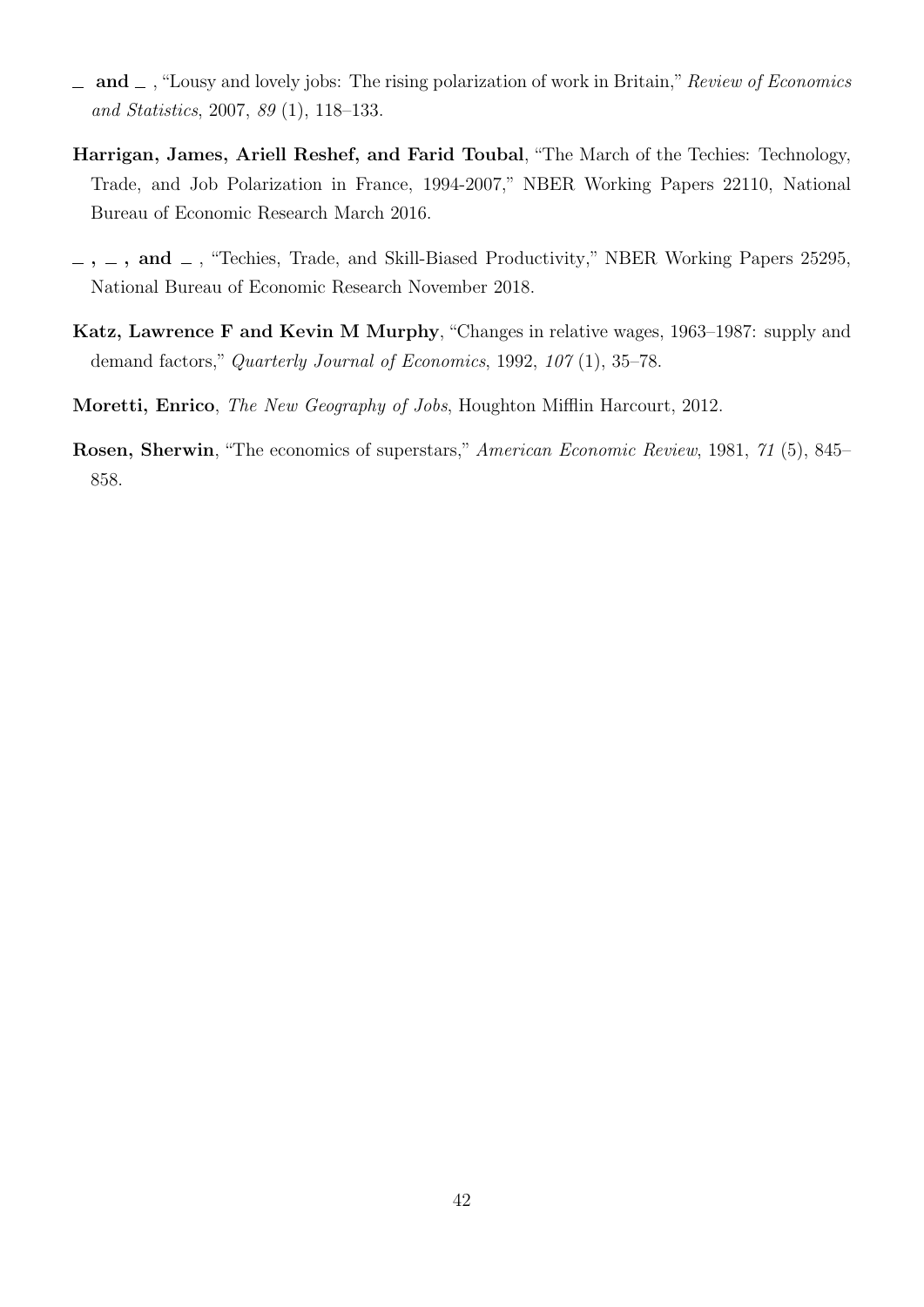— and — , "Lousy and lovely jobs: The rising polarization of work in Britain," *Review of Economics and Statistics*, 2007, *89* (1), 118–133.

**Harrigan, James, Ariell Reshef, and Farid Toubal**, "The March of the Techies: Technology, Trade, and Job Polarization in France, 1994-2007," NBER Working Papers 22110, National Bureau of Economic Research March 2016.

— , — , **and** — , "Techies, Trade, and Skill-Biased Productivity," NBER Working Papers 25295, National Bureau of Economic Research November 2018.

**Katz, Lawrence F and Kevin M Murphy**, "Changes in relative wages, 1963–1987: supply and demand factors," *Quarterly Journal of Economics*, 1992, *107* (1), 35–78.

**Moretti, Enrico**, *The New Geography of Jobs*, Houghton Mifflin Harcourt, 2012.

**Rosen, Sherwin**, "The economics of superstars," *American Economic Review*, 1981, *71* (5), 845–858.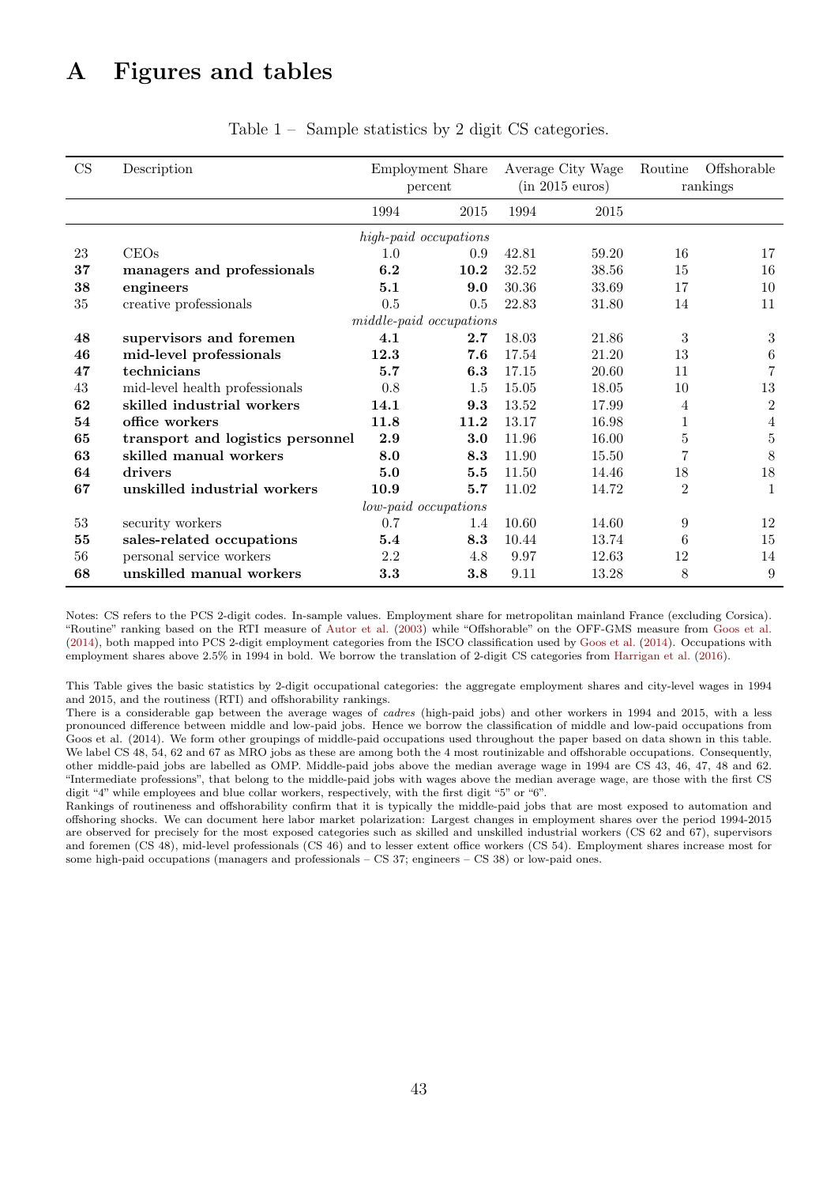# A Figures and tables

Table 1 – Sample statistics by 2 digit CS categories.

| CS | Description | Employment Share percent | | Average City Wage (in 2015 euros) | | Routine | Offshorable |
|---|---|---|---|---|---|---|---|
| | | | | | | rankings | |
| | | 1994 | 2015 | 1994 | 2015 | | |
| | | *high-paid occupations* | | | | | |
| 23 | CEOs | 1.0 | 0.9 | 42.81 | 59.20 | 16 | 17 |
| **37** | **managers and professionals** | **6.2** | **10.2** | 32.52 | 38.56 | 15 | 16 |
| **38** | **engineers** | **5.1** | **9.0** | 30.36 | 33.69 | 17 | 10 |
| 35 | creative professionals | 0.5 | 0.5 | 22.83 | 31.80 | 14 | 11 |
| | | *middle-paid occupations* | | | | | |
| **48** | **supervisors and foremen** | **4.1** | **2.7** | 18.03 | 21.86 | 3 | 3 |
| **46** | **mid-level professionals** | **12.3** | **7.6** | 17.54 | 21.20 | 13 | 6 |
| **47** | **technicians** | **5.7** | **6.3** | 17.15 | 20.60 | 11 | 7 |
| 43 | mid-level health professionals | 0.8 | 1.5 | 15.05 | 18.05 | 10 | 13 |
| **62** | **skilled industrial workers** | **14.1** | **9.3** | 13.52 | 17.99 | 4 | 2 |
| **54** | **office workers** | **11.8** | **11.2** | 13.17 | 16.98 | 1 | 4 |
| **65** | **transport and logistics personnel** | **2.9** | **3.0** | 11.96 | 16.00 | 5 | 5 |
| **63** | **skilled manual workers** | **8.0** | **8.3** | 11.90 | 15.50 | 7 | 8 |
| **64** | **drivers** | **5.0** | **5.5** | 11.50 | 14.46 | 18 | 18 |
| **67** | **unskilled industrial workers** | **10.9** | **5.7** | 11.02 | 14.72 | 2 | 1 |
| | | *low-paid occupations* | | | | | |
| 53 | security workers | 0.7 | 1.4 | 10.60 | 14.60 | 9 | 12 |
| **55** | **sales-related occupations** | **5.4** | **8.3** | 10.44 | 13.74 | 6 | 15 |
| 56 | personal service workers | 2.2 | 4.8 | 9.97 | 12.63 | 12 | 14 |
| **68** | **unskilled manual workers** | **3.3** | **3.8** | 9.11 | 13.28 | 8 | 9 |

Notes: CS refers to the PCS 2-digit codes. In-sample values. Employment share for metropolitan mainland France (excluding Corsica). "Routine" ranking based on the RTI measure of Autor et al. (2003) while "Offshorable" on the OFF-GMS measure from Goos et al. (2014), both mapped into PCS 2-digit employment categories from the ISCO classification used by Goos et al. (2014). Occupations with employment shares above 2.5% in 1994 in bold. We borrow the translation of 2-digit CS categories from Harrigan et al. (2016).

This Table gives the basic statistics by 2-digit occupational categories: the aggregate employment shares and city-level wages in 1994 and 2015, and the routiness (RTI) and offshorability rankings.
There is a considerable gap between the average wages of *cadres* (high-paid jobs) and other workers in 1994 and 2015, with a less pronounced difference between middle and low-paid jobs. Hence we borrow the classification of middle and low-paid occupations from Goos et al. (2014). We form other groupings of middle-paid occupations used throughout the paper based on data shown in this table. We label CS 48, 54, 62 and 67 as MRO jobs as these are among both the 4 most routinizable and offshorable occupations. Consequently, other middle-paid jobs are labelled as OMP. Middle-paid jobs above the median average wage in 1994 are CS 43, 46, 47, 48 and 62. "Intermediate professions", that belong to the middle-paid jobs with wages above the median average wage, are those with the first CS digit "4" while employees and blue collar workers, respectively, with the first digit "5" or "6".
Rankings of routineness and offshorability confirm that it is typically the middle-paid jobs that are most exposed to automation and offshoring shocks. We can document here labor market polarization: Largest changes in employment shares over the period 1994-2015 are observed for precisely for the most exposed categories such as skilled and unskilled industrial workers (CS 62 and 67), supervisors and foremen (CS 48), mid-level professionals (CS 46) and to lesser extent office workers (CS 54). Employment shares increase most for some high-paid occupations (managers and professionals – CS 37; engineers – CS 38) or low-paid ones.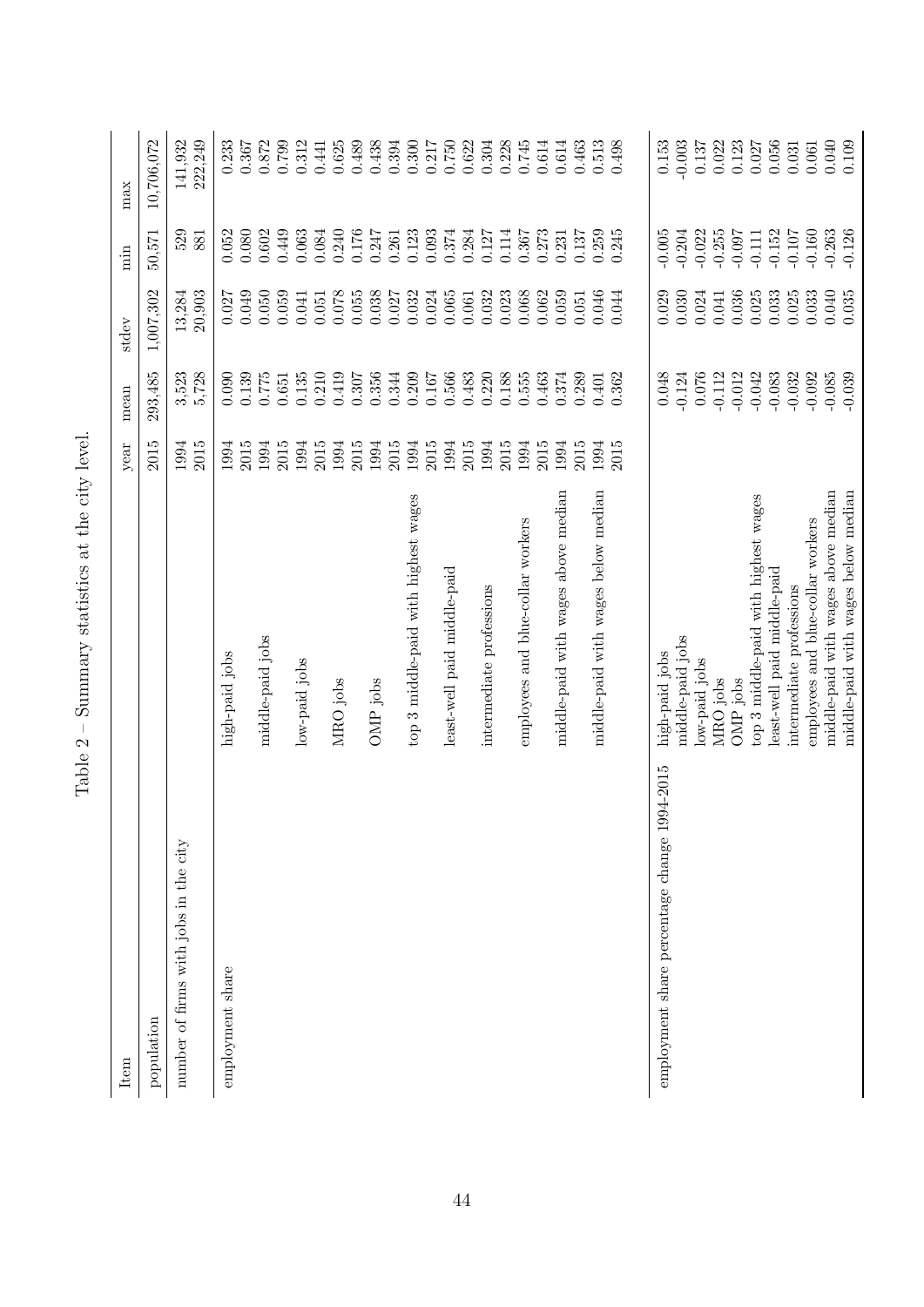Table 2 – Summary statistics at the city level.

| Item | | year | mean | stdev | min | max |
|---|---|---|---|---|---|---|
| population | | 2015 | 293,485 | 1,007,302 | 50,571 | 10,706,072 |
| number of firms with jobs in the city | | 1994 | 3,523 | 13,284 | 529 | 141,932 |
| | | 2015 | 5,728 | 20,903 | 881 | 222,249 |
| employment share | high-paid jobs | 1994 | 0.090 | 0.027 | 0.052 | 0.233 |
| | | 2015 | 0.139 | 0.049 | 0.080 | 0.367 |
| | middle-paid jobs | 1994 | 0.775 | 0.050 | 0.602 | 0.872 |
| | | 2015 | 0.651 | 0.059 | 0.449 | 0.799 |
| | low-paid jobs | 1994 | 0.135 | 0.041 | 0.063 | 0.312 |
| | | 2015 | 0.210 | 0.051 | 0.084 | 0.441 |
| | MRO jobs | 1994 | 0.419 | 0.078 | 0.240 | 0.625 |
| | | 2015 | 0.307 | 0.055 | 0.176 | 0.489 |
| | OMP jobs | 1994 | 0.356 | 0.038 | 0.247 | 0.438 |
| | | 2015 | 0.344 | 0.027 | 0.261 | 0.394 |
| | top 3 middle-paid with highest wages | 1994 | 0.209 | 0.032 | 0.123 | 0.300 |
| | | 2015 | 0.167 | 0.024 | 0.093 | 0.217 |
| | least-well paid middle-paid | 1994 | 0.566 | 0.065 | 0.374 | 0.750 |
| | | 2015 | 0.483 | 0.061 | 0.284 | 0.622 |
| | intermediate professions | 1994 | 0.220 | 0.032 | 0.127 | 0.304 |
| | | 2015 | 0.188 | 0.023 | 0.114 | 0.228 |
| | employees and blue-collar workers | 1994 | 0.555 | 0.068 | 0.367 | 0.745 |
| | | 2015 | 0.463 | 0.062 | 0.273 | 0.614 |
| | middle-paid with wages above median | 1994 | 0.374 | 0.059 | 0.231 | 0.614 |
| | | 2015 | 0.289 | 0.051 | 0.137 | 0.463 |
| | middle-paid with wages below median | 1994 | 0.401 | 0.046 | 0.259 | 0.513 |
| | | 2015 | 0.362 | 0.044 | 0.245 | 0.498 |
| employment share percentage change 1994-2015 | high-paid jobs | | 0.048 | 0.029 | -0.005 | 0.153 |
| | middle-paid jobs | | -0.124 | 0.030 | -0.204 | -0.003 |
| | low-paid jobs | | 0.076 | 0.024 | -0.022 | 0.137 |
| | MRO jobs | | -0.112 | 0.041 | -0.255 | 0.022 |
| | OMP jobs | | -0.012 | 0.036 | -0.097 | 0.123 |
| | top 3 middle-paid with highest wages | | -0.042 | 0.025 | -0.111 | 0.027 |
| | least-well paid middle-paid | | -0.083 | 0.033 | -0.152 | 0.056 |
| | intermediate professions | | -0.032 | 0.025 | -0.107 | 0.031 |
| | employees and blue-collar workers | | -0.092 | 0.033 | -0.160 | 0.061 |
| | middle-paid with wages above median | | -0.085 | 0.040 | -0.263 | 0.040 |
| | middle-paid with wages below median | | -0.039 | 0.035 | -0.126 | 0.109 |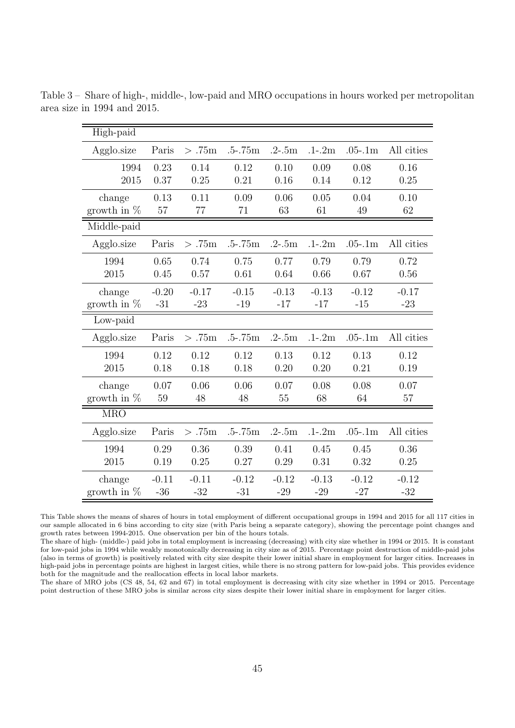Table 3 – Share of high-, middle-, low-paid and MRO occupations in hours worked per metropolitan area size in 1994 and 2015.

| High-paid | | | | | | | |
|---|---|---|---|---|---|---|---|
| Agglo.size | Paris | > .75m | .5-.75m | .2-.5m | .1-.2m | .05-.1m | All cities |
| 1994 | 0.23 | 0.14 | 0.12 | 0.10 | 0.09 | 0.08 | 0.16 |
| 2015 | 0.37 | 0.25 | 0.21 | 0.16 | 0.14 | 0.12 | 0.25 |
| change | 0.13 | 0.11 | 0.09 | 0.06 | 0.05 | 0.04 | 0.10 |
| growth in % | 57 | 77 | 71 | 63 | 61 | 49 | 62 |
| **Middle-paid** | | | | | | | |
| Agglo.size | Paris | > .75m | .5-.75m | .2-.5m | .1-.2m | .05-.1m | All cities |
| 1994 | 0.65 | 0.74 | 0.75 | 0.77 | 0.79 | 0.79 | 0.72 |
| 2015 | 0.45 | 0.57 | 0.61 | 0.64 | 0.66 | 0.67 | 0.56 |
| change | -0.20 | -0.17 | -0.15 | -0.13 | -0.13 | -0.12 | -0.17 |
| growth in % | -31 | -23 | -19 | -17 | -17 | -15 | -23 |
| **Low-paid** | | | | | | | |
| Agglo.size | Paris | > .75m | .5-.75m | .2-.5m | .1-.2m | .05-.1m | All cities |
| 1994 | 0.12 | 0.12 | 0.12 | 0.13 | 0.12 | 0.13 | 0.12 |
| 2015 | 0.18 | 0.18 | 0.18 | 0.20 | 0.20 | 0.21 | 0.19 |
| change | 0.07 | 0.06 | 0.06 | 0.07 | 0.08 | 0.08 | 0.07 |
| growth in % | 59 | 48 | 48 | 55 | 68 | 64 | 57 |
| **MRO** | | | | | | | |
| Agglo.size | Paris | > .75m | .5-.75m | .2-.5m | .1-.2m | .05-.1m | All cities |
| 1994 | 0.29 | 0.36 | 0.39 | 0.41 | 0.45 | 0.45 | 0.36 |
| 2015 | 0.19 | 0.25 | 0.27 | 0.29 | 0.31 | 0.32 | 0.25 |
| change | -0.11 | -0.11 | -0.12 | -0.12 | -0.13 | -0.12 | -0.12 |
| growth in % | -36 | -32 | -31 | -29 | -29 | -27 | -32 |

This Table shows the means of shares of hours in total employment of different occupational groups in 1994 and 2015 for all 117 cities in our sample allocated in 6 bins according to city size (with Paris being a separate category), showing the percentage point changes and growth rates between 1994-2015. One observation per bin of the hours totals.

The share of high- (middle-) paid jobs in total employment is increasing (decreasing) with city size whether in 1994 or 2015. It is constant for low-paid jobs in 1994 while weakly monotonically decreasing in city size as of 2015. Percentage point destruction of middle-paid jobs (also in terms of growth) is positively related with city size despite their lower initial share in employment for larger cities. Increases in high-paid jobs in percentage points are highest in largest cities, while there is no strong pattern for low-paid jobs. This provides evidence both for the magnitude and the reallocation effects in local labor markets.

The share of MRO jobs (CS 48, 54, 62 and 67) in total employment is decreasing with city size whether in 1994 or 2015. Percentage point destruction of these MRO jobs is similar across city sizes despite their lower initial share in employment for larger cities.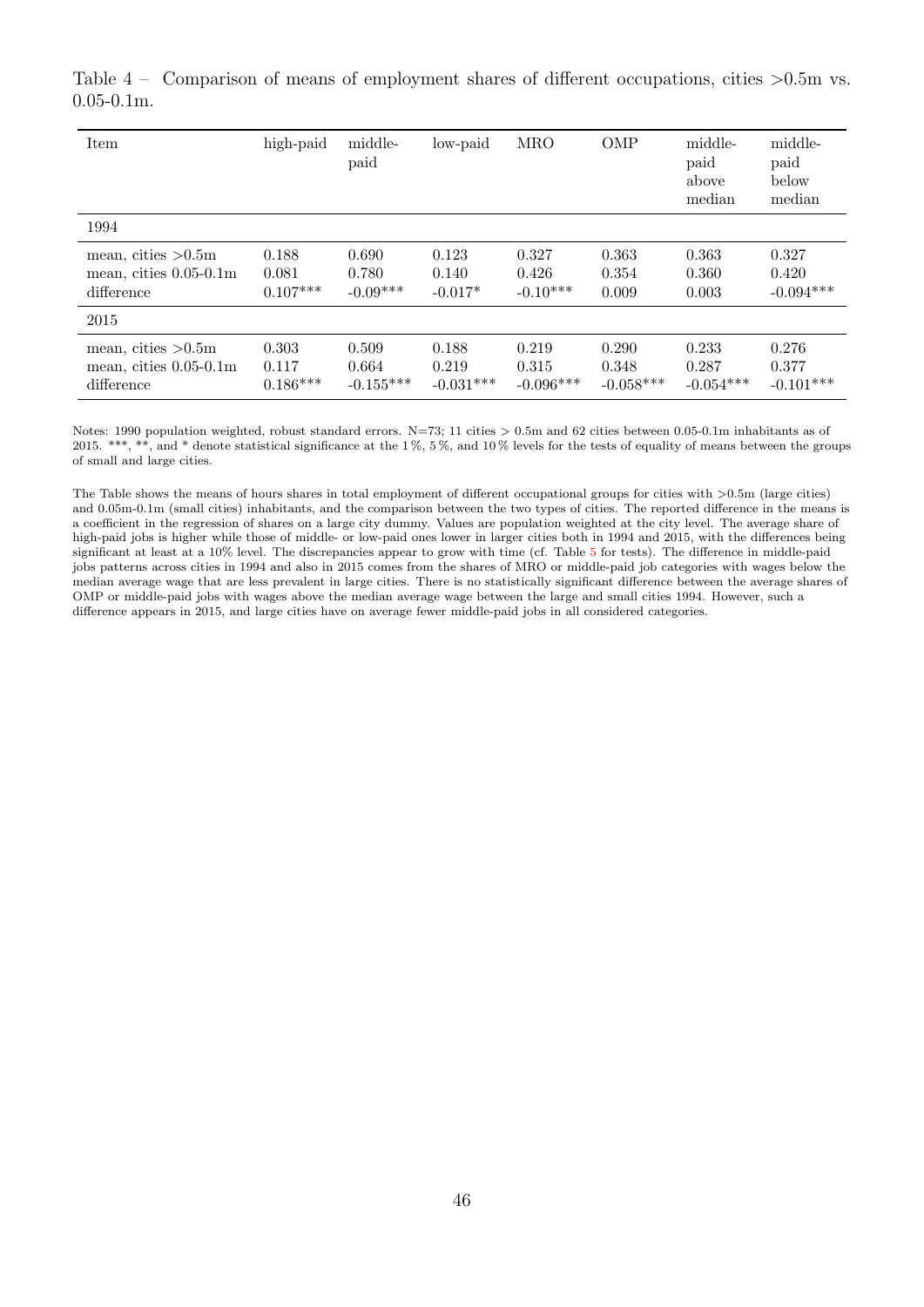Table 4 – Comparison of means of employment shares of different occupations, cities >0.5m vs. 0.05-0.1m.

| Item | high-paid | middle-paid | low-paid | MRO | OMP | middle-paid above median | middle-paid below median |
|---|---|---|---|---|---|---|---|
| 1994 | | | | | | | |
| mean, cities >0.5m | 0.188 | 0.690 | 0.123 | 0.327 | 0.363 | 0.363 | 0.327 |
| mean, cities 0.05-0.1m | 0.081 | 0.780 | 0.140 | 0.426 | 0.354 | 0.360 | 0.420 |
| difference | 0.107*** | -0.09*** | -0.017* | -0.10*** | 0.009 | 0.003 | -0.094*** |
| 2015 | | | | | | | |
| mean, cities >0.5m | 0.303 | 0.509 | 0.188 | 0.219 | 0.290 | 0.233 | 0.276 |
| mean, cities 0.05-0.1m | 0.117 | 0.664 | 0.219 | 0.315 | 0.348 | 0.287 | 0.377 |
| difference | 0.186*** | -0.155*** | -0.031*** | -0.096*** | -0.058*** | -0.054*** | -0.101*** |

Notes: 1990 population weighted, robust standard errors. N=73; 11 cities > 0.5m and 62 cities between 0.05-0.1m inhabitants as of 2015. ***, **, and * denote statistical significance at the 1 %, 5 %, and 10 % levels for the tests of equality of means between the groups of small and large cities.

The Table shows the means of hours shares in total employment of different occupational groups for cities with >0.5m (large cities) and 0.05m-0.1m (small cities) inhabitants, and the comparison between the two types of cities. The reported difference in the means is a coefficient in the regression of shares on a large city dummy. Values are population weighted at the city level. The average share of high-paid jobs is higher while those of middle- or low-paid ones lower in larger cities both in 1994 and 2015, with the differences being significant at least at a 10% level. The discrepancies appear to grow with time (cf. Table 5 for tests). The difference in middle-paid jobs patterns across cities in 1994 and also in 2015 comes from the shares of MRO or middle-paid job categories with wages below the median average wage that are less prevalent in large cities. There is no statistically significant difference between the average shares of OMP or middle-paid jobs with wages above the median average wage between the large and small cities 1994. However, such a difference appears in 2015, and large cities have on average fewer middle-paid jobs in all considered categories.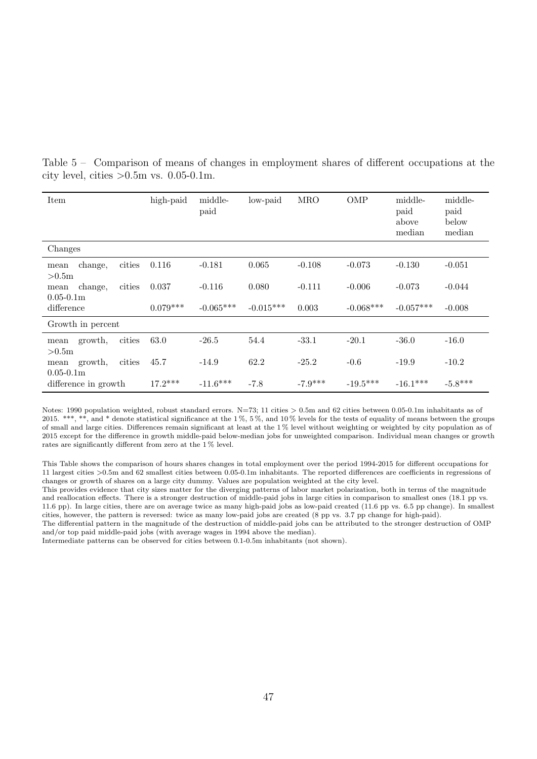Table 5 – Comparison of means of changes in employment shares of different occupations at the city level, cities >0.5m vs. 0.05-0.1m.

| Item | high-paid | middle-paid | low-paid | MRO | OMP | middle-paid above median | middle-paid below median |
|---|---|---|---|---|---|---|---|
| Changes | | | | | | | |
| mean change, cities >0.5m | 0.116 | -0.181 | 0.065 | -0.108 | -0.073 | -0.130 | -0.051 |
| mean change, cities 0.05-0.1m | 0.037 | -0.116 | 0.080 | -0.111 | -0.006 | -0.073 | -0.044 |
| difference | 0.079*** | -0.065*** | -0.015*** | 0.003 | -0.068*** | -0.057*** | -0.008 |
| Growth in percent | | | | | | | |
| mean growth, cities >0.5m | 63.0 | -26.5 | 54.4 | -33.1 | -20.1 | -36.0 | -16.0 |
| mean growth, cities 0.05-0.1m | 45.7 | -14.9 | 62.2 | -25.2 | -0.6 | -19.9 | -10.2 |
| difference in growth | 17.2*** | -11.6*** | -7.8 | -7.9*** | -19.5*** | -16.1*** | -5.8*** |

Notes: 1990 population weighted, robust standard errors. N=73; 11 cities > 0.5m and 62 cities between 0.05-0.1m inhabitants as of 2015. ***, **, and * denote statistical significance at the 1 %, 5 %, and 10 % levels for the tests of equality of means between the groups of small and large cities. Differences remain significant at least at the 1 % level without weighting or weighted by city population as of 2015 except for the difference in growth middle-paid below-median jobs for unweighted comparison. Individual mean changes or growth rates are significantly different from zero at the 1 % level.

This Table shows the comparison of hours shares changes in total employment over the period 1994-2015 for different occupations for 11 largest cities >0.5m and 62 smallest cities between 0.05-0.1m inhabitants. The reported differences are coefficients in regressions of changes or growth of shares on a large city dummy. Values are population weighted at the city level.
This provides evidence that city sizes matter for the diverging patterns of labor market polarization, both in terms of the magnitude and reallocation effects. There is a stronger destruction of middle-paid jobs in large cities in comparison to smallest ones (18.1 pp vs. 11.6 pp). In large cities, there are on average twice as many high-paid jobs as low-paid created (11.6 pp vs. 6.5 pp change). In smallest cities, however, the pattern is reversed: twice as many low-paid jobs are created (8 pp vs. 3.7 pp change for high-paid).
The differential pattern in the magnitude of the destruction of middle-paid jobs can be attributed to the stronger destruction of OMP and/or top paid middle-paid jobs (with average wages in 1994 above the median).
Intermediate patterns can be observed for cities between 0.1-0.5m inhabitants (not shown).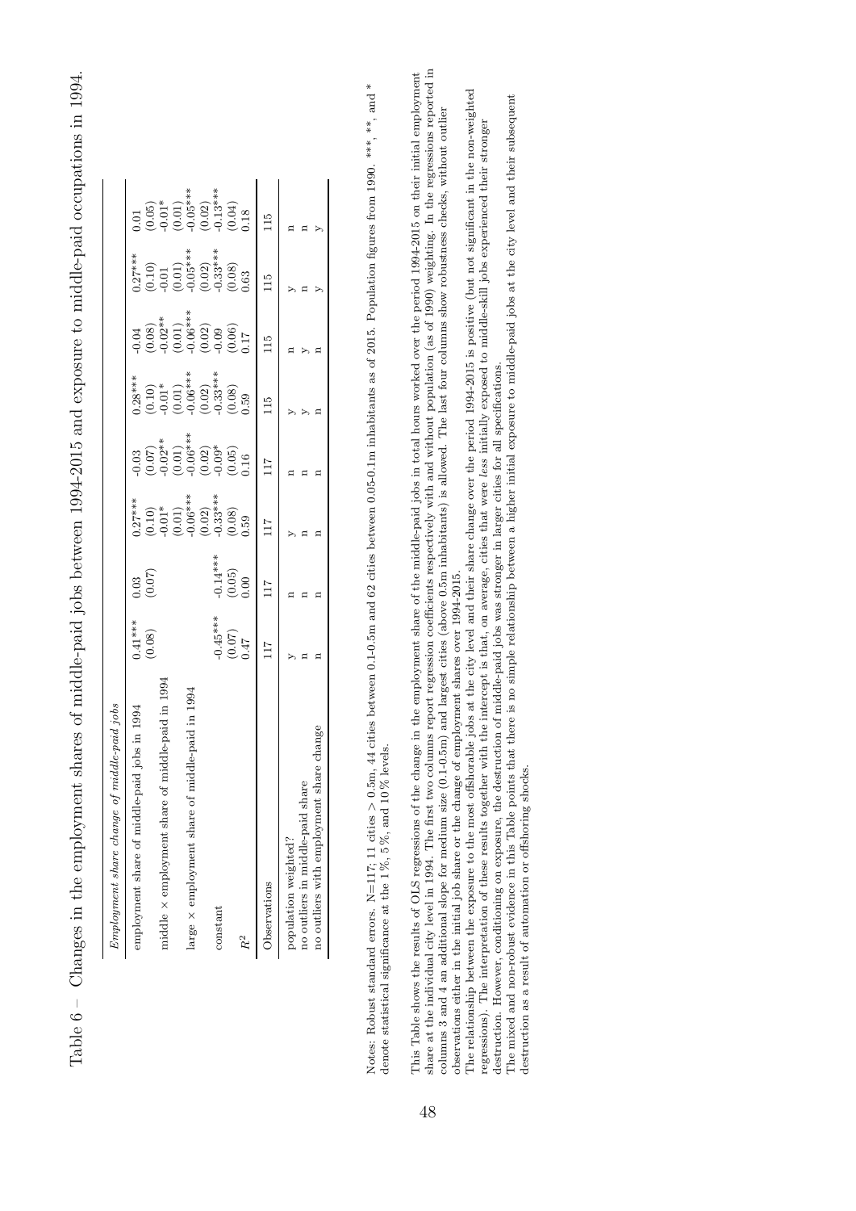Table 6 – Changes in the employment shares of middle-paid jobs between 1994-2015 and exposure to middle-paid occupations in 1994.

| *Employment share change of middle-paid jobs* | | | | | | | | |
|---|---|---|---|---|---|---|---|---|
| employment share of middle-paid jobs in 1994 | 0.41*** | 0.03 | 0.27*** | -0.03 | 0.28*** | -0.04 | 0.27*** | 0.01 |
| | (0.08) | (0.07) | (0.10) | (0.07) | (0.10) | (0.08) | (0.10) | (0.05) |
| middle × employment share of middle-paid in 1994 | | | -0.01* | -0.02** | -0.01* | -0.02** | -0.01 | -0.01* |
| | | | (0.01) | (0.01) | (0.01) | (0.01) | (0.01) | (0.01) |
| large × employment share of middle-paid in 1994 | | | -0.06*** | -0.06*** | -0.06*** | -0.06*** | -0.05*** | -0.05*** |
| | | | (0.02) | (0.02) | (0.02) | (0.02) | (0.02) | (0.02) |
| constant | -0.45*** | -0.14*** | -0.33*** | -0.09* | -0.33*** | -0.09 | -0.33*** | -0.13*** |
| | (0.07) | (0.05) | (0.08) | (0.05) | (0.08) | (0.06) | (0.08) | (0.04) |
| $R^2$ | 0.47 | 0.00 | 0.59 | 0.16 | 0.59 | 0.17 | 0.63 | 0.18 |
| Observations | 117 | 117 | 117 | 117 | 115 | 115 | 115 | 115 |
| population weighted? | y | n | y | n | y | n | y | n |
| no outliers in middle-paid share | n | n | n | n | y | y | n | n |
| no outliers with employment share change | n | n | n | n | n | n | y | y |

Notes: Robust standard errors. N=117; 11 cities > 0.5m, 44 cities between 0.1-0.5m and 62 cities between 0.05-0.1m inhabitants as of 2015. Population figures from 1990. ***, **, and * denote statistical significance at the 1 %, 5 %, and 10 % levels.

This Table shows the results of OLS regressions of the change in the employment share of the middle-paid jobs in total hours worked over the period 1994-2015 on their initial employment share at the individual city level in 1994. The first two columns report regression coefficients respectively with and without population (as of 1990) weighting. In the regressions reported in columns 3 and 4 an additional slope for medium size (0.1-0.5m) and largest cities (above 0.5m inhabitants) is allowed. The last four columns show robustness checks, without outlier observations either in the initial job share or the change of employment shares over 1994-2015.

The relationship between the exposure to the most offshorable jobs at the city level and their share change over the period 1994-2015 is positive (but not significant in the non-weighted regressions). The interpretation of these results together with the intercept is that, on average, cities that were *less* initially exposed to middle-skill jobs experienced their stronger destruction. However, conditioning on exposure, the destruction of middle-paid jobs was stronger in larger cities for all specifications.

The mixed and non-robust evidence in this Table points that there is no simple relationship between a higher initial exposure to middle-paid jobs at the city level and their subsequent destruction as a result of automation or offshoring shocks.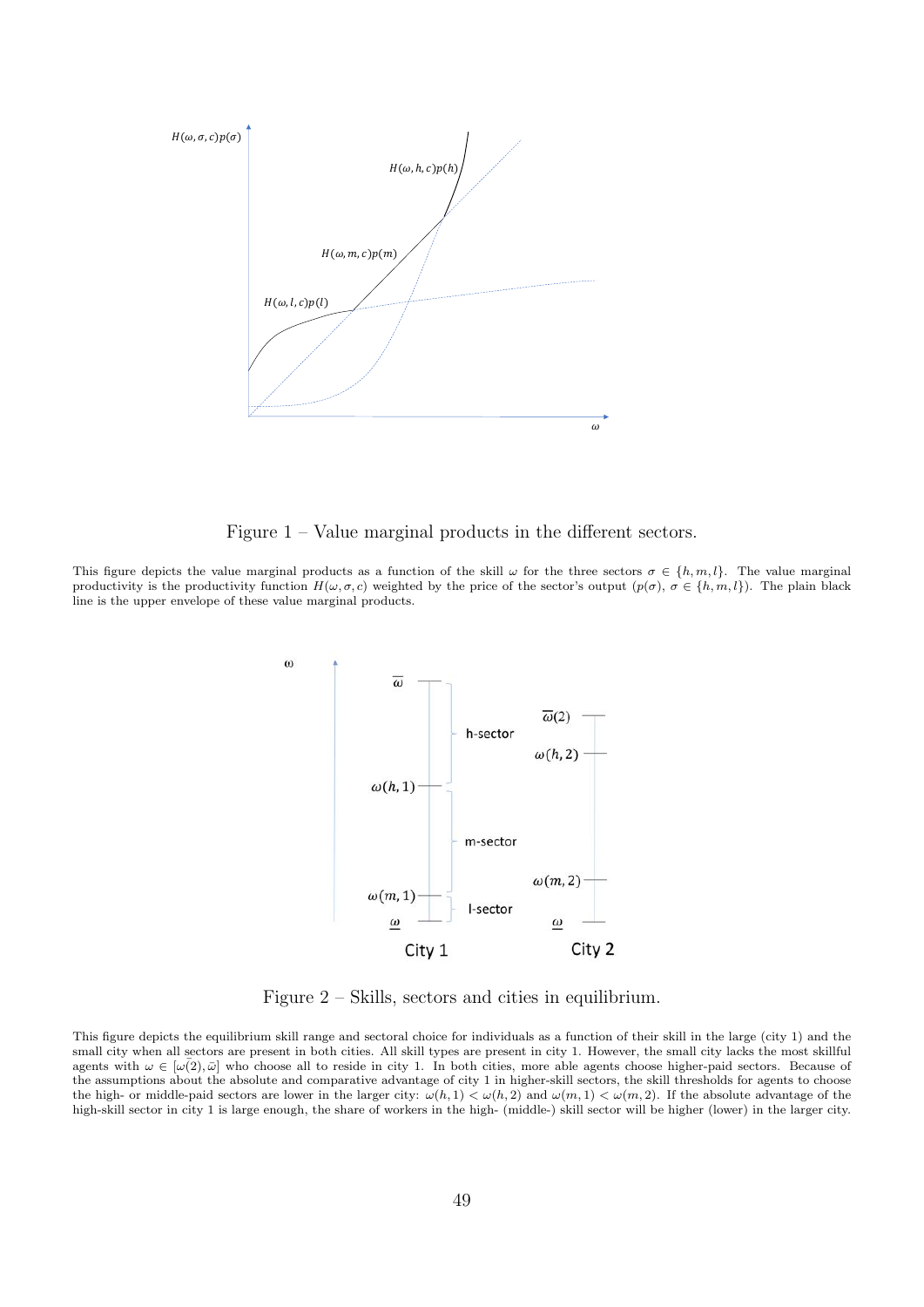Figure 1 – Value marginal products in the different sectors.

This figure depicts the value marginal products as a function of the skill $\omega$ for the three sectors $\sigma \in \{h, m, l\}$. The value marginal productivity is the productivity function $H(\omega, \sigma, c)$ weighted by the price of the sector's output ($p(\sigma)$, $\sigma \in \{h, m, l\}$). The plain black line is the upper envelope of these value marginal products.

Figure 2 – Skills, sectors and cities in equilibrium.

This figure depicts the equilibrium skill range and sectoral choice for individuals as a function of their skill in the large (city 1) and the small city when all sectors are present in both cities. All skill types are present in city 1. However, the small city lacks the most skillful agents with $\omega \in [\bar{\omega}(2), \bar{\omega}]$ who choose all to reside in city 1. In both cities, more able agents choose higher-paid sectors. Because of the assumptions about the absolute and comparative advantage of city 1 in higher-skill sectors, the skill thresholds for agents to choose the high- or middle-paid sectors are lower in the larger city: $\omega(h, 1) < \omega(h, 2)$ and $\omega(m, 1) < \omega(m, 2)$. If the absolute advantage of the high-skill sector in city 1 is large enough, the share of workers in the high- (middle-) skill sector will be higher (lower) in the larger city.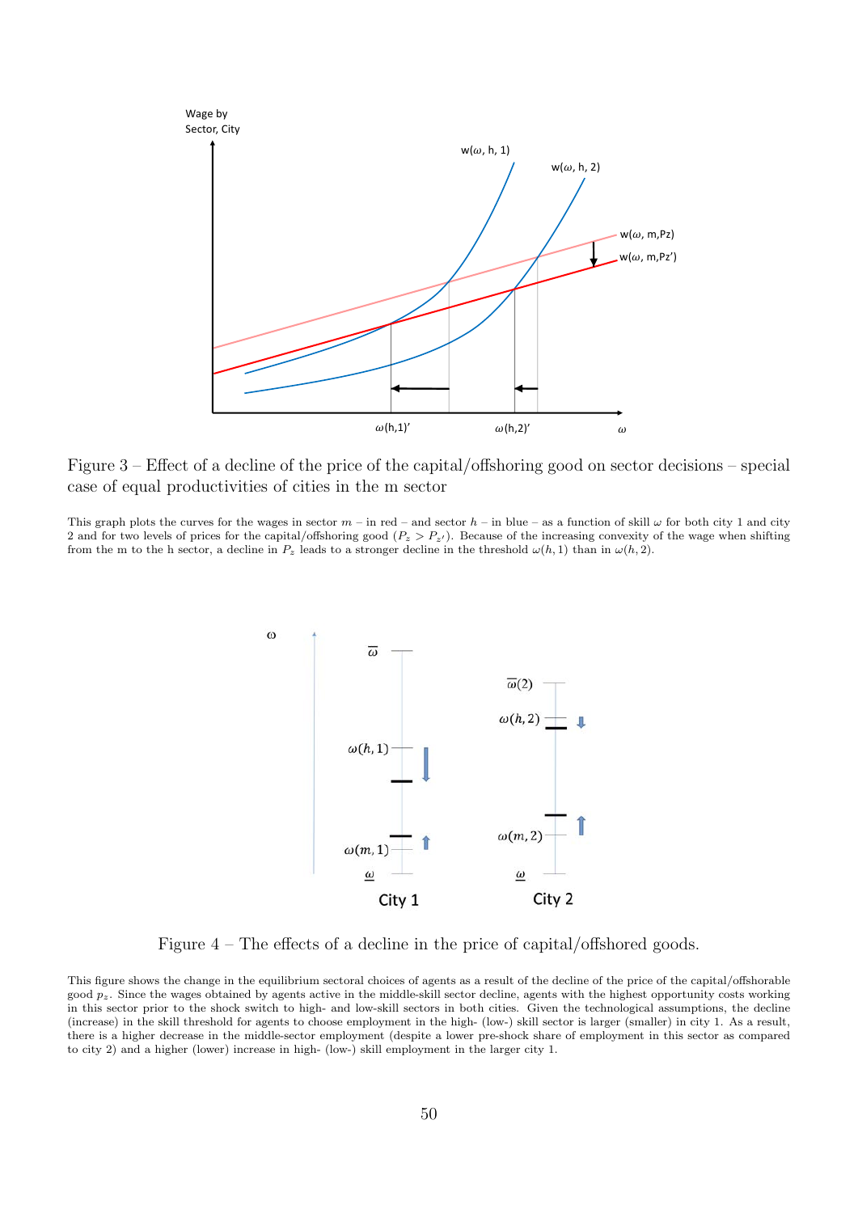Figure 3 – Effect of a decline of the price of the capital/offshoring good on sector decisions – special case of equal productivities of cities in the m sector

This graph plots the curves for the wages in sector $m$ – in red – and sector $h$ – in blue – as a function of skill $\omega$ for both city 1 and city 2 and for two levels of prices for the capital/offshoring good ($P_z > P_{z'}$). Because of the increasing convexity of the wage when shifting from the m to the h sector, a decline in $P_z$ leads to a stronger decline in the threshold $\omega(h, 1)$ than in $\omega(h, 2)$.

Figure 4 – The effects of a decline in the price of capital/offshored goods.

This figure shows the change in the equilibrium sectoral choices of agents as a result of the decline of the price of the capital/offshorable good $p_z$. Since the wages obtained by agents active in the middle-skill sector decline, agents with the highest opportunity costs working in this sector prior to the shock switch to high- and low-skill sectors in both cities. Given the technological assumptions, the decline (increase) in the skill threshold for agents to choose employment in the high- (low-) skill sector is larger (smaller) in city 1. As a result, there is a higher decrease in the middle-sector employment (despite a lower pre-shock share of employment in this sector as compared to city 2) and a higher (lower) increase in high- (low-) skill employment in the larger city 1.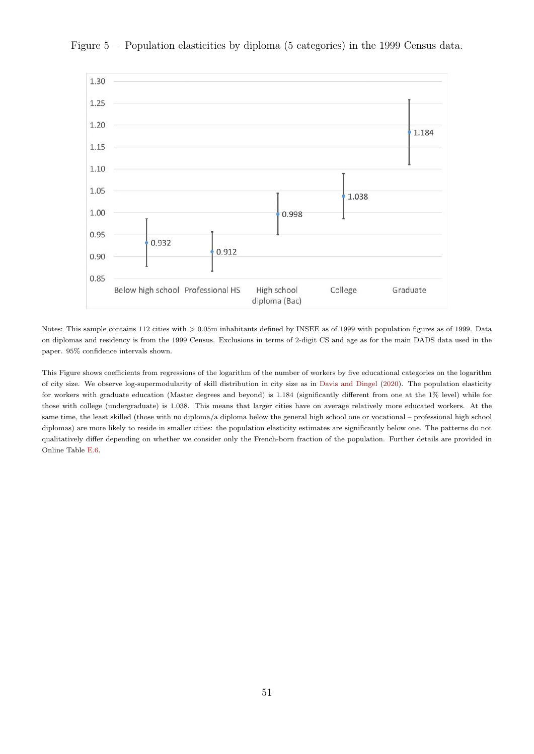Figure 5 – Population elasticities by diploma (5 categories) in the 1999 Census data.

| Category | Elasticity |
|---|---|
| Below high school | 0.932 |
| Professional HS | 0.912 |
| High school diploma (Bac) | 0.998 |
| College | 1.038 |
| Graduate | 1.184 |

Notes: This sample contains 112 cities with > 0.05m inhabitants defined by INSEE as of 1999 with population figures as of 1999. Data on diplomas and residency is from the 1999 Census. Exclusions in terms of 2-digit CS and age as for the main DADS data used in the paper. 95% confidence intervals shown.

This Figure shows coefficients from regressions of the logarithm of the number of workers by five educational categories on the logarithm of city size. We observe log-supermodularity of skill distribution in city size as in Davis and Dingel (2020). The population elasticity for workers with graduate education (Master degrees and beyond) is 1.184 (significantly different from one at the 1% level) while for those with college (undergraduate) is 1.038. This means that larger cities have on average relatively more educated workers. At the same time, the least skilled (those with no diploma/a diploma below the general high school one or vocational – professional high school diplomas) are more likely to reside in smaller cities: the population elasticity estimates are significantly below one. The patterns do not qualitatively differ depending on whether we consider only the French-born fraction of the population. Further details are provided in Online Table E.6.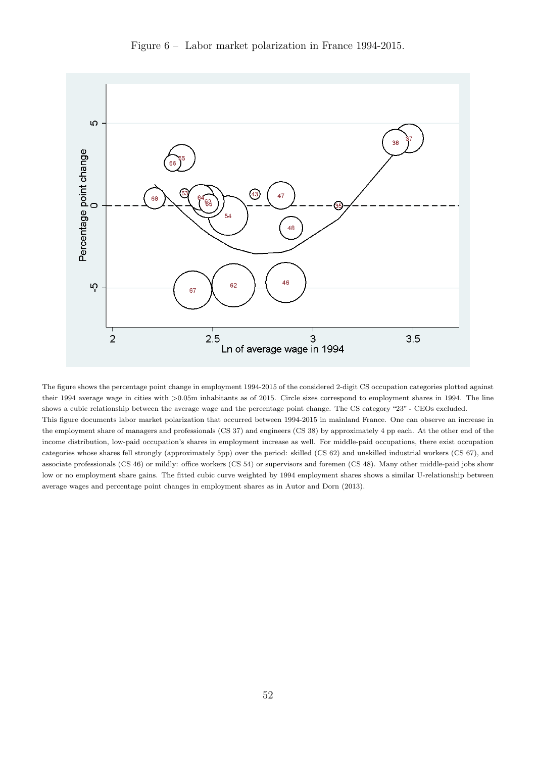Figure 6 – Labor market polarization in France 1994-2015.

The figure shows the percentage point change in employment 1994-2015 of the considered 2-digit CS occupation categories plotted against their 1994 average wage in cities with >0.05m inhabitants as of 2015. Circle sizes correspond to employment shares in 1994. The line shows a cubic relationship between the average wage and the percentage point change. The CS category "23" - CEOs excluded.

This figure documents labor market polarization that occurred between 1994-2015 in mainland France. One can observe an increase in the employment share of managers and professionals (CS 37) and engineers (CS 38) by approximately 4 pp each. At the other end of the income distribution, low-paid occupation's shares in employment increase as well. For middle-paid occupations, there exist occupation categories whose shares fell strongly (approximately 5pp) over the period: skilled (CS 62) and unskilled industrial workers (CS 67), and associate professionals (CS 46) or mildly: office workers (CS 54) or supervisors and foremen (CS 48). Many other middle-paid jobs show low or no employment share gains. The fitted cubic curve weighted by 1994 employment shares shows a similar U-relationship between average wages and percentage point changes in employment shares as in Autor and Dorn (2013).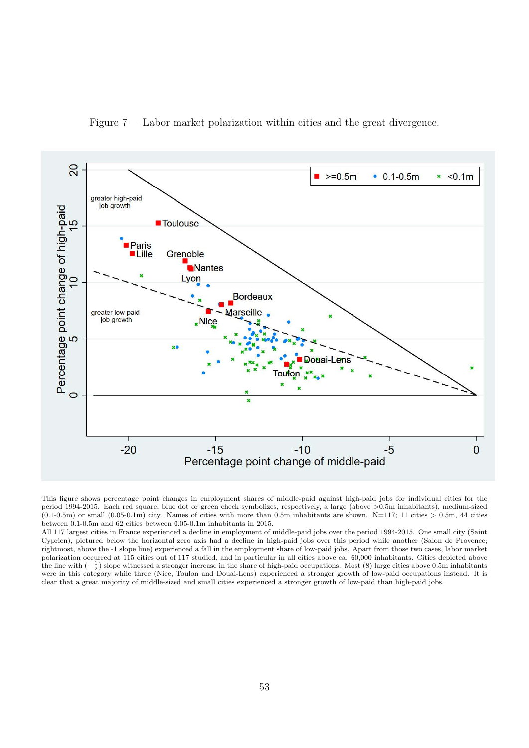Figure 7 – Labor market polarization within cities and the great divergence.

This figure shows percentage point changes in employment shares of middle-paid against high-paid jobs for individual cities for the period 1994-2015. Each red square, blue dot or green check symbolizes, a large (above >0.5m inhabitants), medium-sized (0.1-0.5m) or small (0.05-0.1m) city. Names of cities with more than 0.5m inhabitants are shown. N=117; 11 cities > 0.5m, 44 cities between 0.1-0.5m and 62 cities between 0.05-0.1m inhabitants in 2015.
All 117 largest cities in France experienced a decline in employment of middle-paid jobs over the period 1994-2015. One small city (Saint Cyprien), pictured below the horizontal zero axis had a decline in high-paid jobs over this period while another (Salon de Provence; rightmost, above the -1 slope line) experienced a fall in the employment share of low-paid jobs. Apart from those two cases, labor market polarization occurred at 115 cities out of 117 studied, and in particular in all cities above ca. 60,000 inhabitants. Cities depicted above the line with $(-\frac{1}{2})$ slope witnessed a stronger increase in the share of high-paid occupations. Most (8) large cities above 0.5m inhabitants were in this category while three (Nice, Toulon and Douai-Lens) experienced a stronger growth of low-paid occupations instead. It is clear that a great majority of middle-sized and small cities experienced a stronger growth of low-paid than high-paid jobs.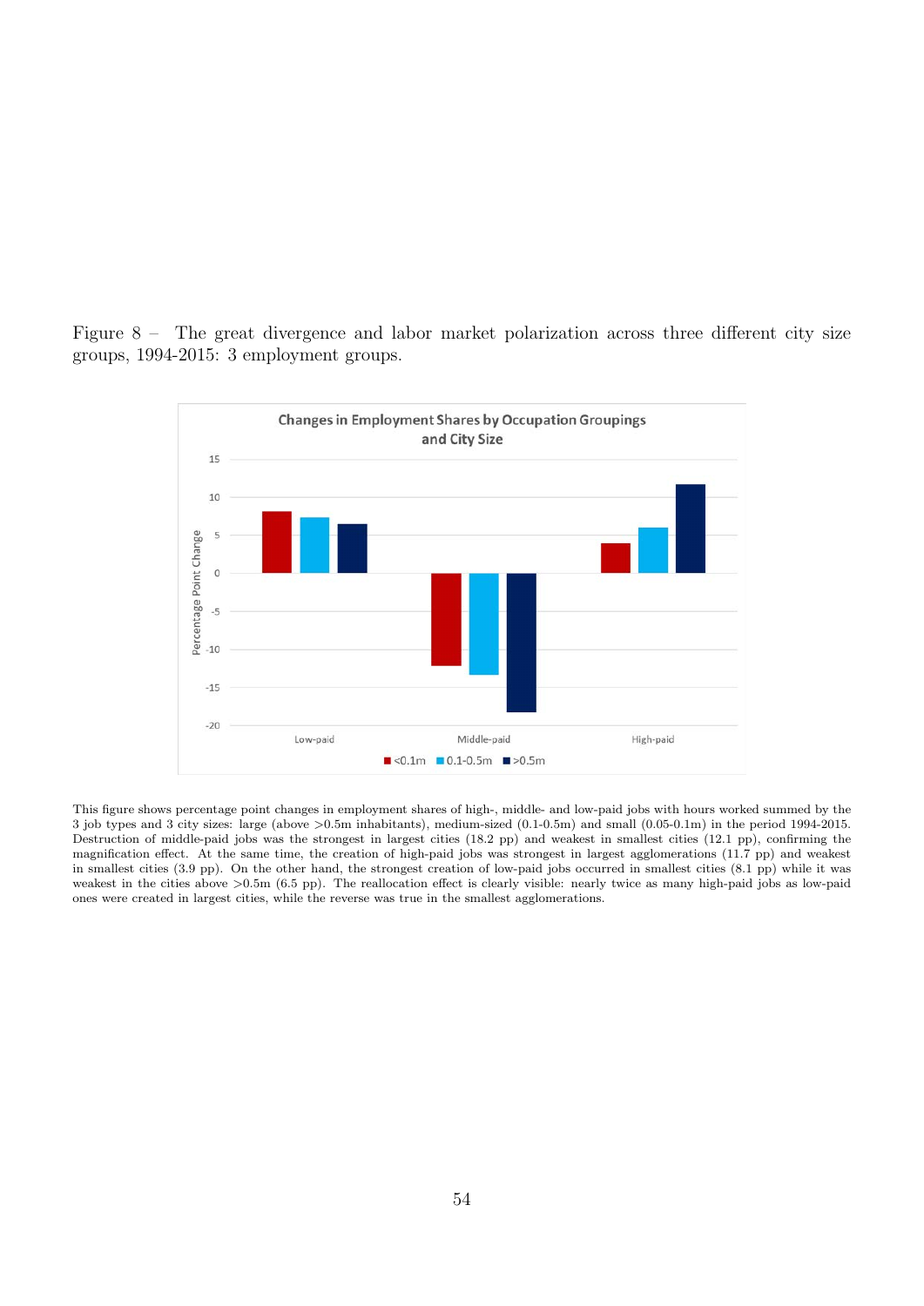Figure 8 – The great divergence and labor market polarization across three different city size groups, 1994-2015: 3 employment groups.

This figure shows percentage point changes in employment shares of high-, middle- and low-paid jobs with hours worked summed by the 3 job types and 3 city sizes: large (above >0.5m inhabitants), medium-sized (0.1-0.5m) and small (0.05-0.1m) in the period 1994-2015. Destruction of middle-paid jobs was the strongest in largest cities (18.2 pp) and weakest in smallest cities (12.1 pp), confirming the magnification effect. At the same time, the creation of high-paid jobs was strongest in largest agglomerations (11.7 pp) and weakest in smallest cities (3.9 pp). On the other hand, the strongest creation of low-paid jobs occurred in smallest cities (8.1 pp) while it was weakest in the cities above >0.5m (6.5 pp). The reallocation effect is clearly visible: nearly twice as many high-paid jobs as low-paid ones were created in largest cities, while the reverse was true in the smallest agglomerations.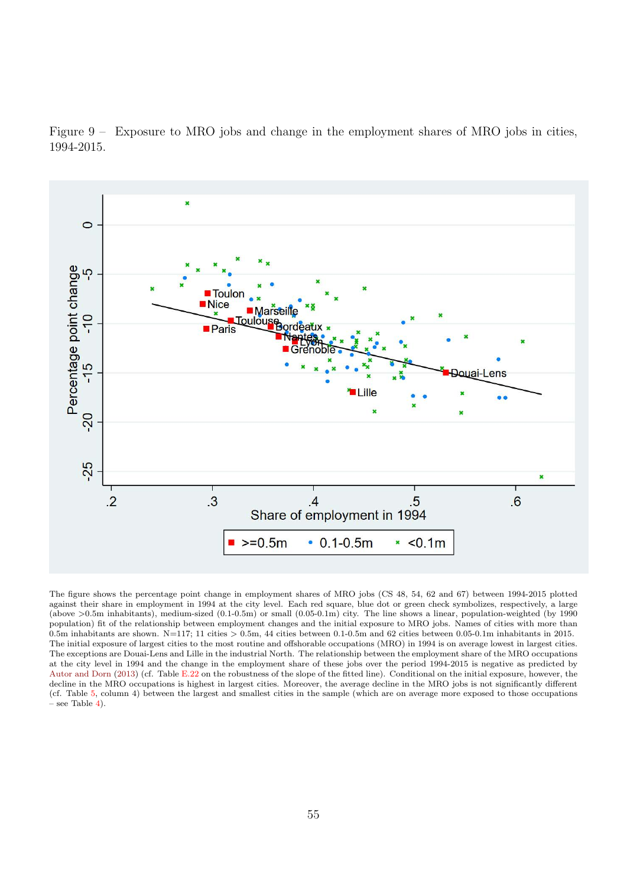Figure 9 – Exposure to MRO jobs and change in the employment shares of MRO jobs in cities, 1994-2015.

The figure shows the percentage point change in employment shares of MRO jobs (CS 48, 54, 62 and 67) between 1994-2015 plotted against their share in employment in 1994 at the city level. Each red square, blue dot or green check symbolizes, respectively, a large (above >0.5m inhabitants), medium-sized (0.1-0.5m) or small (0.05-0.1m) city. The line shows a linear, population-weighted (by 1990 population) fit of the relationship between employment changes and the initial exposure to MRO jobs. Names of cities with more than 0.5m inhabitants are shown. N=117; 11 cities > 0.5m, 44 cities between 0.1-0.5m and 62 cities between 0.05-0.1m inhabitants in 2015. The initial exposure of largest cities to the most routine and offshorable occupations (MRO) in 1994 is on average lowest in largest cities. The exceptions are Douai-Lens and Lille in the industrial North. The relationship between the employment share of the MRO occupations at the city level in 1994 and the change in the employment share of these jobs over the period 1994-2015 is negative as predicted by Autor and Dorn (2013) (cf. Table E.22 on the robustness of the slope of the fitted line). Conditional on the initial exposure, however, the decline in the MRO occupations is highest in largest cities. Moreover, the average decline in the MRO jobs is not significantly different (cf. Table 5, column 4) between the largest and smallest cities in the sample (which are on average more exposed to those occupations – see Table 4).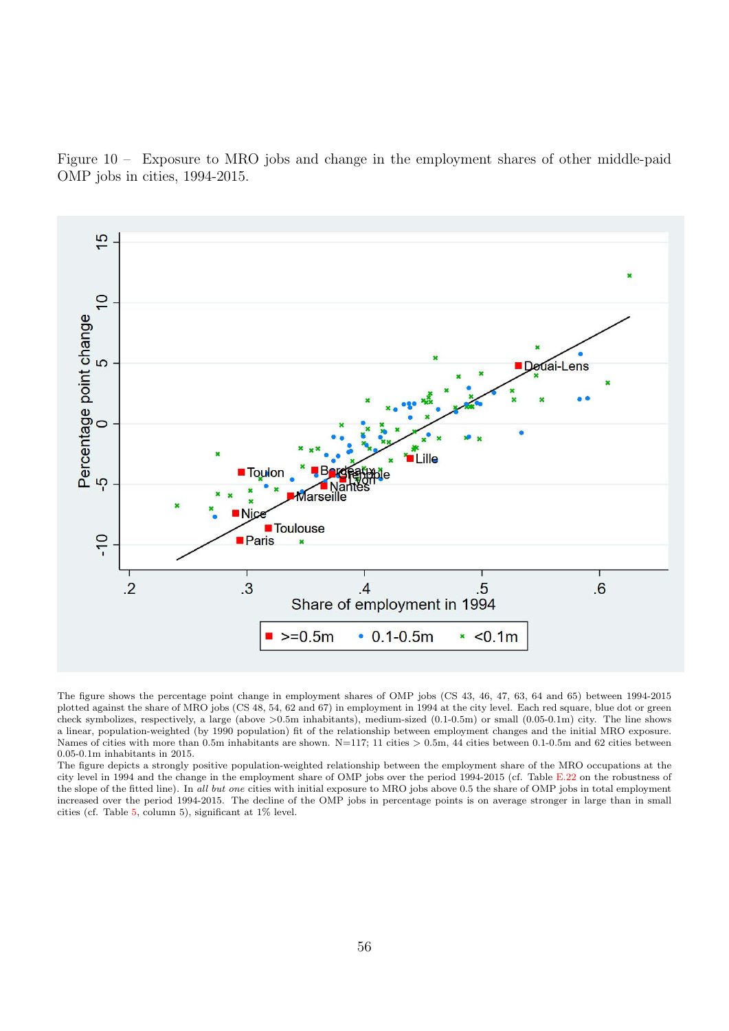Figure 10 – Exposure to MRO jobs and change in the employment shares of other middle-paid OMP jobs in cities, 1994-2015.

The figure shows the percentage point change in employment shares of OMP jobs (CS 43, 46, 47, 63, 64 and 65) between 1994-2015 plotted against the share of MRO jobs (CS 48, 54, 62 and 67) in employment in 1994 at the city level. Each red square, blue dot or green check symbolizes, respectively, a large (above >0.5m inhabitants), medium-sized (0.1-0.5m) or small (0.05-0.1m) city. The line shows a linear, population-weighted (by 1990 population) fit of the relationship between employment changes and the initial MRO exposure. Names of cities with more than 0.5m inhabitants are shown. N=117; 11 cities > 0.5m, 44 cities between 0.1-0.5m and 62 cities between 0.05-0.1m inhabitants in 2015.

The figure depicts a strongly positive population-weighted relationship between the employment share of the MRO occupations at the city level in 1994 and the change in the employment share of OMP jobs over the period 1994-2015 (cf. Table E.22 on the robustness of the slope of the fitted line). In *all but one* cities with initial exposure to MRO jobs above 0.5 the share of OMP jobs in total employment increased over the period 1994-2015. The decline of the OMP jobs in percentage points is on average stronger in large than in small cities (cf. Table 5, column 5), significant at 1% level.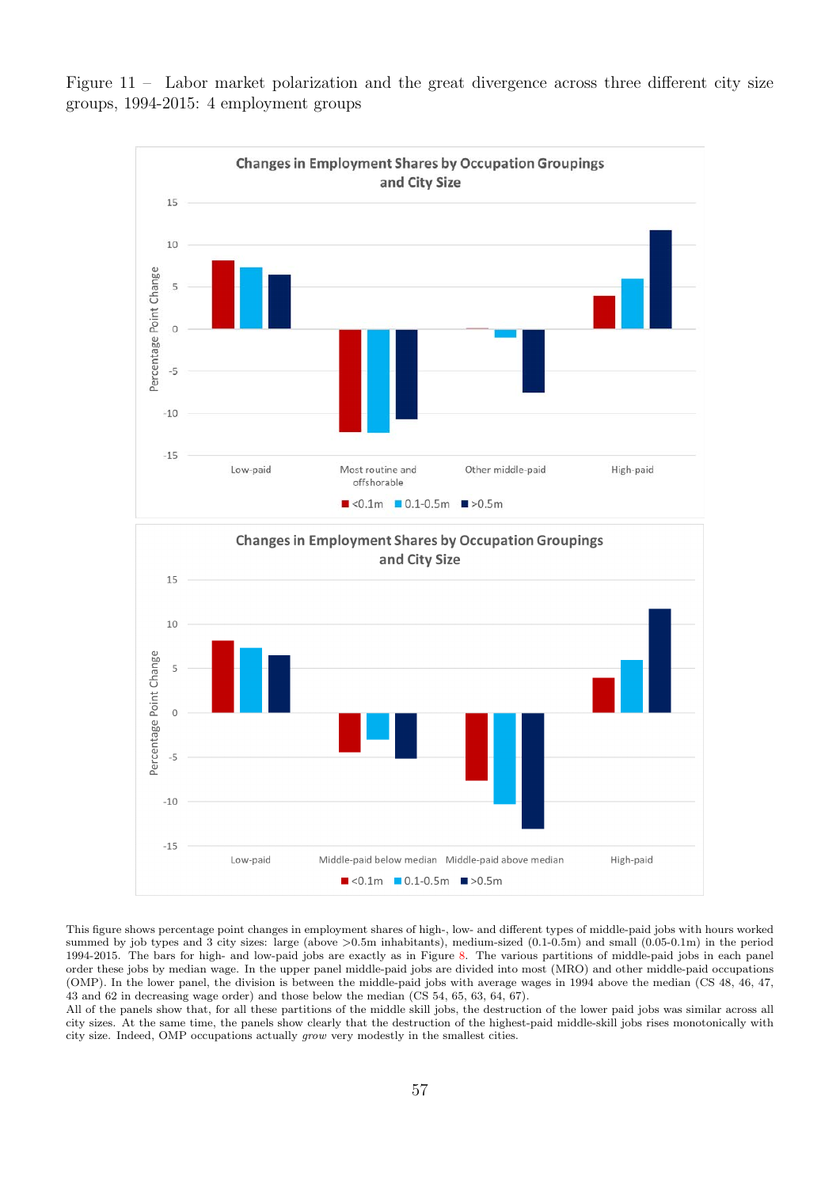Figure 11 – Labor market polarization and the great divergence across three different city size groups, 1994-2015: 4 employment groups

Changes in Employment Shares by Occupation Groupings and City Size

Percentage Point Change

15
10
5
0
-5
-10
-15

Low-paid
Most routine and offshorable
Other middle-paid
High-paid

<0.1m  0.1-0.5m  >0.5m

Changes in Employment Shares by Occupation Groupings and City Size

Percentage Point Change

15
10
5
0
-5
-10
-15

Low-paid
Middle-paid below median
Middle-paid above median
High-paid

<0.1m  0.1-0.5m  >0.5m

This figure shows percentage point changes in employment shares of high-, low- and different types of middle-paid jobs with hours worked summed by job types and 3 city sizes: large (above >0.5m inhabitants), medium-sized (0.1-0.5m) and small (0.05-0.1m) in the period 1994-2015. The bars for high- and low-paid jobs are exactly as in Figure 8. The various partitions of middle-paid jobs in each panel order these jobs by median wage. In the upper panel middle-paid jobs are divided into most (MRO) and other middle-paid occupations (OMP). In the lower panel, the division is between the middle-paid jobs with average wages in 1994 above the median (CS 48, 46, 47, 43 and 62 in decreasing wage order) and those below the median (CS 54, 65, 63, 64, 67).

All of the panels show that, for all these partitions of the middle skill jobs, the destruction of the lower paid jobs was similar across all city sizes. At the same time, the panels show clearly that the destruction of the highest-paid middle-skill jobs rises monotonically with city size. Indeed, OMP occupations actually *grow* very modestly in the smallest cities.